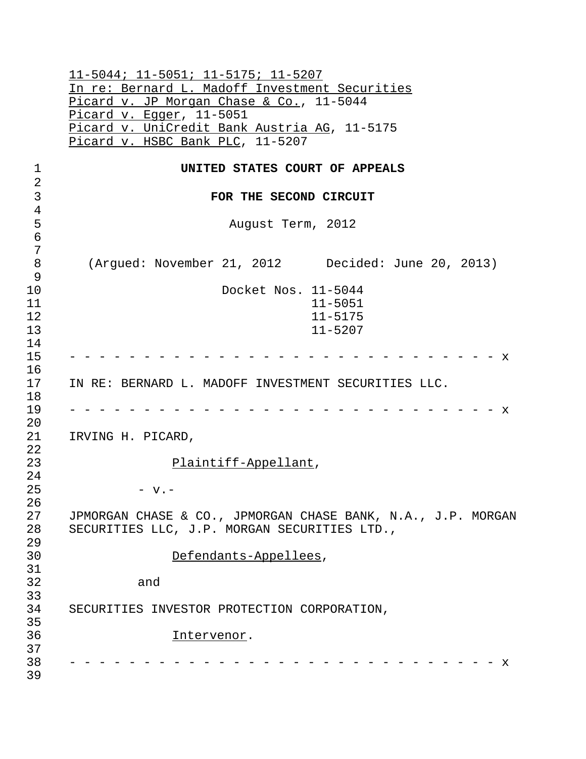11-5044; 11-5051; 11-5175; 11-5207
In re: Bernard L. Madoff Investment Securities
Picard v. JP Morgan Chase & Co., 11-5044
Picard v. Egger, 11-5051
Picard v. UniCredit Bank Austria AG, 11-5175
Picard v. HSBC Bank PLC, 11-5207

**UNITED STATES COURT OF APPEALS**

**FOR THE SECOND CIRCUIT**

August Term, 2012

(Argued: November 21, 2012 Decided: June 20, 2013)

Docket Nos. 11-5044
11-5051
11-5175
11-5207

- - - - - - - - - - - - - - - - - - - - - - - - - - - - - - - - x

IN RE: BERNARD L. MADOFF INVESTMENT SECURITIES LLC.

- - - - - - - - - - - - - - - - - - - - - - - - - - - - - - - - x

IRVING H. PICARD,

Plaintiff-Appellant,

\- v.-

JPMORGAN CHASE & CO., JPMORGAN CHASE BANK, N.A., J.P. MORGAN SECURITIES LLC, J.P. MORGAN SECURITIES LTD.,

Defendants-Appellees,

and

SECURITIES INVESTOR PROTECTION CORPORATION,

Intervenor.

- - - - - - - - - - - - - - - - - - - - - - - - - - - - - - - - x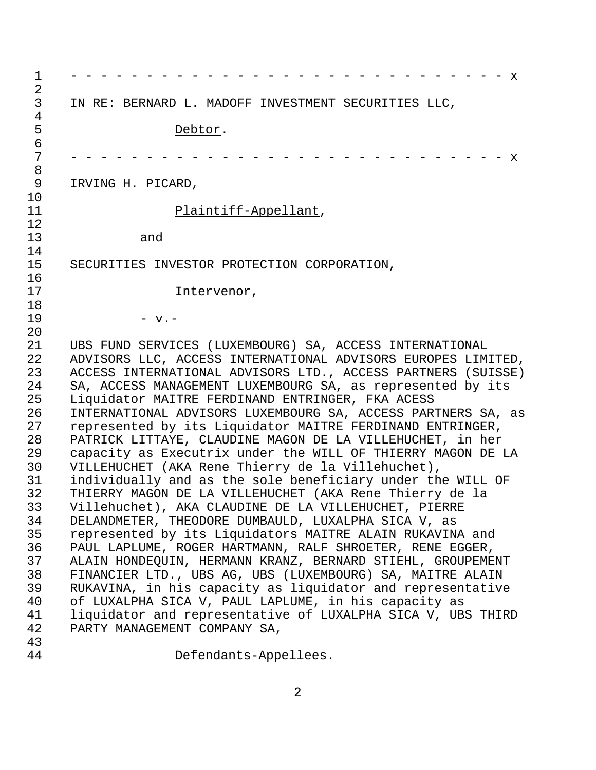\- - - - - - - - - - - - - - - - - - - - - - - - - - - - - - - - - x

IN RE: BERNARD L. MADOFF INVESTMENT SECURITIES LLC,

*Debtor*.

\- - - - - - - - - - - - - - - - - - - - - - - - - - - - - - - - - x

IRVING H. PICARD,

*Plaintiff-Appellant*,

and

SECURITIES INVESTOR PROTECTION CORPORATION,

*Intervenor*,

\- v.-

UBS FUND SERVICES (LUXEMBOURG) SA, ACCESS INTERNATIONAL ADVISORS LLC, ACCESS INTERNATIONAL ADVISORS EUROPES LIMITED, ACCESS INTERNATIONAL ADVISORS LTD., ACCESS PARTNERS (SUISSE) SA, ACCESS MANAGEMENT LUXEMBOURG SA, as represented by its Liquidator MAITRE FERDINAND ENTRINGER, FKA ACESS INTERNATIONAL ADVISORS LUXEMBOURG SA, ACCESS PARTNERS SA, as represented by its Liquidator MAITRE FERDINAND ENTRINGER, PATRICK LITTAYE, CLAUDINE MAGON DE LA VILLEHUCHET, in her capacity as Executrix under the WILL OF THIERRY MAGON DE LA VILLEHUCHET (AKA Rene Thierry de la Villehuchet), individually and as the sole beneficiary under the WILL OF THIERRY MAGON DE LA VILLEHUCHET (AKA Rene Thierry de la Villehuchet), AKA CLAUDINE DE LA VILLEHUCHET, PIERRE DELANDMETER, THEODORE DUMBAULD, LUXALPHA SICA V, as represented by its Liquidators MAITRE ALAIN RUKAVINA and PAUL LAPLUME, ROGER HARTMANN, RALF SHROETER, RENE EGGER, ALAIN HONDEQUIN, HERMANN KRANZ, BERNARD STIEHL, GROUPEMENT FINANCIER LTD., UBS AG, UBS (LUXEMBOURG) SA, MAITRE ALAIN RUKAVINA, in his capacity as liquidator and representative of LUXALPHA SICA V, PAUL LAPLUME, in his capacity as liquidator and representative of LUXALPHA SICA V, UBS THIRD PARTY MANAGEMENT COMPANY SA,

*Defendants-Appellees*.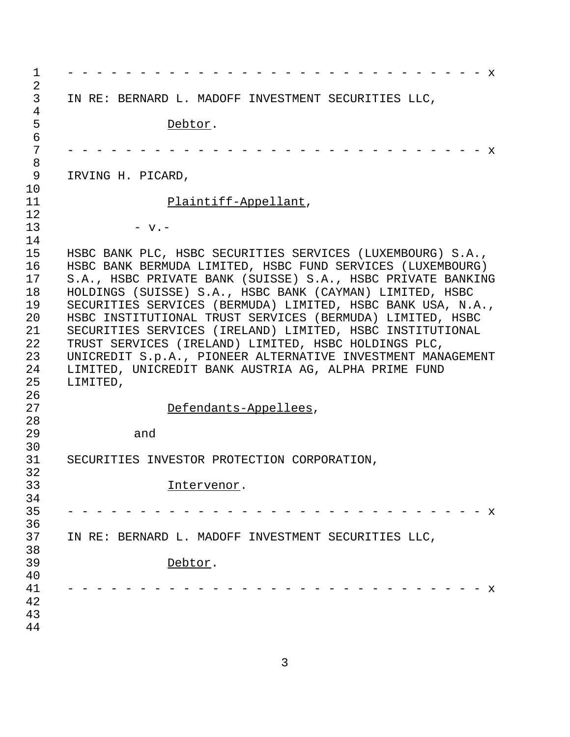- - - - - - - - - - - - - - - - - - - - - - - - - - - - - - - x

IN RE: BERNARD L. MADOFF INVESTMENT SECURITIES LLC,

Debtor.

- - - - - - - - - - - - - - - - - - - - - - - - - - - - - - - x

IRVING H. PICARD,

Plaintiff-Appellant,

- v.-

HSBC BANK PLC, HSBC SECURITIES SERVICES (LUXEMBOURG) S.A., HSBC BANK BERMUDA LIMITED, HSBC FUND SERVICES (LUXEMBOURG) S.A., HSBC PRIVATE BANK (SUISSE) S.A., HSBC PRIVATE BANKING HOLDINGS (SUISSE) S.A., HSBC BANK (CAYMAN) LIMITED, HSBC SECURITIES SERVICES (BERMUDA) LIMITED, HSBC BANK USA, N.A., HSBC INSTITUTIONAL TRUST SERVICES (BERMUDA) LIMITED, HSBC SECURITIES SERVICES (IRELAND) LIMITED, HSBC INSTITUTIONAL TRUST SERVICES (IRELAND) LIMITED, HSBC HOLDINGS PLC, UNICREDIT S.p.A., PIONEER ALTERNATIVE INVESTMENT MANAGEMENT LIMITED, UNICREDIT BANK AUSTRIA AG, ALPHA PRIME FUND LIMITED,

Defendants-Appellees,

and

SECURITIES INVESTOR PROTECTION CORPORATION,

Intervenor.

- - - - - - - - - - - - - - - - - - - - - - - - - - - - - - - x

IN RE: BERNARD L. MADOFF INVESTMENT SECURITIES LLC,

Debtor.

- - - - - - - - - - - - - - - - - - - - - - - - - - - - - - - x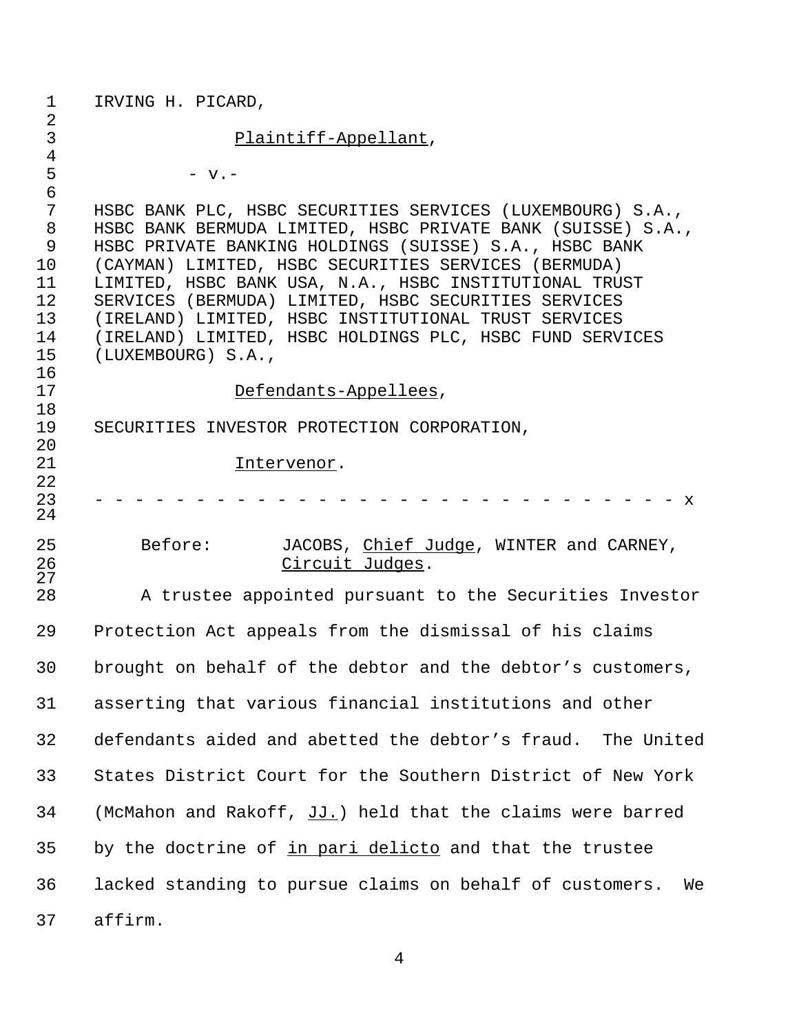IRVING H. PICARD,

Plaintiff-Appellant,

- v.-

HSBC BANK PLC, HSBC SECURITIES SERVICES (LUXEMBOURG) S.A., HSBC BANK BERMUDA LIMITED, HSBC PRIVATE BANK (SUISSE) S.A., HSBC PRIVATE BANKING HOLDINGS (SUISSE) S.A., HSBC BANK (CAYMAN) LIMITED, HSBC SECURITIES SERVICES (BERMUDA) LIMITED, HSBC BANK USA, N.A., HSBC INSTITUTIONAL TRUST SERVICES (BERMUDA) LIMITED, HSBC SECURITIES SERVICES (IRELAND) LIMITED, HSBC INSTITUTIONAL TRUST SERVICES (IRELAND) LIMITED, HSBC HOLDINGS PLC, HSBC FUND SERVICES (LUXEMBOURG) S.A.,

Defendants-Appellees,

SECURITIES INVESTOR PROTECTION CORPORATION,

Intervenor.

- - - - - - - - - - - - - - - - - - - - - - - - - - - - - - - - x

Before: JACOBS, *Chief Judge*, WINTER and CARNEY, *Circuit Judges*.

A trustee appointed pursuant to the Securities Investor Protection Act appeals from the dismissal of his claims brought on behalf of the debtor and the debtor's customers, asserting that various financial institutions and other defendants aided and abetted the debtor's fraud. The United States District Court for the Southern District of New York (McMahon and Rakoff, *JJ.*) held that the claims were barred by the doctrine of *in pari delicto* and that the trustee lacked standing to pursue claims on behalf of customers. We affirm.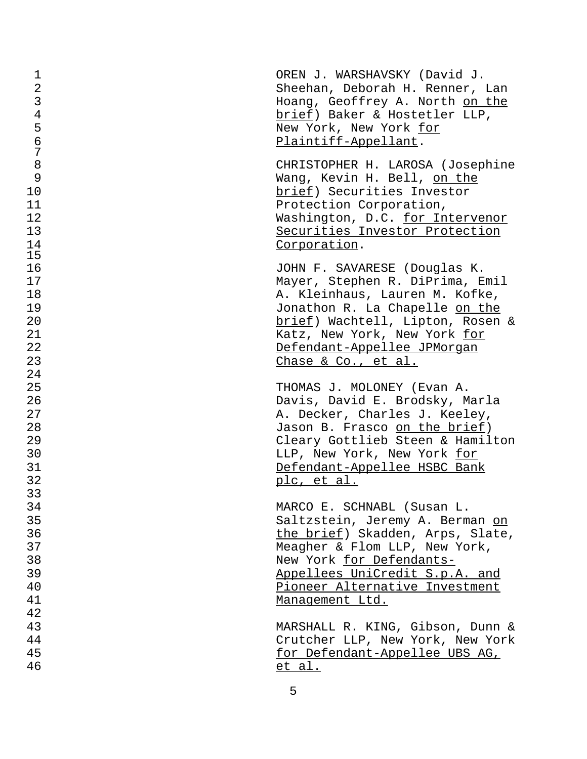OREN J. WARSHAVSKY (David J. Sheehan, Deborah H. Renner, Lan Hoang, Geoffrey A. North _on the brief_) Baker & Hostetler LLP, New York, New York _for Plaintiff-Appellant_.

CHRISTOPHER H. LAROSA (Josephine Wang, Kevin H. Bell, _on the brief_) Securities Investor Protection Corporation, Washington, D.C. _for Intervenor Securities Investor Protection Corporation_.

JOHN F. SAVARESE (Douglas K. Mayer, Stephen R. DiPrima, Emil A. Kleinhaus, Lauren M. Kofke, Jonathon R. La Chapelle _on the brief_) Wachtell, Lipton, Rosen & Katz, New York, New York _for Defendant-Appellee JPMorgan Chase & Co., et al._

THOMAS J. MOLONEY (Evan A. Davis, David E. Brodsky, Marla A. Decker, Charles J. Keeley, Jason B. Frasco _on the brief_) Cleary Gottlieb Steen & Hamilton LLP, New York, New York _for Defendant-Appellee HSBC Bank plc, et al._

MARCO E. SCHNABL (Susan L. Saltzstein, Jeremy A. Berman _on the brief_) Skadden, Arps, Slate, Meagher & Flom LLP, New York, New York _for Defendants-Appellees UniCredit S.p.A. and Pioneer Alternative Investment Management Ltd._

MARSHALL R. KING, Gibson, Dunn & Crutcher LLP, New York, New York _for Defendant-Appellee UBS AG, et al._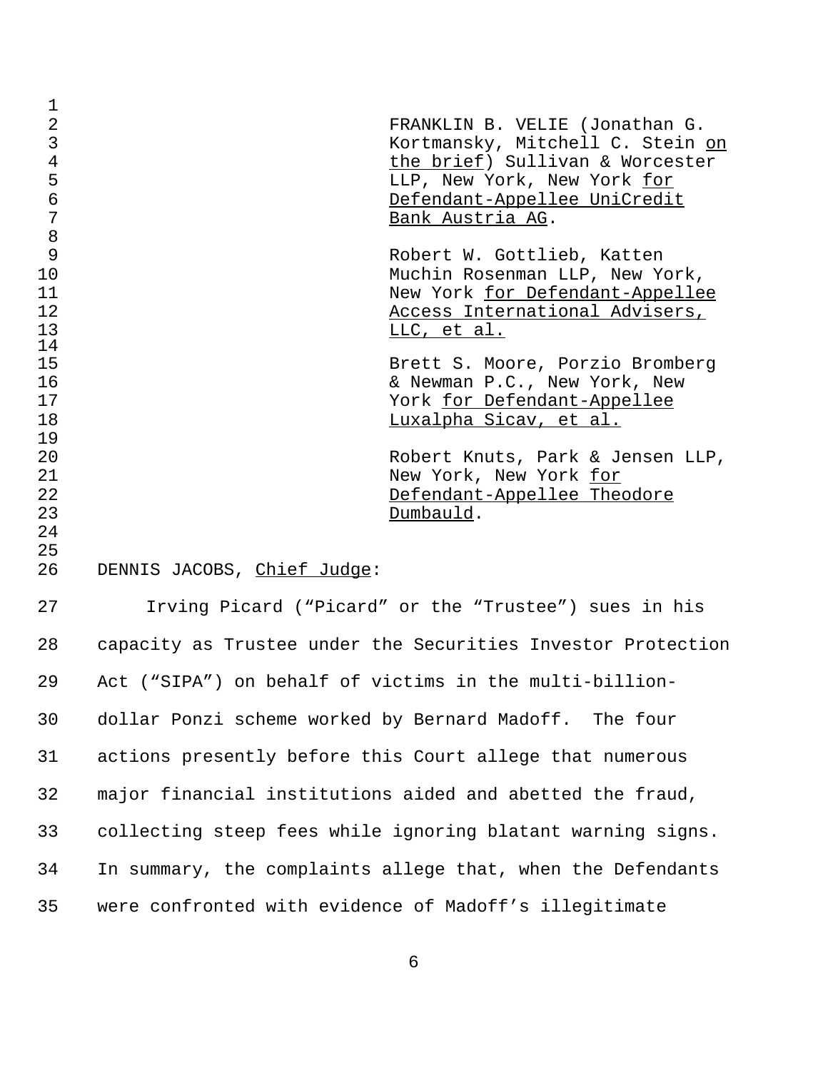FRANKLIN B. VELIE (Jonathan G. Kortmansky, Mitchell C. Stein _on the brief_) Sullivan & Worcester LLP, New York, New York _for Defendant-Appellee UniCredit Bank Austria AG_.

Robert W. Gottlieb, Katten Muchin Rosenman LLP, New York, New York _for Defendant-Appellee Access International Advisers, LLC, et al._

Brett S. Moore, Porzio Bromberg & Newman P.C., New York, New York _for Defendant-Appellee Luxalpha Sicav, et al._

Robert Knuts, Park & Jensen LLP, New York, New York _for Defendant-Appellee Theodore Dumbauld_.

DENNIS JACOBS, _Chief Judge_:

Irving Picard ("Picard" or the "Trustee") sues in his capacity as Trustee under the Securities Investor Protection Act ("SIPA") on behalf of victims in the multi-billion-dollar Ponzi scheme worked by Bernard Madoff. The four actions presently before this Court allege that numerous major financial institutions aided and abetted the fraud, collecting steep fees while ignoring blatant warning signs. In summary, the complaints allege that, when the Defendants were confronted with evidence of Madoff's illegitimate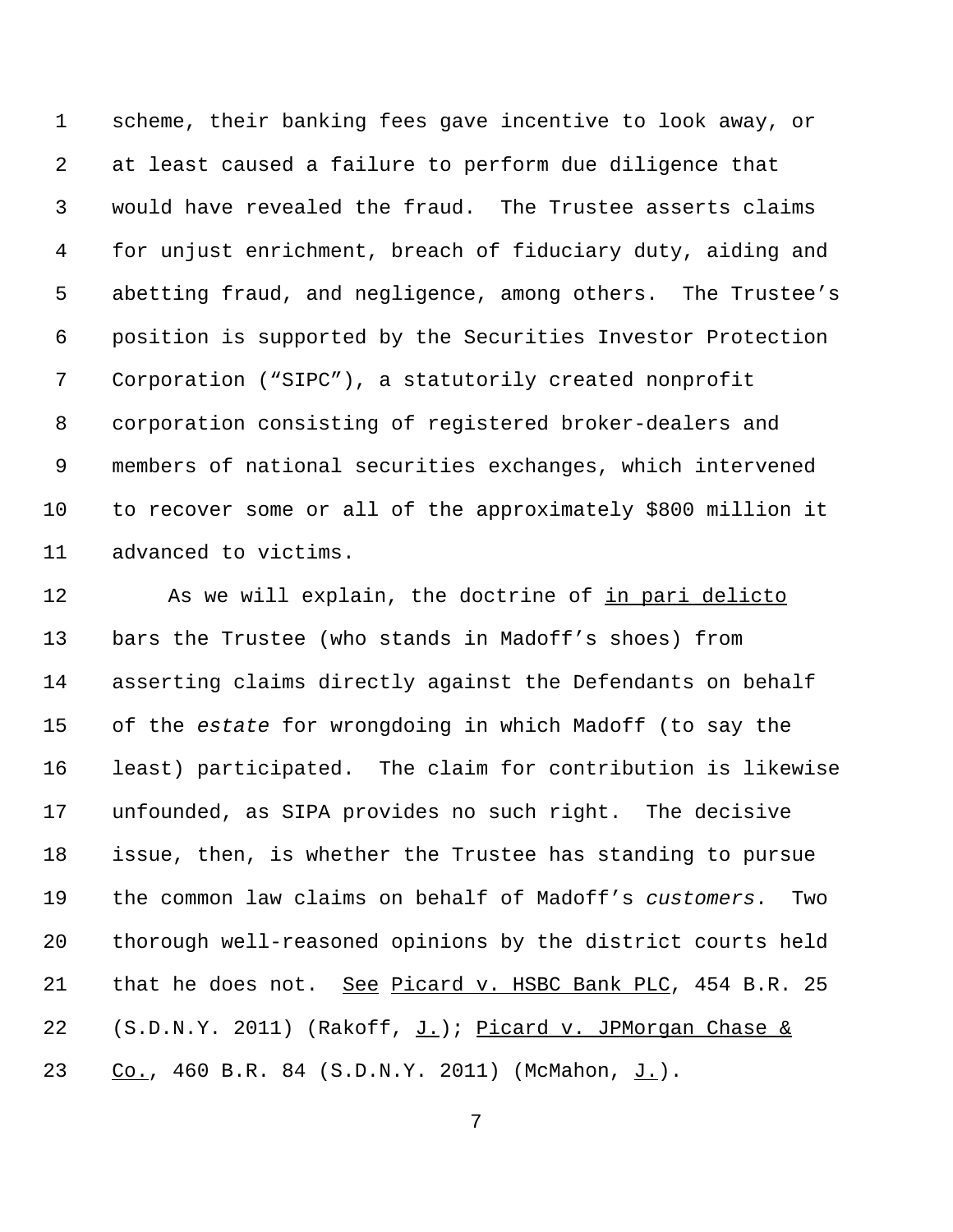scheme, their banking fees gave incentive to look away, or at least caused a failure to perform due diligence that would have revealed the fraud. The Trustee asserts claims for unjust enrichment, breach of fiduciary duty, aiding and abetting fraud, and negligence, among others. The Trustee's position is supported by the Securities Investor Protection Corporation ("SIPC"), a statutorily created nonprofit corporation consisting of registered broker-dealers and members of national securities exchanges, which intervened to recover some or all of the approximately $800 million it advanced to victims.

As we will explain, the doctrine of in pari delicto bars the Trustee (who stands in Madoff's shoes) from asserting claims directly against the Defendants on behalf of the *estate* for wrongdoing in which Madoff (to say the least) participated. The claim for contribution is likewise unfounded, as SIPA provides no such right. The decisive issue, then, is whether the Trustee has standing to pursue the common law claims on behalf of Madoff's *customers*. Two thorough well-reasoned opinions by the district courts held that he does not. See Picard v. HSBC Bank PLC, 454 B.R. 25 (S.D.N.Y. 2011) (Rakoff, J.); Picard v. JPMorgan Chase & Co., 460 B.R. 84 (S.D.N.Y. 2011) (McMahon, J.).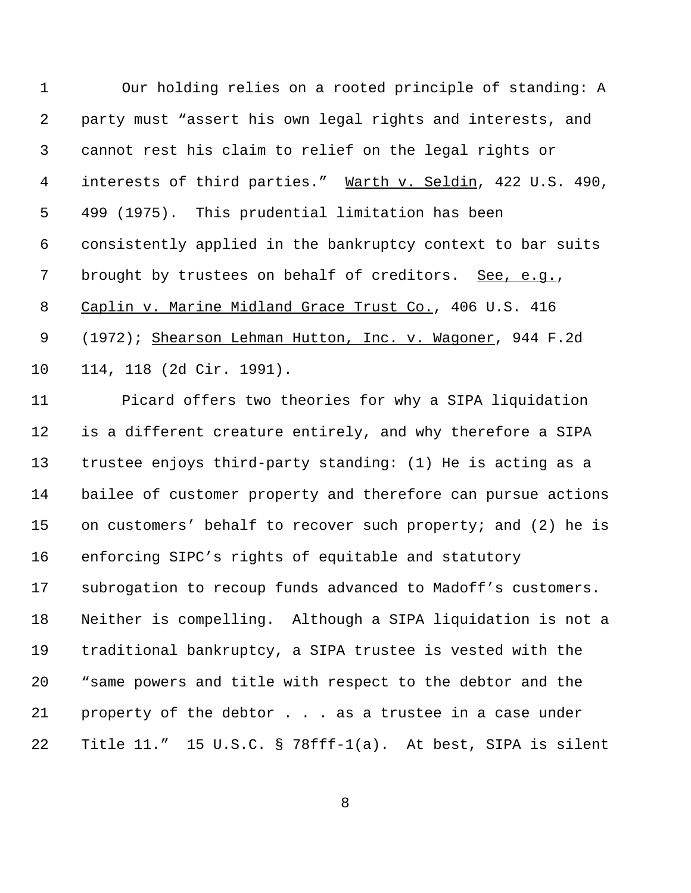Our holding relies on a rooted principle of standing: A party must "assert his own legal rights and interests, and cannot rest his claim to relief on the legal rights or interests of third parties." Warth v. Seldin, 422 U.S. 490, 499 (1975). This prudential limitation has been consistently applied in the bankruptcy context to bar suits brought by trustees on behalf of creditors. See, e.g., Caplin v. Marine Midland Grace Trust Co., 406 U.S. 416 (1972); Shearson Lehman Hutton, Inc. v. Wagoner, 944 F.2d 114, 118 (2d Cir. 1991).

Picard offers two theories for why a SIPA liquidation is a different creature entirely, and why therefore a SIPA trustee enjoys third-party standing: (1) He is acting as a bailee of customer property and therefore can pursue actions on customers' behalf to recover such property; and (2) he is enforcing SIPC's rights of equitable and statutory subrogation to recoup funds advanced to Madoff's customers. Neither is compelling. Although a SIPA liquidation is not a traditional bankruptcy, a SIPA trustee is vested with the "same powers and title with respect to the debtor and the property of the debtor . . . as a trustee in a case under Title 11." 15 U.S.C. § 78fff-1(a). At best, SIPA is silent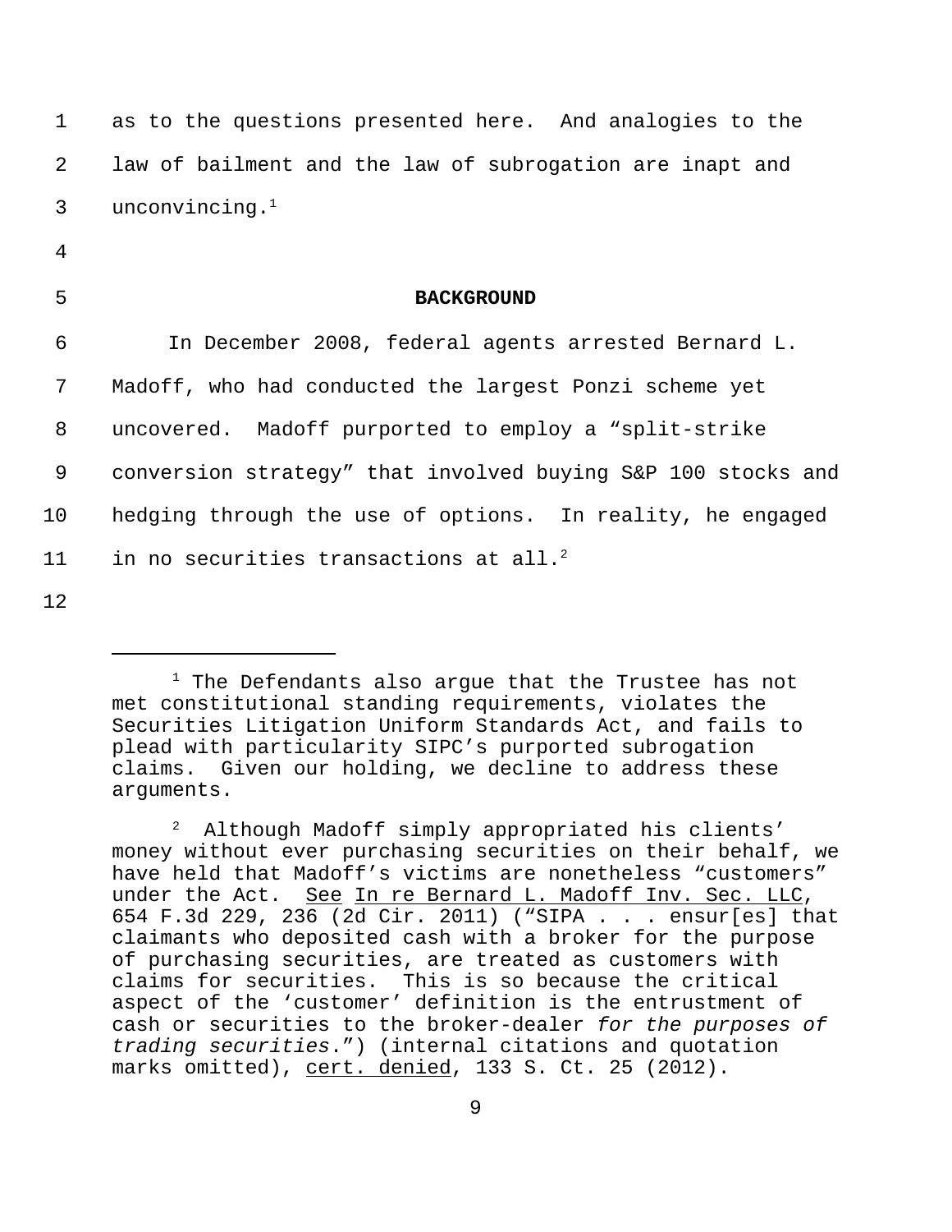as to the questions presented here. And analogies to the law of bailment and the law of subrogation are inapt and unconvincing.[1]

## BACKGROUND

In December 2008, federal agents arrested Bernard L. Madoff, who had conducted the largest Ponzi scheme yet uncovered. Madoff purported to employ a "split-strike conversion strategy" that involved buying S&P 100 stocks and hedging through the use of options. In reality, he engaged in no securities transactions at all.[2]

---

[1] The Defendants also argue that the Trustee has not met constitutional standing requirements, violates the Securities Litigation Uniform Standards Act, and fails to plead with particularity SIPC's purported subrogation claims. Given our holding, we decline to address these arguments.

[2] Although Madoff simply appropriated his clients' money without ever purchasing securities on their behalf, we have held that Madoff's victims are nonetheless "customers" under the Act. See In re Bernard L. Madoff Inv. Sec. LLC, 654 F.3d 229, 236 (2d Cir. 2011) ("SIPA . . . ensur[es] that claimants who deposited cash with a broker for the purpose of purchasing securities, are treated as customers with claims for securities. This is so because the critical aspect of the 'customer' definition is the entrustment of cash or securities to the broker-dealer *for the purposes of trading securities*.") (internal citations and quotation marks omitted), cert. denied, 133 S. Ct. 25 (2012).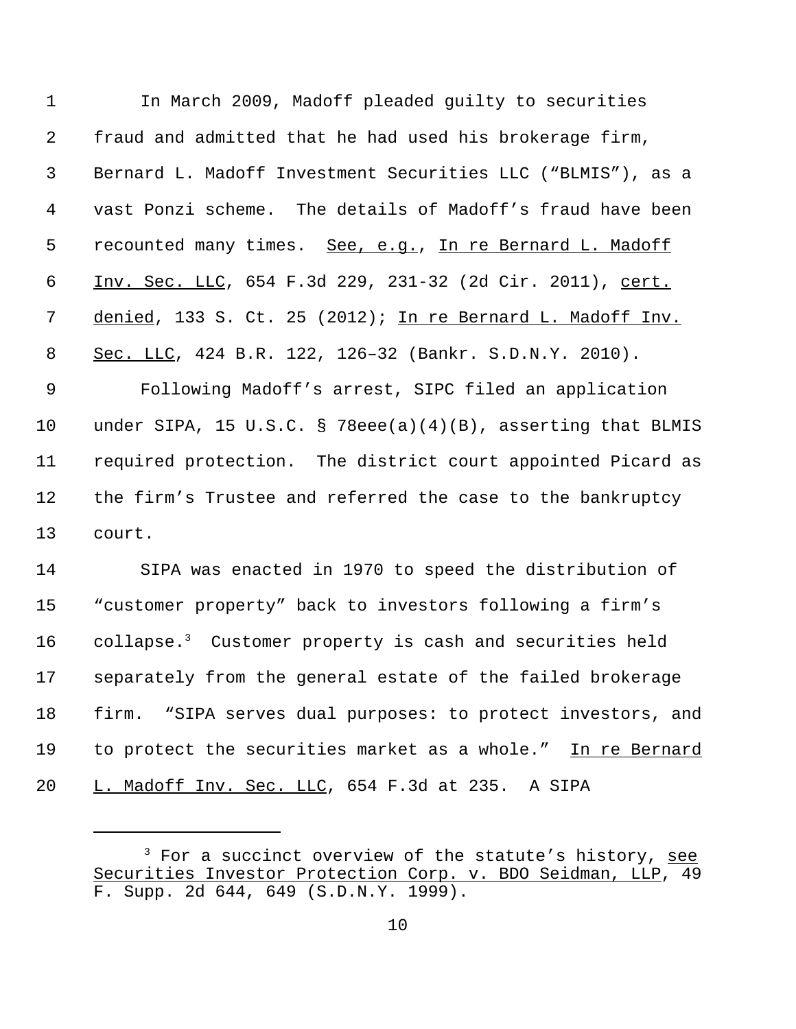In March 2009, Madoff pleaded guilty to securities fraud and admitted that he had used his brokerage firm, Bernard L. Madoff Investment Securities LLC ("BLMIS"), as a vast Ponzi scheme. The details of Madoff's fraud have been recounted many times. See, e.g., In re Bernard L. Madoff Inv. Sec. LLC, 654 F.3d 229, 231-32 (2d Cir. 2011), cert. denied, 133 S. Ct. 25 (2012); In re Bernard L. Madoff Inv. Sec. LLC, 424 B.R. 122, 126–32 (Bankr. S.D.N.Y. 2010).

Following Madoff's arrest, SIPC filed an application under SIPA, 15 U.S.C. § 78eee(a)(4)(B), asserting that BLMIS required protection. The district court appointed Picard as the firm's Trustee and referred the case to the bankruptcy court.

SIPA was enacted in 1970 to speed the distribution of "customer property" back to investors following a firm's collapse.[3] Customer property is cash and securities held separately from the general estate of the failed brokerage firm. "SIPA serves dual purposes: to protect investors, and to protect the securities market as a whole." In re Bernard L. Madoff Inv. Sec. LLC, 654 F.3d at 235. A SIPA

---

[3] For a succinct overview of the statute's history, see Securities Investor Protection Corp. v. BDO Seidman, LLP, 49 F. Supp. 2d 644, 649 (S.D.N.Y. 1999).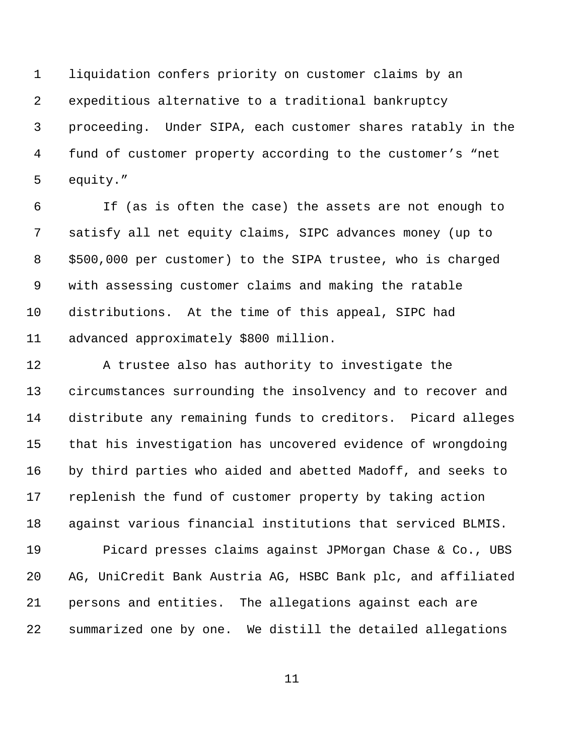liquidation confers priority on customer claims by an expeditious alternative to a traditional bankruptcy proceeding. Under SIPA, each customer shares ratably in the fund of customer property according to the customer's "net equity."

If (as is often the case) the assets are not enough to satisfy all net equity claims, SIPC advances money (up to $500,000 per customer) to the SIPA trustee, who is charged with assessing customer claims and making the ratable distributions. At the time of this appeal, SIPC had advanced approximately $800 million.

A trustee also has authority to investigate the circumstances surrounding the insolvency and to recover and distribute any remaining funds to creditors. Picard alleges that his investigation has uncovered evidence of wrongdoing by third parties who aided and abetted Madoff, and seeks to replenish the fund of customer property by taking action against various financial institutions that serviced BLMIS.

Picard presses claims against JPMorgan Chase & Co., UBS AG, UniCredit Bank Austria AG, HSBC Bank plc, and affiliated persons and entities. The allegations against each are summarized one by one. We distill the detailed allegations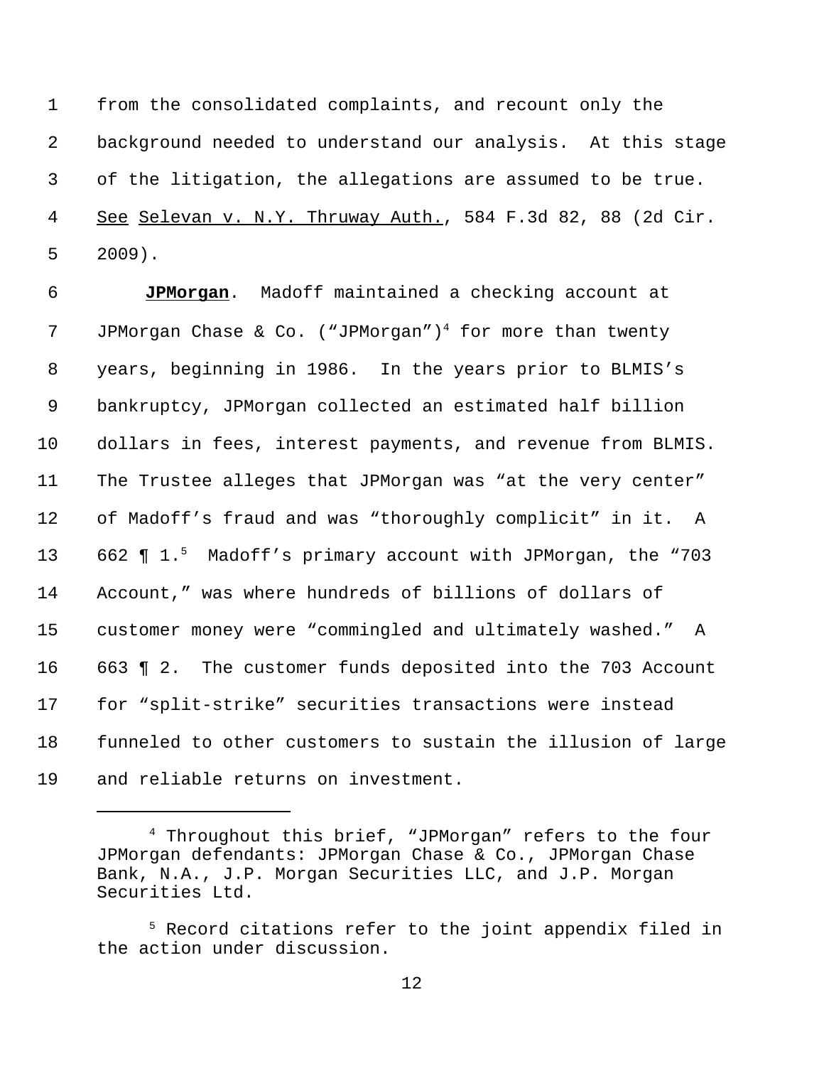from the consolidated complaints, and recount only the background needed to understand our analysis. At this stage of the litigation, the allegations are assumed to be true. See Selevan v. N.Y. Thruway Auth., 584 F.3d 82, 88 (2d Cir. 2009).

**JPMorgan**. Madoff maintained a checking account at JPMorgan Chase & Co. ("JPMorgan")[4] for more than twenty years, beginning in 1986. In the years prior to BLMIS's bankruptcy, JPMorgan collected an estimated half billion dollars in fees, interest payments, and revenue from BLMIS. The Trustee alleges that JPMorgan was "at the very center" of Madoff's fraud and was "thoroughly complicit" in it. A 662 ¶ 1.[5] Madoff's primary account with JPMorgan, the "703 Account," was where hundreds of billions of dollars of customer money were "commingled and ultimately washed." A 663 ¶ 2. The customer funds deposited into the 703 Account for "split-strike" securities transactions were instead funneled to other customers to sustain the illusion of large and reliable returns on investment.

---

[4] Throughout this brief, "JPMorgan" refers to the four JPMorgan defendants: JPMorgan Chase & Co., JPMorgan Chase Bank, N.A., J.P. Morgan Securities LLC, and J.P. Morgan Securities Ltd.

[5] Record citations refer to the joint appendix filed in the action under discussion.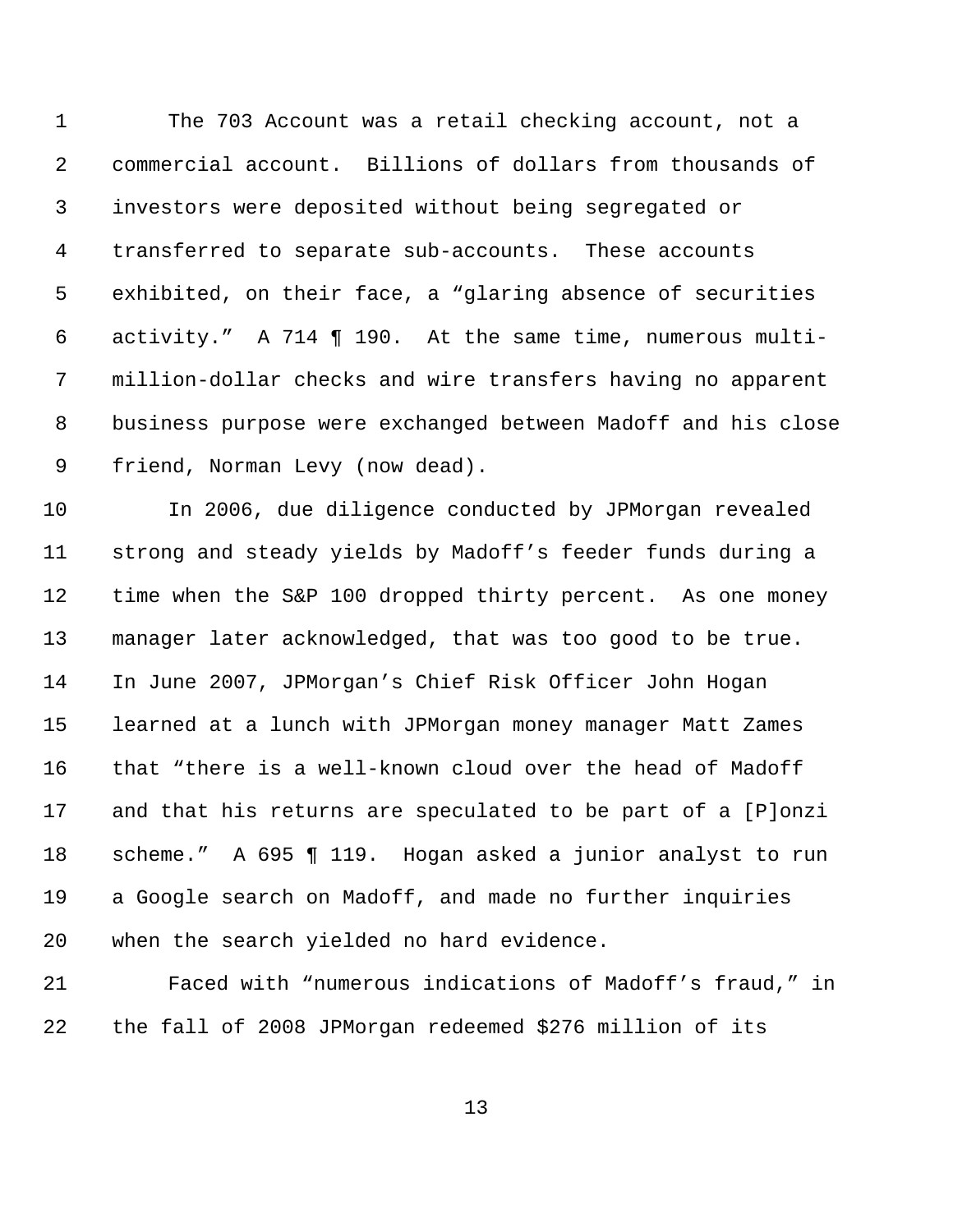The 703 Account was a retail checking account, not a commercial account. Billions of dollars from thousands of investors were deposited without being segregated or transferred to separate sub-accounts. These accounts exhibited, on their face, a “glaring absence of securities activity.” A 714 ¶ 190. At the same time, numerous multi-million-dollar checks and wire transfers having no apparent business purpose were exchanged between Madoff and his close friend, Norman Levy (now dead).

In 2006, due diligence conducted by JPMorgan revealed strong and steady yields by Madoff’s feeder funds during a time when the S&P 100 dropped thirty percent. As one money manager later acknowledged, that was too good to be true. In June 2007, JPMorgan’s Chief Risk Officer John Hogan learned at a lunch with JPMorgan money manager Matt Zames that “there is a well-known cloud over the head of Madoff and that his returns are speculated to be part of a [P]onzi scheme.” A 695 ¶ 119. Hogan asked a junior analyst to run a Google search on Madoff, and made no further inquiries when the search yielded no hard evidence.

Faced with “numerous indications of Madoff’s fraud,” in the fall of 2008 JPMorgan redeemed $276 million of its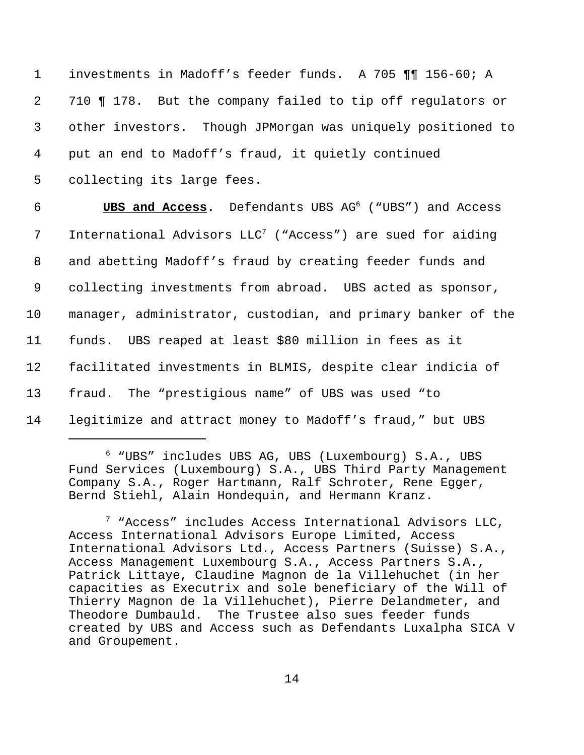investments in Madoff's feeder funds. A 705 ¶¶ 156-60; A 710 ¶ 178. But the company failed to tip off regulators or other investors. Though JPMorgan was uniquely positioned to put an end to Madoff's fraud, it quietly continued collecting its large fees.

**UBS and Access.** Defendants UBS AG[6] ("UBS") and Access International Advisors LLC[7] ("Access") are sued for aiding and abetting Madoff's fraud by creating feeder funds and collecting investments from abroad. UBS acted as sponsor, manager, administrator, custodian, and primary banker of the funds. UBS reaped at least $80 million in fees as it facilitated investments in BLMIS, despite clear indicia of fraud. The "prestigious name" of UBS was used "to legitimize and attract money to Madoff's fraud," but UBS

---

[6] "UBS" includes UBS AG, UBS (Luxembourg) S.A., UBS Fund Services (Luxembourg) S.A., UBS Third Party Management Company S.A., Roger Hartmann, Ralf Schroter, Rene Egger, Bernd Stiehl, Alain Hondequin, and Hermann Kranz.

[7] "Access" includes Access International Advisors LLC, Access International Advisors Europe Limited, Access International Advisors Ltd., Access Partners (Suisse) S.A., Access Management Luxembourg S.A., Access Partners S.A., Patrick Littaye, Claudine Magnon de la Villehuchet (in her capacities as Executrix and sole beneficiary of the Will of Thierry Magnon de la Villehuchet), Pierre Delandmeter, and Theodore Dumbauld. The Trustee also sues feeder funds created by UBS and Access such as Defendants Luxalpha SICA V and Groupement.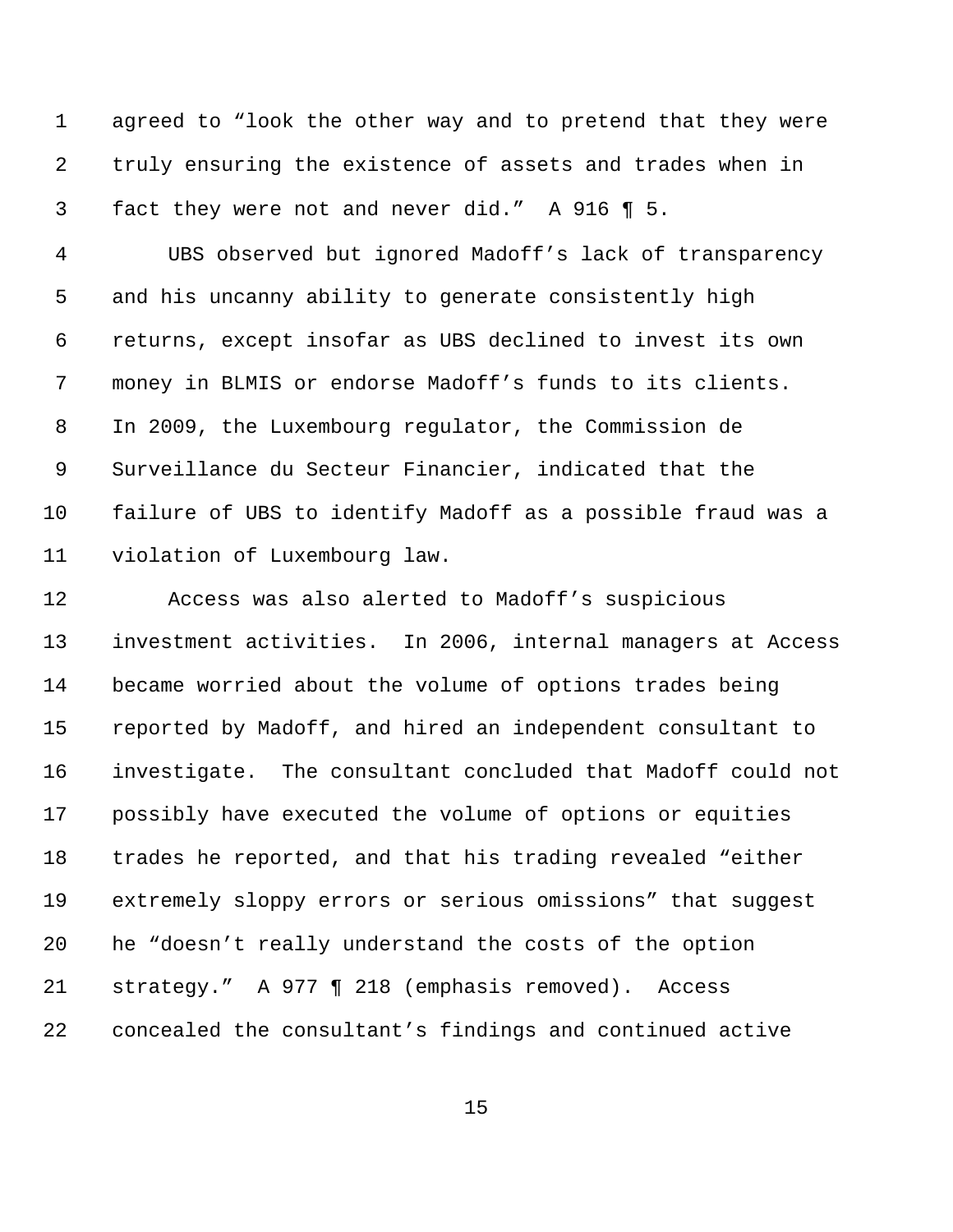agreed to "look the other way and to pretend that they were truly ensuring the existence of assets and trades when in fact they were not and never did." A 916 ¶ 5.

UBS observed but ignored Madoff's lack of transparency and his uncanny ability to generate consistently high returns, except insofar as UBS declined to invest its own money in BLMIS or endorse Madoff's funds to its clients. In 2009, the Luxembourg regulator, the Commission de Surveillance du Secteur Financier, indicated that the failure of UBS to identify Madoff as a possible fraud was a violation of Luxembourg law.

Access was also alerted to Madoff's suspicious investment activities. In 2006, internal managers at Access became worried about the volume of options trades being reported by Madoff, and hired an independent consultant to investigate. The consultant concluded that Madoff could not possibly have executed the volume of options or equities trades he reported, and that his trading revealed "either extremely sloppy errors or serious omissions" that suggest he "doesn't really understand the costs of the option strategy." A 977 ¶ 218 (emphasis removed). Access concealed the consultant's findings and continued active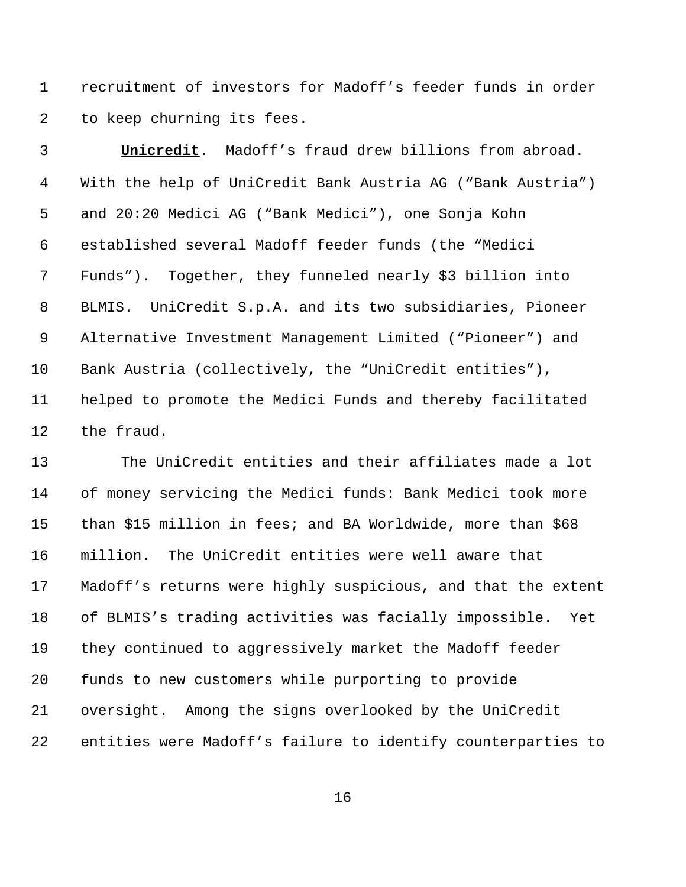recruitment of investors for Madoff's feeder funds in order to keep churning its fees.

**Unicredit**. Madoff's fraud drew billions from abroad. With the help of UniCredit Bank Austria AG ("Bank Austria") and 20:20 Medici AG ("Bank Medici"), one Sonja Kohn established several Madoff feeder funds (the "Medici Funds"). Together, they funneled nearly $3 billion into BLMIS. UniCredit S.p.A. and its two subsidiaries, Pioneer Alternative Investment Management Limited ("Pioneer") and Bank Austria (collectively, the "UniCredit entities"), helped to promote the Medici Funds and thereby facilitated the fraud.

The UniCredit entities and their affiliates made a lot of money servicing the Medici funds: Bank Medici took more than $15 million in fees; and BA Worldwide, more than $68 million. The UniCredit entities were well aware that Madoff's returns were highly suspicious, and that the extent of BLMIS's trading activities was facially impossible. Yet they continued to aggressively market the Madoff feeder funds to new customers while purporting to provide oversight. Among the signs overlooked by the UniCredit entities were Madoff's failure to identify counterparties to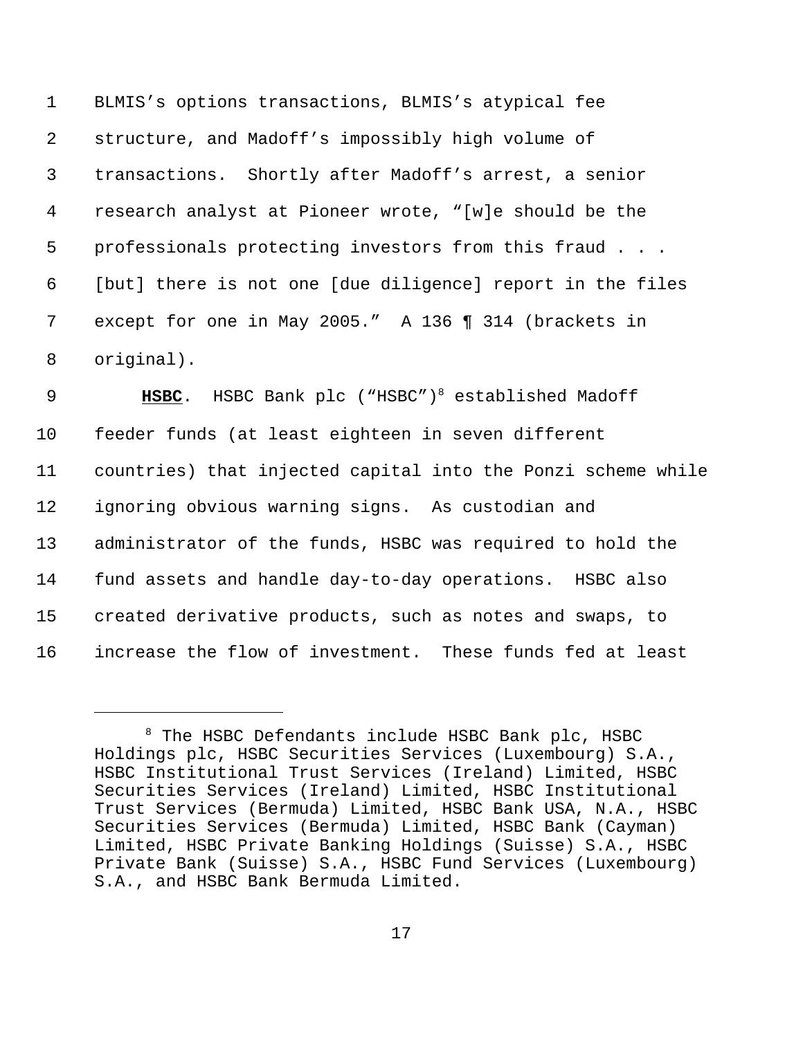BLMIS's options transactions, BLMIS's atypical fee structure, and Madoff's impossibly high volume of transactions. Shortly after Madoff's arrest, a senior research analyst at Pioneer wrote, "[w]e should be the professionals protecting investors from this fraud . . . [but] there is not one [due diligence] report in the files except for one in May 2005." A 136 ¶ 314 (brackets in original).

**HSBC**. HSBC Bank plc ("HSBC")[8] established Madoff feeder funds (at least eighteen in seven different countries) that injected capital into the Ponzi scheme while ignoring obvious warning signs. As custodian and administrator of the funds, HSBC was required to hold the fund assets and handle day-to-day operations. HSBC also created derivative products, such as notes and swaps, to increase the flow of investment. These funds fed at least

---

[8] The HSBC Defendants include HSBC Bank plc, HSBC Holdings plc, HSBC Securities Services (Luxembourg) S.A., HSBC Institutional Trust Services (Ireland) Limited, HSBC Securities Services (Ireland) Limited, HSBC Institutional Trust Services (Bermuda) Limited, HSBC Bank USA, N.A., HSBC Securities Services (Bermuda) Limited, HSBC Bank (Cayman) Limited, HSBC Private Banking Holdings (Suisse) S.A., HSBC Private Bank (Suisse) S.A., HSBC Fund Services (Luxembourg) S.A., and HSBC Bank Bermuda Limited.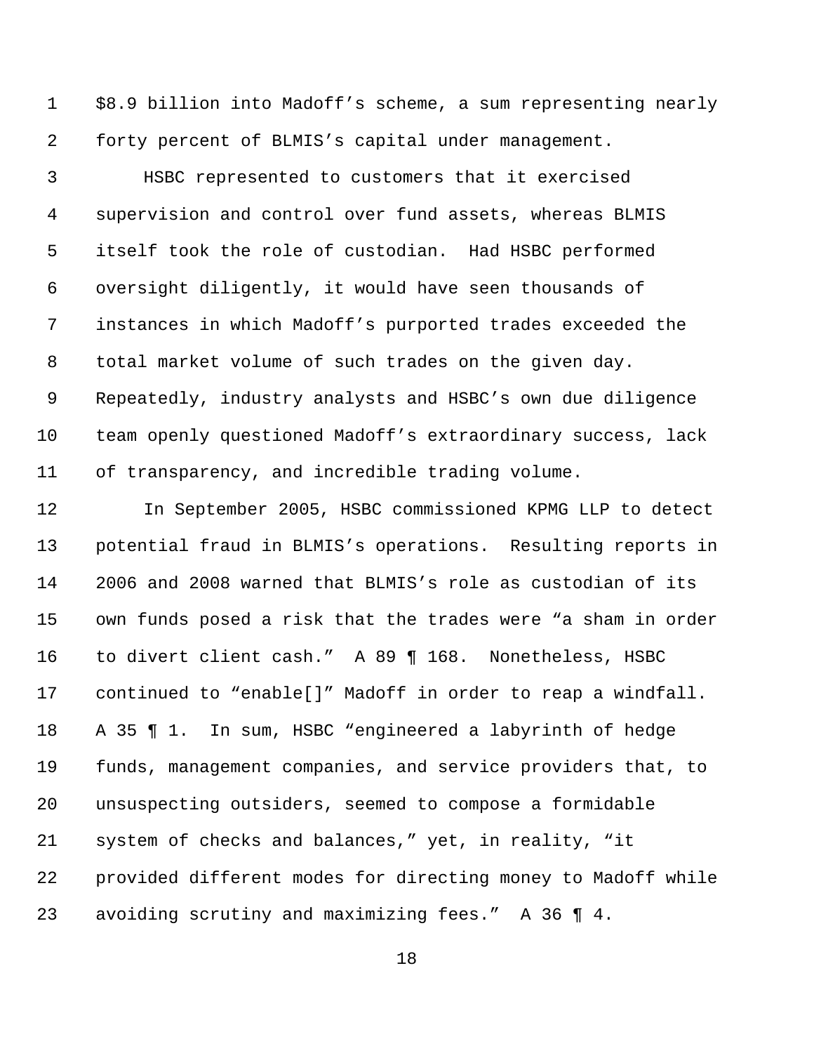$8.9 billion into Madoff's scheme, a sum representing nearly forty percent of BLMIS's capital under management.

HSBC represented to customers that it exercised supervision and control over fund assets, whereas BLMIS itself took the role of custodian. Had HSBC performed oversight diligently, it would have seen thousands of instances in which Madoff's purported trades exceeded the total market volume of such trades on the given day. Repeatedly, industry analysts and HSBC's own due diligence team openly questioned Madoff's extraordinary success, lack of transparency, and incredible trading volume.

In September 2005, HSBC commissioned KPMG LLP to detect potential fraud in BLMIS's operations. Resulting reports in 2006 and 2008 warned that BLMIS's role as custodian of its own funds posed a risk that the trades were "a sham in order to divert client cash." A 89 ¶ 168. Nonetheless, HSBC continued to "enable[]" Madoff in order to reap a windfall. A 35 ¶ 1. In sum, HSBC "engineered a labyrinth of hedge funds, management companies, and service providers that, to unsuspecting outsiders, seemed to compose a formidable system of checks and balances," yet, in reality, "it provided different modes for directing money to Madoff while avoiding scrutiny and maximizing fees." A 36 ¶ 4.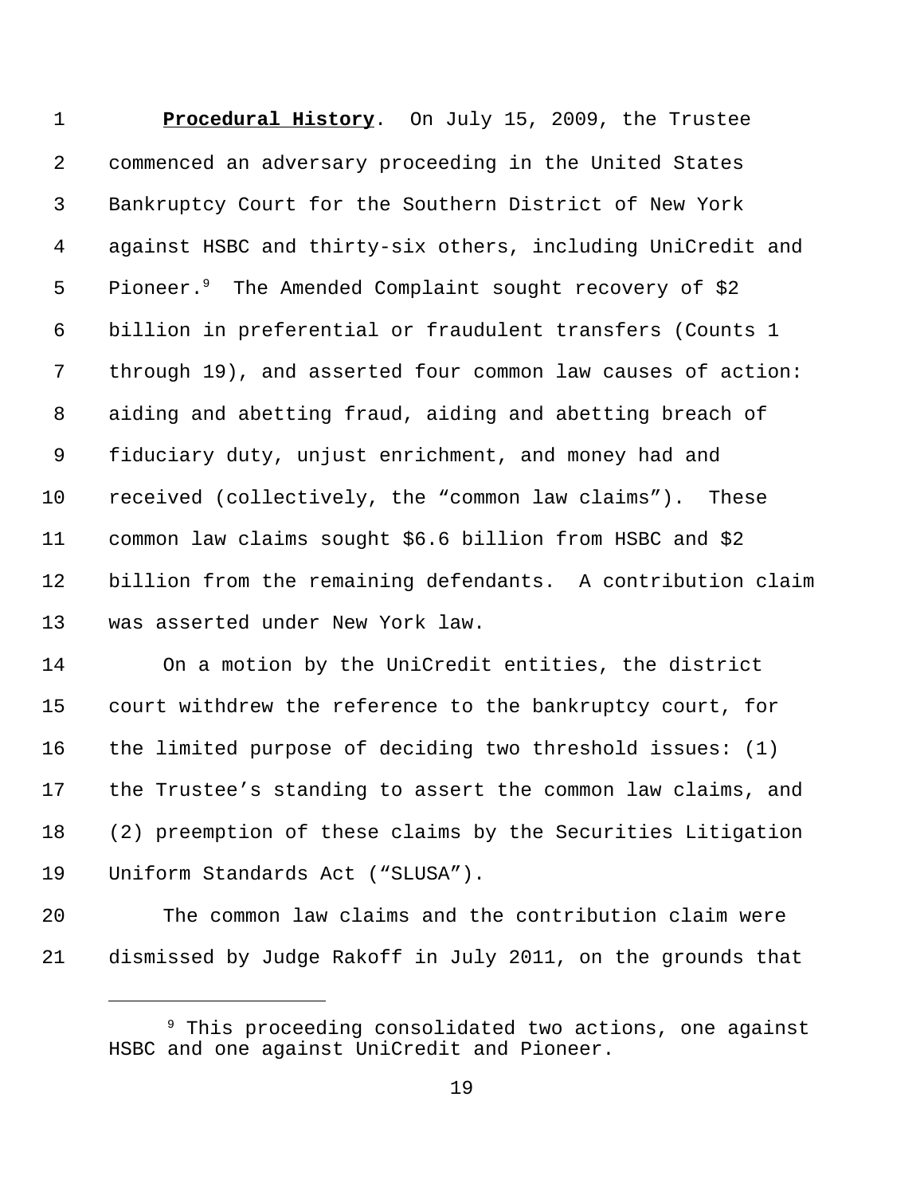**Procedural History**. On July 15, 2009, the Trustee commenced an adversary proceeding in the United States Bankruptcy Court for the Southern District of New York against HSBC and thirty-six others, including UniCredit and Pioneer.[9] The Amended Complaint sought recovery of $2 billion in preferential or fraudulent transfers (Counts 1 through 19), and asserted four common law causes of action: aiding and abetting fraud, aiding and abetting breach of fiduciary duty, unjust enrichment, and money had and received (collectively, the "common law claims"). These common law claims sought $6.6 billion from HSBC and $2 billion from the remaining defendants. A contribution claim was asserted under New York law.

On a motion by the UniCredit entities, the district court withdrew the reference to the bankruptcy court, for the limited purpose of deciding two threshold issues: (1) the Trustee's standing to assert the common law claims, and (2) preemption of these claims by the Securities Litigation Uniform Standards Act ("SLUSA").

The common law claims and the contribution claim were dismissed by Judge Rakoff in July 2011, on the grounds that

---

[9] This proceeding consolidated two actions, one against HSBC and one against UniCredit and Pioneer.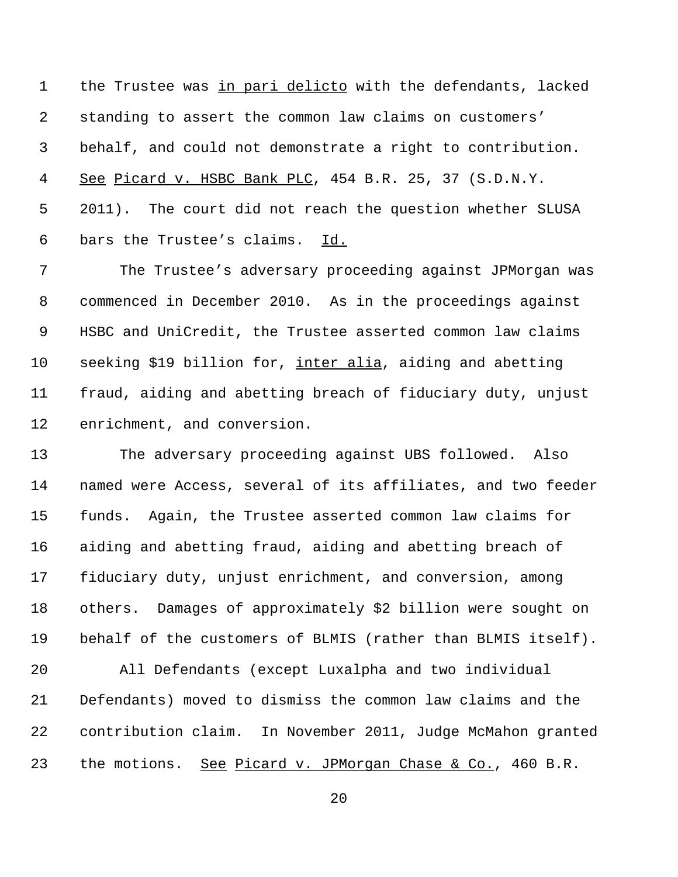the Trustee was *in pari delicto* with the defendants, lacked standing to assert the common law claims on customers' behalf, and could not demonstrate a right to contribution. *See* *Picard v. HSBC Bank PLC*, 454 B.R. 25, 37 (S.D.N.Y. 2011). The court did not reach the question whether SLUSA bars the Trustee's claims. *Id.*

The Trustee's adversary proceeding against JPMorgan was commenced in December 2010. As in the proceedings against HSBC and UniCredit, the Trustee asserted common law claims seeking $19 billion for, *inter alia*, aiding and abetting fraud, aiding and abetting breach of fiduciary duty, unjust enrichment, and conversion.

The adversary proceeding against UBS followed. Also named were Access, several of its affiliates, and two feeder funds. Again, the Trustee asserted common law claims for aiding and abetting fraud, aiding and abetting breach of fiduciary duty, unjust enrichment, and conversion, among others. Damages of approximately $2 billion were sought on behalf of the customers of BLMIS (rather than BLMIS itself).

All Defendants (except Luxalpha and two individual Defendants) moved to dismiss the common law claims and the contribution claim. In November 2011, Judge McMahon granted the motions. *See* *Picard v. JPMorgan Chase & Co.*, 460 B.R.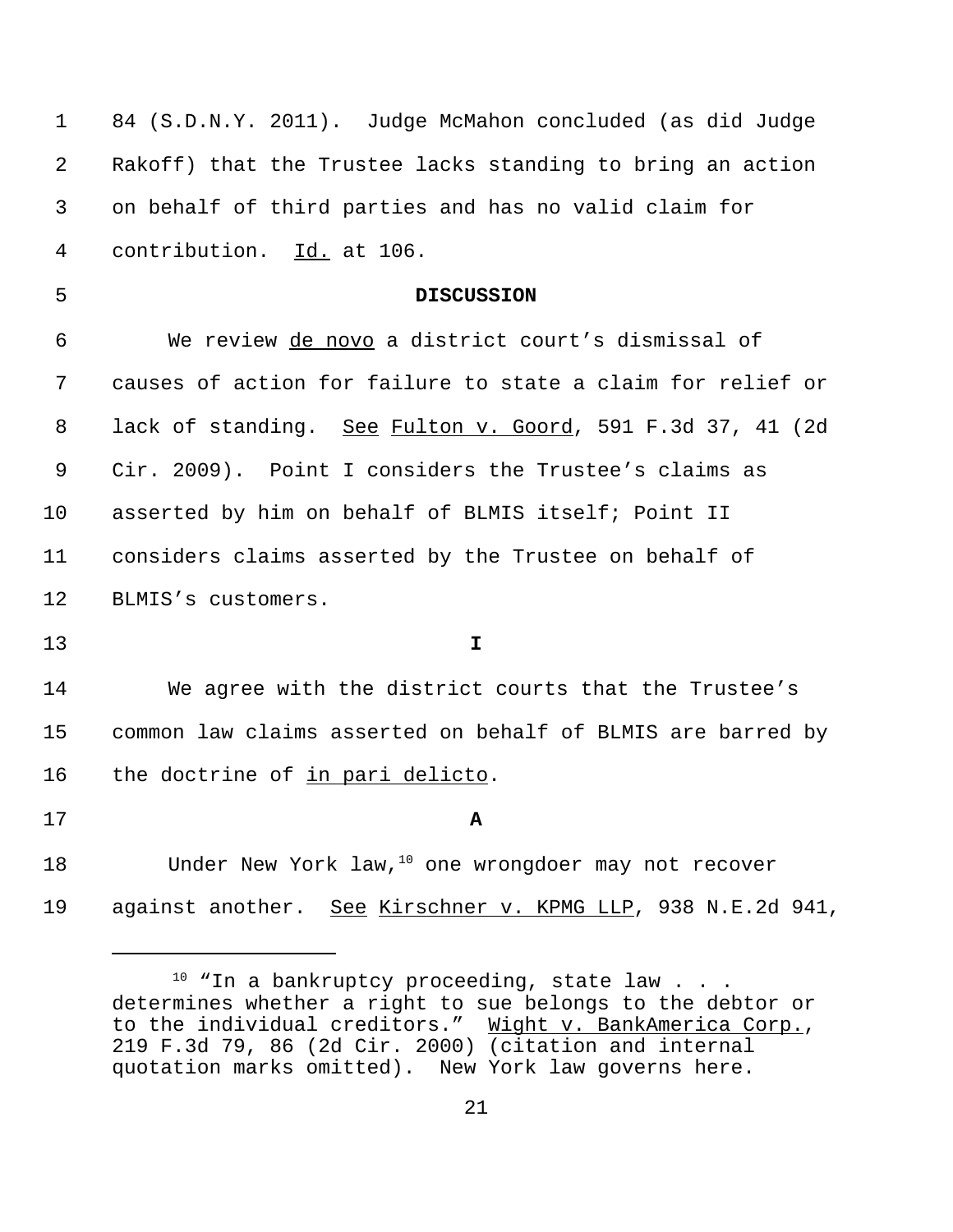84 (S.D.N.Y. 2011). Judge McMahon concluded (as did Judge Rakoff) that the Trustee lacks standing to bring an action on behalf of third parties and has no valid claim for contribution. Id. at 106.

## DISCUSSION

We review de novo a district court's dismissal of causes of action for failure to state a claim for relief or lack of standing. See Fulton v. Goord, 591 F.3d 37, 41 (2d Cir. 2009). Point I considers the Trustee's claims as asserted by him on behalf of BLMIS itself; Point II considers claims asserted by the Trustee on behalf of BLMIS's customers.

### I

We agree with the district courts that the Trustee's common law claims asserted on behalf of BLMIS are barred by the doctrine of in pari delicto.

#### A

Under New York law,[10] one wrongdoer may not recover against another. See Kirschner v. KPMG LLP, 938 N.E.2d 941,

---

[10] "In a bankruptcy proceeding, state law . . . determines whether a right to sue belongs to the debtor or to the individual creditors." Wight v. BankAmerica Corp., 219 F.3d 79, 86 (2d Cir. 2000) (citation and internal quotation marks omitted). New York law governs here.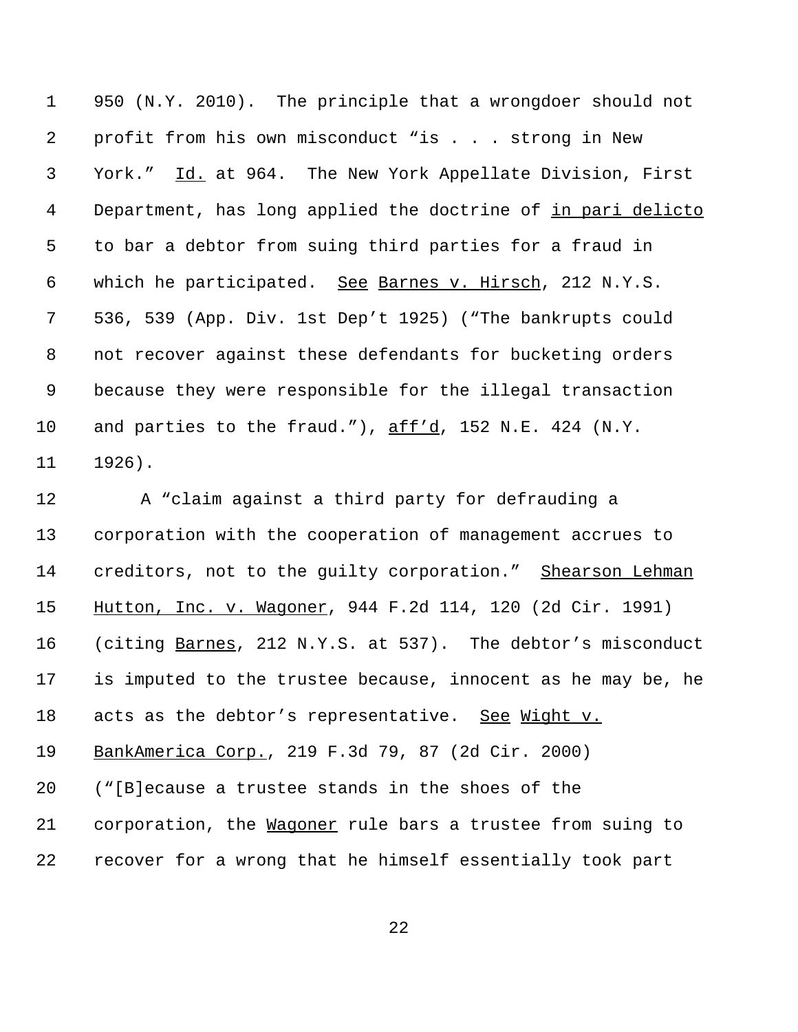950 (N.Y. 2010). The principle that a wrongdoer should not profit from his own misconduct "is . . . strong in New York." Id. at 964. The New York Appellate Division, First Department, has long applied the doctrine of *in pari delicto* to bar a debtor from suing third parties for a fraud in which he participated. *See* *Barnes v. Hirsch*, 212 N.Y.S. 536, 539 (App. Div. 1st Dep't 1925) ("The bankrupts could not recover against these defendants for bucketing orders because they were responsible for the illegal transaction and parties to the fraud."), *aff'd*, 152 N.E. 424 (N.Y. 1926).

A "claim against a third party for defrauding a corporation with the cooperation of management accrues to creditors, not to the guilty corporation." *Shearson Lehman Hutton, Inc. v. Wagoner*, 944 F.2d 114, 120 (2d Cir. 1991) (citing *Barnes*, 212 N.Y.S. at 537). The debtor's misconduct is imputed to the trustee because, innocent as he may be, he acts as the debtor's representative. *See* *Wight v. BankAmerica Corp.*, 219 F.3d 79, 87 (2d Cir. 2000) ("[B]ecause a trustee stands in the shoes of the corporation, the *Wagoner* rule bars a trustee from suing to recover for a wrong that he himself essentially took part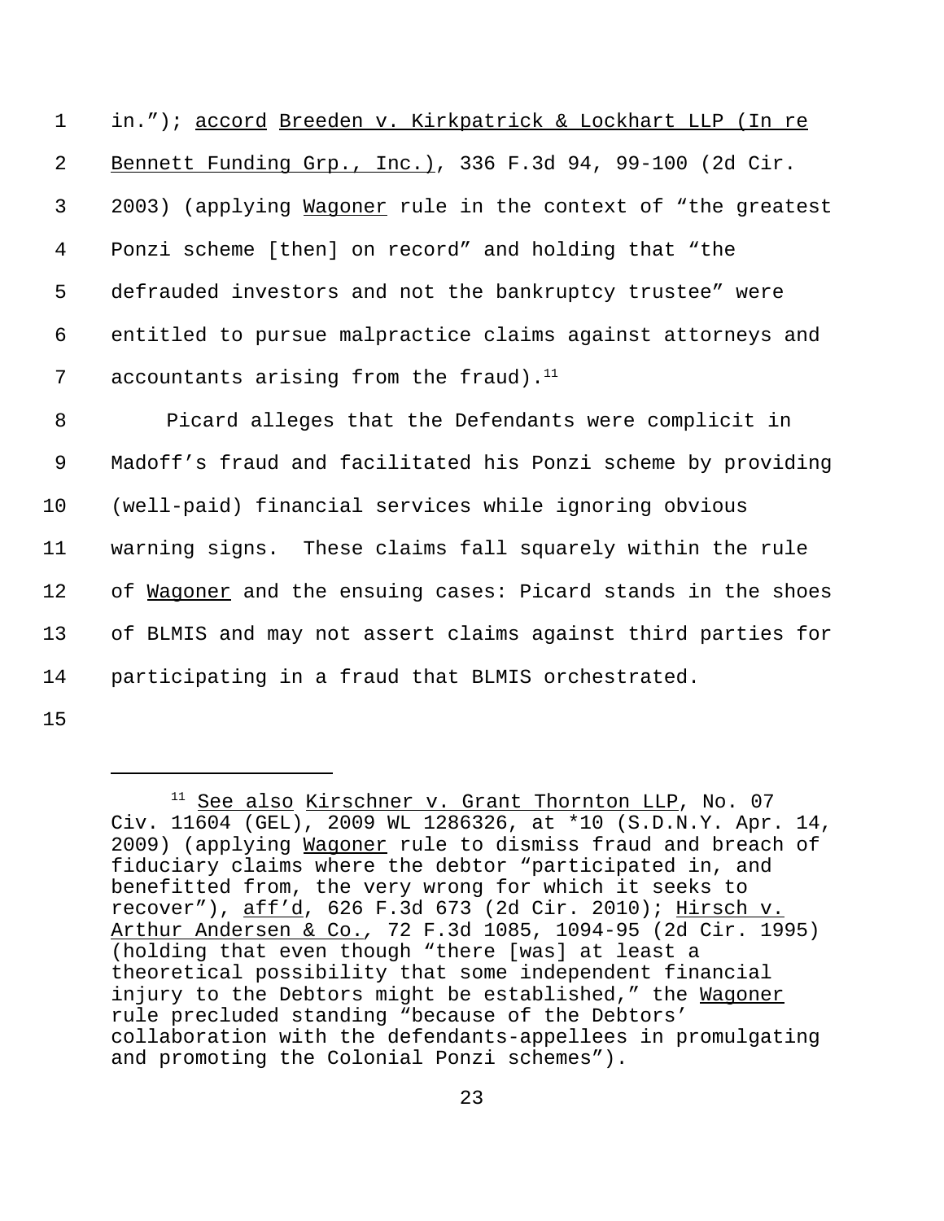in."); accord Breeden v. Kirkpatrick & Lockhart LLP (In re Bennett Funding Grp., Inc.), 336 F.3d 94, 99-100 (2d Cir. 2003) (applying Wagoner rule in the context of "the greatest Ponzi scheme [then] on record" and holding that "the defrauded investors and not the bankruptcy trustee" were entitled to pursue malpractice claims against attorneys and accountants arising from the fraud).[11]

Picard alleges that the Defendants were complicit in Madoff's fraud and facilitated his Ponzi scheme by providing (well-paid) financial services while ignoring obvious warning signs. These claims fall squarely within the rule of Wagoner and the ensuing cases: Picard stands in the shoes of BLMIS and may not assert claims against third parties for participating in a fraud that BLMIS orchestrated.

---

[11] See also Kirschner v. Grant Thornton LLP, No. 07 Civ. 11604 (GEL), 2009 WL 1286326, at *10 (S.D.N.Y. Apr. 14, 2009) (applying Wagoner rule to dismiss fraud and breach of fiduciary claims where the debtor "participated in, and benefitted from, the very wrong for which it seeks to recover"), aff'd, 626 F.3d 673 (2d Cir. 2010); Hirsch v. Arthur Andersen & Co., 72 F.3d 1085, 1094-95 (2d Cir. 1995) (holding that even though "there [was] at least a theoretical possibility that some independent financial injury to the Debtors might be established," the Wagoner rule precluded standing "because of the Debtors' collaboration with the defendants-appellees in promulgating and promoting the Colonial Ponzi schemes").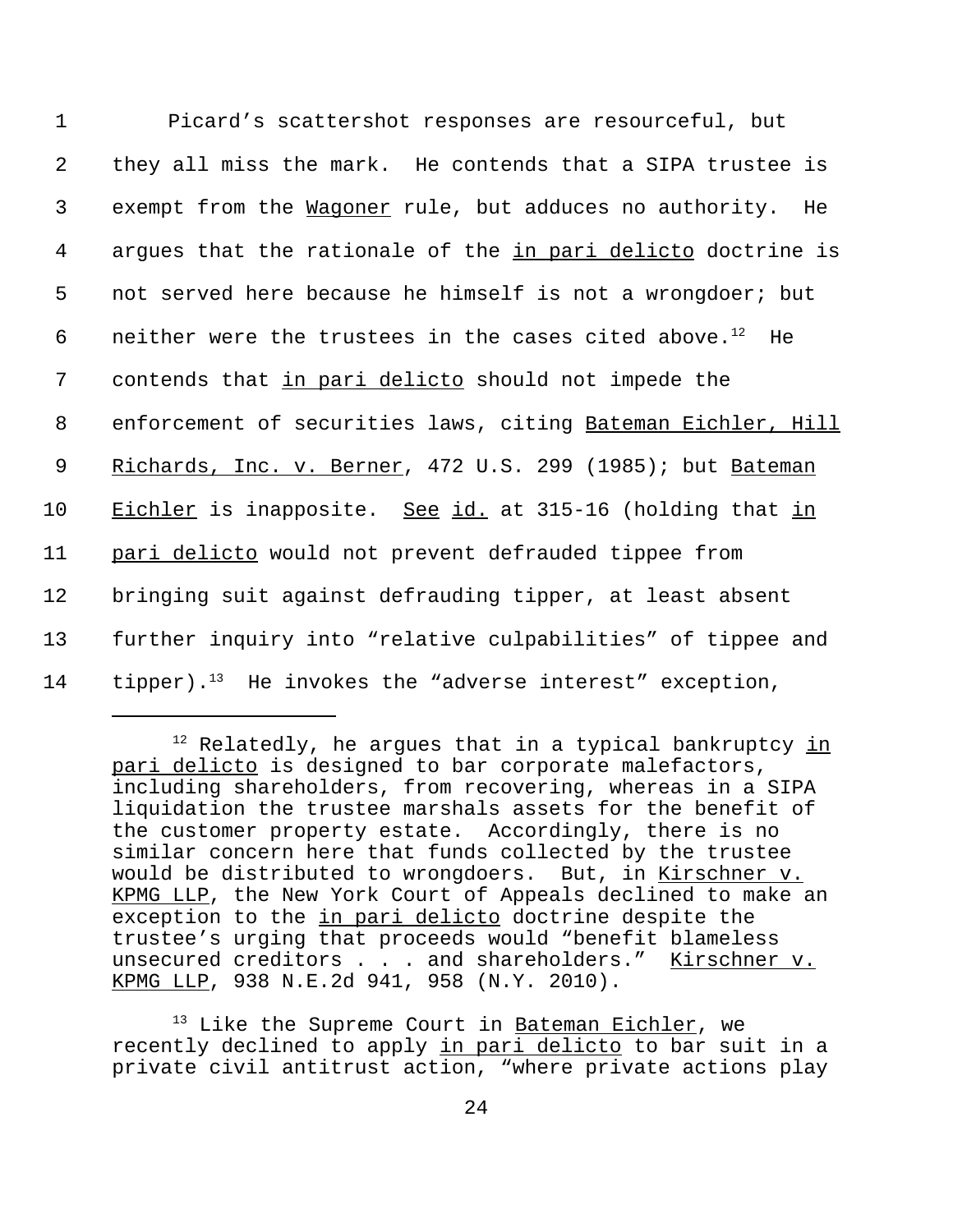Picard's scattershot responses are resourceful, but they all miss the mark. He contends that a SIPA trustee is exempt from the Wagoner rule, but adduces no authority. He argues that the rationale of the in pari delicto doctrine is not served here because he himself is not a wrongdoer; but neither were the trustees in the cases cited above.[12] He contends that in pari delicto should not impede the enforcement of securities laws, citing Bateman Eichler, Hill Richards, Inc. v. Berner, 472 U.S. 299 (1985); but Bateman Eichler is inapposite. See id. at 315-16 (holding that in pari delicto would not prevent defrauded tippee from bringing suit against defrauding tipper, at least absent further inquiry into "relative culpabilities" of tippee and tipper).[13] He invokes the "adverse interest" exception,

---

[12] Relatedly, he argues that in a typical bankruptcy in pari delicto is designed to bar corporate malefactors, including shareholders, from recovering, whereas in a SIPA liquidation the trustee marshals assets for the benefit of the customer property estate. Accordingly, there is no similar concern here that funds collected by the trustee would be distributed to wrongdoers. But, in Kirschner v. KPMG LLP, the New York Court of Appeals declined to make an exception to the in pari delicto doctrine despite the trustee's urging that proceeds would "benefit blameless unsecured creditors . . . and shareholders." Kirschner v. KPMG LLP, 938 N.E.2d 941, 958 (N.Y. 2010).

[13] Like the Supreme Court in Bateman Eichler, we recently declined to apply in pari delicto to bar suit in a private civil antitrust action, "where private actions play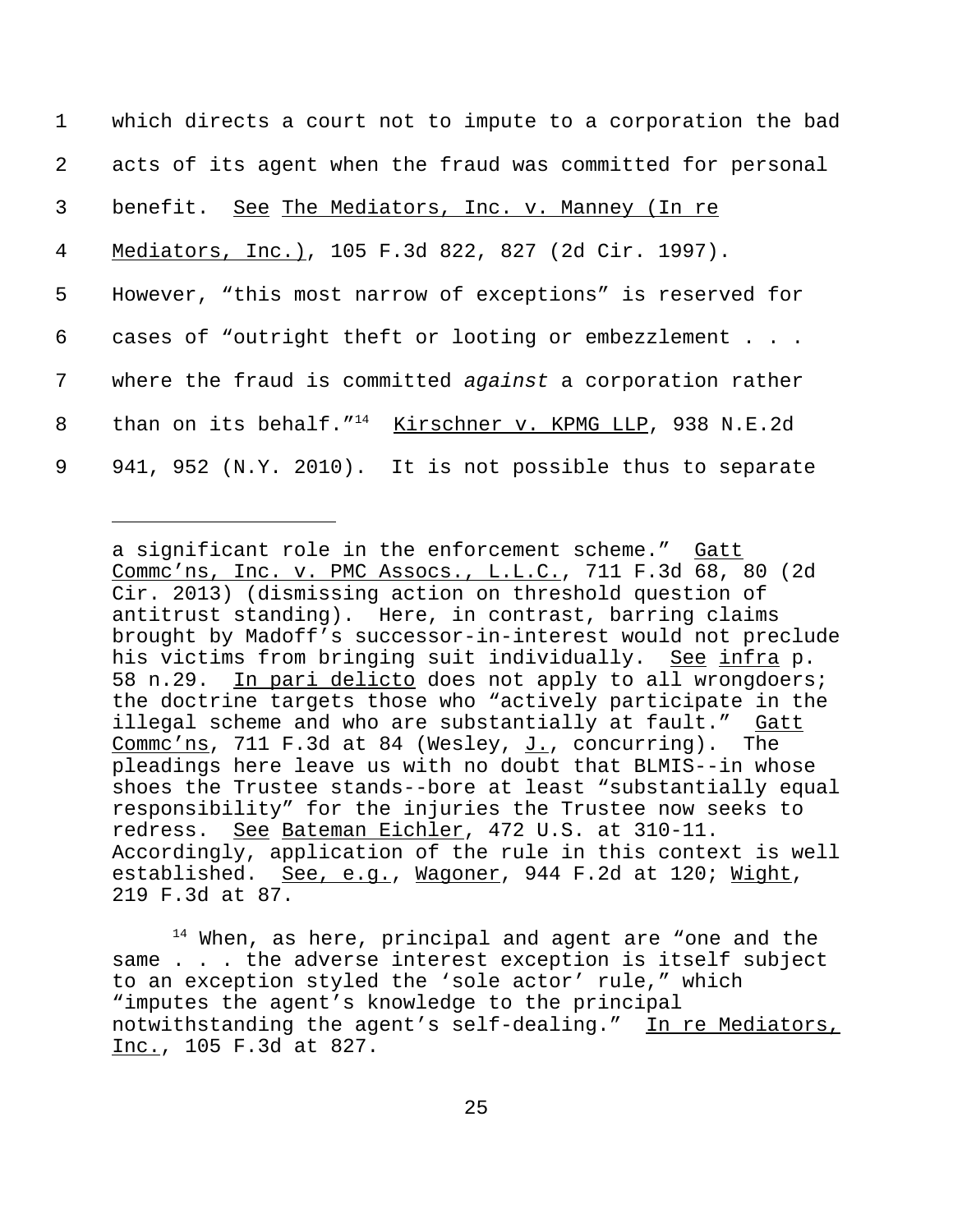which directs a court not to impute to a corporation the bad acts of its agent when the fraud was committed for personal benefit. See The Mediators, Inc. v. Manney (In re Mediators, Inc.), 105 F.3d 822, 827 (2d Cir. 1997). However, "this most narrow of exceptions" is reserved for cases of "outright theft or looting or embezzlement . . . where the fraud is committed *against* a corporation rather than on its behalf."[14] Kirschner v. KPMG LLP, 938 N.E.2d 941, 952 (N.Y. 2010). It is not possible thus to separate

---

a significant role in the enforcement scheme." Gatt Commc'ns, Inc. v. PMC Assocs., L.L.C., 711 F.3d 68, 80 (2d Cir. 2013) (dismissing action on threshold question of antitrust standing). Here, in contrast, barring claims brought by Madoff's successor-in-interest would not preclude his victims from bringing suit individually. See infra p. 58 n.29. In pari delicto does not apply to all wrongdoers; the doctrine targets those who "actively participate in the illegal scheme and who are substantially at fault." Gatt Commc'ns, 711 F.3d at 84 (Wesley, J., concurring). The pleadings here leave us with no doubt that BLMIS--in whose shoes the Trustee stands--bore at least "substantially equal responsibility" for the injuries the Trustee now seeks to redress. See Bateman Eichler, 472 U.S. at 310-11. Accordingly, application of the rule in this context is well established. See, e.g., Wagoner, 944 F.2d at 120; Wight, 219 F.3d at 87.

[14] When, as here, principal and agent are "one and the same . . . the adverse interest exception is itself subject to an exception styled the 'sole actor' rule," which "imputes the agent's knowledge to the principal notwithstanding the agent's self-dealing." In re Mediators, Inc., 105 F.3d at 827.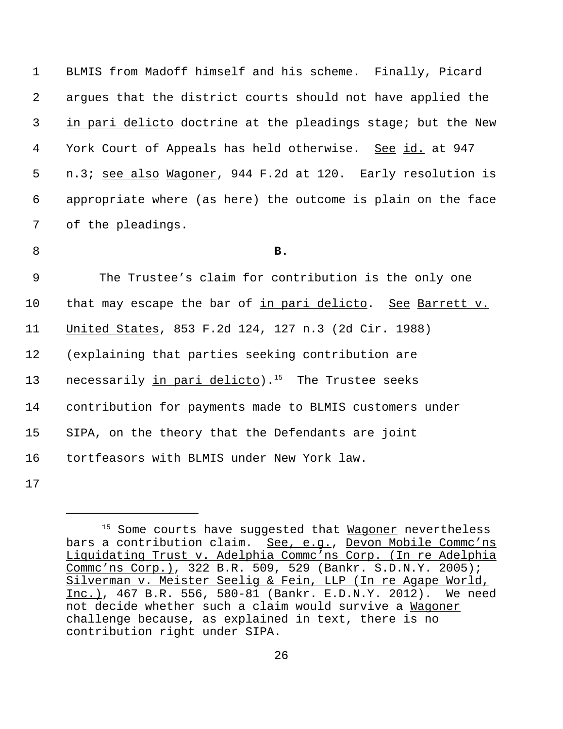BLMIS from Madoff himself and his scheme. Finally, Picard argues that the district courts should not have applied the *in pari delicto* doctrine at the pleadings stage; but the New York Court of Appeals has held otherwise. *See id.* at 947 n.3; *see also Wagoner*, 944 F.2d at 120. Early resolution is appropriate where (as here) the outcome is plain on the face of the pleadings.

**B.**

The Trustee's claim for contribution is the only one that may escape the bar of *in pari delicto*. *See Barrett v. United States*, 853 F.2d 124, 127 n.3 (2d Cir. 1988) (explaining that parties seeking contribution are necessarily *in pari delicto*).[15] The Trustee seeks contribution for payments made to BLMIS customers under SIPA, on the theory that the Defendants are joint tortfeasors with BLMIS under New York law.

---

[15] Some courts have suggested that *Wagoner* nevertheless bars a contribution claim. *See, e.g.*, *Devon Mobile Commc'ns Liquidating Trust v. Adelphia Commc'ns Corp. (In re Adelphia Commc'ns Corp.)*, 322 B.R. 509, 529 (Bankr. S.D.N.Y. 2005); *Silverman v. Meister Seelig & Fein, LLP (In re Agape World, Inc.)*, 467 B.R. 556, 580-81 (Bankr. E.D.N.Y. 2012). We need not decide whether such a claim would survive a *Wagoner* challenge because, as explained in text, there is no contribution right under SIPA.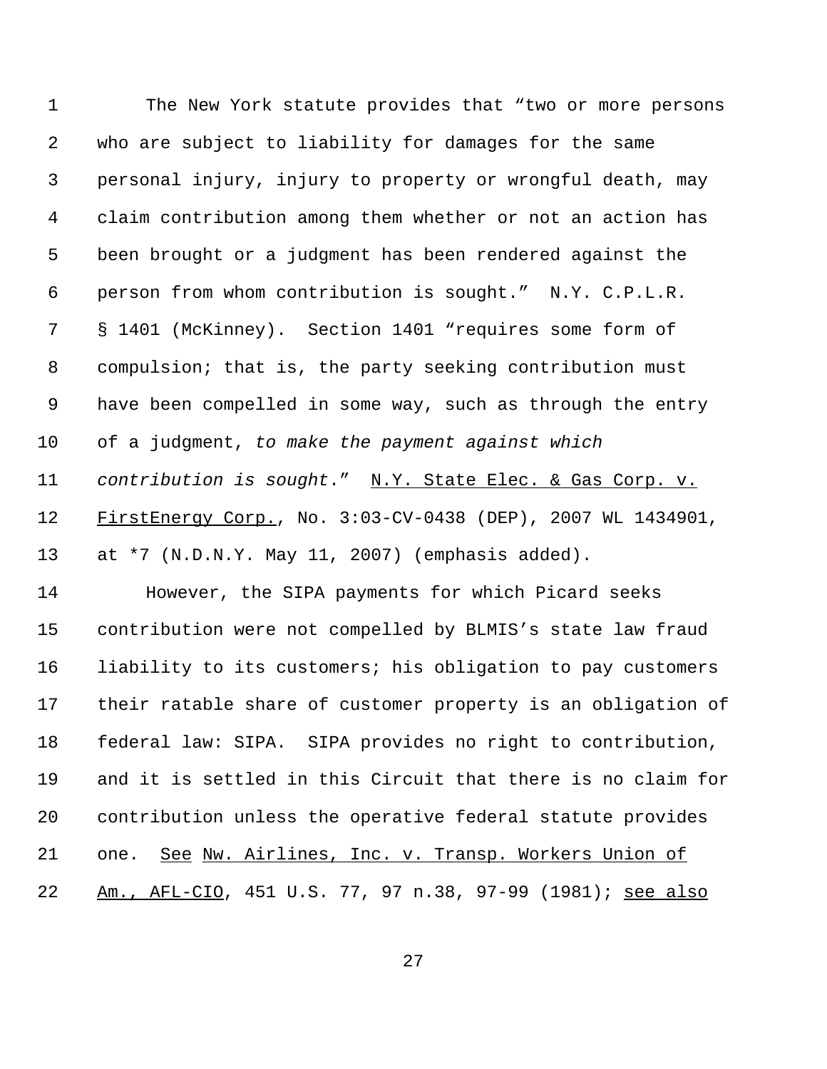The New York statute provides that "two or more persons who are subject to liability for damages for the same personal injury, injury to property or wrongful death, may claim contribution among them whether or not an action has been brought or a judgment has been rendered against the person from whom contribution is sought." N.Y. C.P.L.R. § 1401 (McKinney). Section 1401 "requires some form of compulsion; that is, the party seeking contribution must have been compelled in some way, such as through the entry of a judgment, *to make the payment against which contribution is sought*." N.Y. State Elec. & Gas Corp. v. FirstEnergy Corp., No. 3:03-CV-0438 (DEP), 2007 WL 1434901, at *7 (N.D.N.Y. May 11, 2007) (emphasis added).

However, the SIPA payments for which Picard seeks contribution were not compelled by BLMIS's state law fraud liability to its customers; his obligation to pay customers their ratable share of customer property is an obligation of federal law: SIPA. SIPA provides no right to contribution, and it is settled in this Circuit that there is no claim for contribution unless the operative federal statute provides one. See Nw. Airlines, Inc. v. Transp. Workers Union of Am., AFL-CIO, 451 U.S. 77, 97 n.38, 97-99 (1981); see also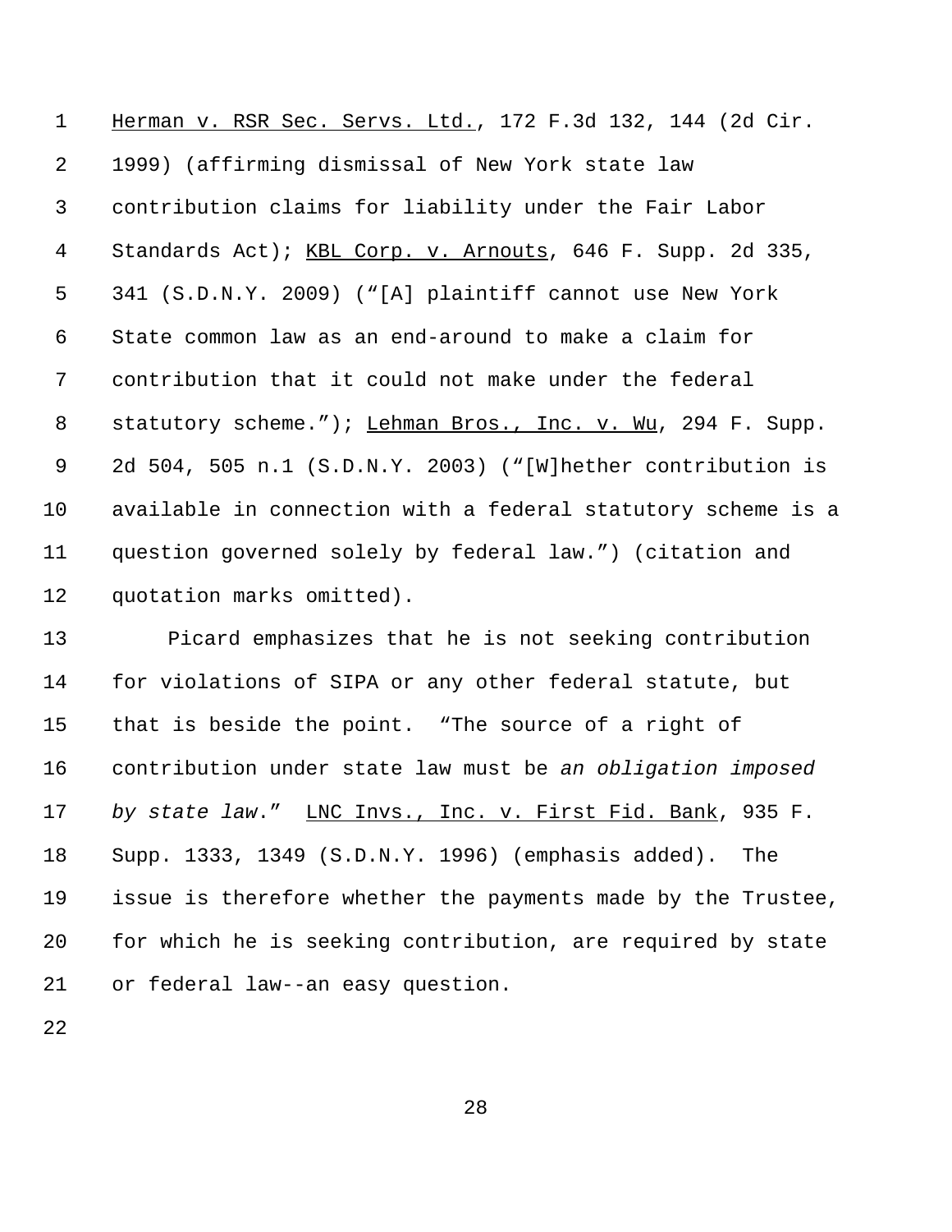Herman v. RSR Sec. Servs. Ltd., 172 F.3d 132, 144 (2d Cir. 1999) (affirming dismissal of New York state law contribution claims for liability under the Fair Labor Standards Act); KBL Corp. v. Arnouts, 646 F. Supp. 2d 335, 341 (S.D.N.Y. 2009) ("[A] plaintiff cannot use New York State common law as an end-around to make a claim for contribution that it could not make under the federal statutory scheme."); Lehman Bros., Inc. v. Wu, 294 F. Supp. 2d 504, 505 n.1 (S.D.N.Y. 2003) ("[W]hether contribution is available in connection with a federal statutory scheme is a question governed solely by federal law.") (citation and quotation marks omitted).

Picard emphasizes that he is not seeking contribution for violations of SIPA or any other federal statute, but that is beside the point. "The source of a right of contribution under state law must be *an obligation imposed by state law*." LNC Invs., Inc. v. First Fid. Bank, 935 F. Supp. 1333, 1349 (S.D.N.Y. 1996) (emphasis added). The issue is therefore whether the payments made by the Trustee, for which he is seeking contribution, are required by state or federal law--an easy question.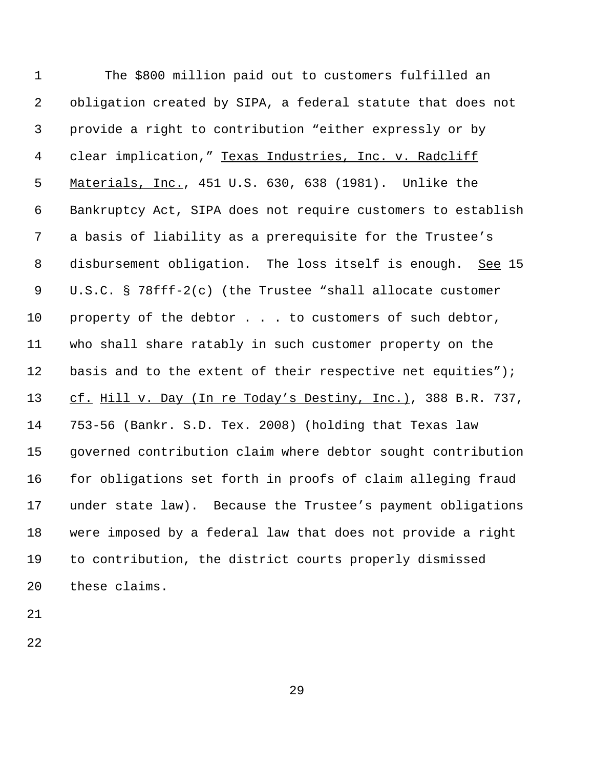The $800 million paid out to customers fulfilled an obligation created by SIPA, a federal statute that does not provide a right to contribution "either expressly or by clear implication," Texas Industries, Inc. v. Radcliff Materials, Inc., 451 U.S. 630, 638 (1981). Unlike the Bankruptcy Act, SIPA does not require customers to establish a basis of liability as a prerequisite for the Trustee's disbursement obligation. The loss itself is enough. See 15 U.S.C. § 78fff-2(c) (the Trustee "shall allocate customer property of the debtor . . . to customers of such debtor, who shall share ratably in such customer property on the basis and to the extent of their respective net equities"); cf. Hill v. Day (In re Today's Destiny, Inc.), 388 B.R. 737, 753-56 (Bankr. S.D. Tex. 2008) (holding that Texas law governed contribution claim where debtor sought contribution for obligations set forth in proofs of claim alleging fraud under state law). Because the Trustee's payment obligations were imposed by a federal law that does not provide a right to contribution, the district courts properly dismissed these claims.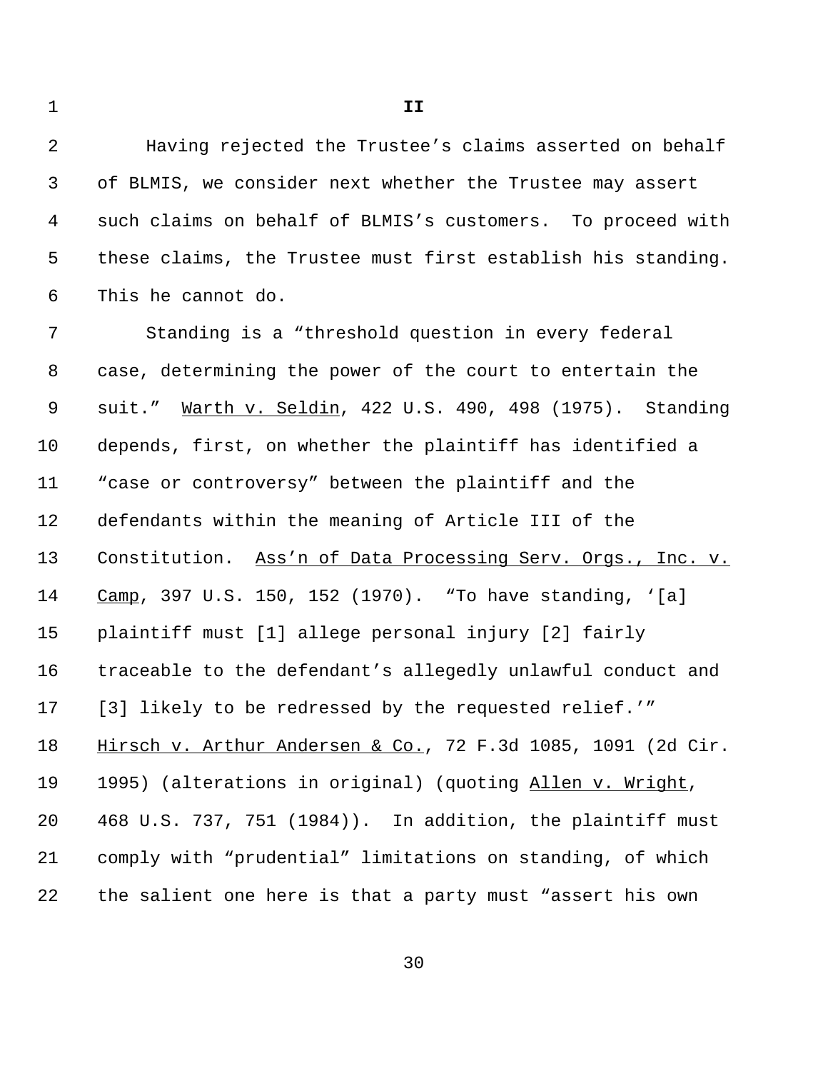**II**

Having rejected the Trustee's claims asserted on behalf of BLMIS, we consider next whether the Trustee may assert such claims on behalf of BLMIS's customers. To proceed with these claims, the Trustee must first establish his standing. This he cannot do.

Standing is a "threshold question in every federal case, determining the power of the court to entertain the suit." Warth v. Seldin, 422 U.S. 490, 498 (1975). Standing depends, first, on whether the plaintiff has identified a "case or controversy" between the plaintiff and the defendants within the meaning of Article III of the Constitution. Ass'n of Data Processing Serv. Orgs., Inc. v. Camp, 397 U.S. 150, 152 (1970). "To have standing, '[a] plaintiff must [1] allege personal injury [2] fairly traceable to the defendant's allegedly unlawful conduct and [3] likely to be redressed by the requested relief.'" Hirsch v. Arthur Andersen & Co., 72 F.3d 1085, 1091 (2d Cir. 1995) (alterations in original) (quoting Allen v. Wright, 468 U.S. 737, 751 (1984)). In addition, the plaintiff must comply with "prudential" limitations on standing, of which the salient one here is that a party must "assert his own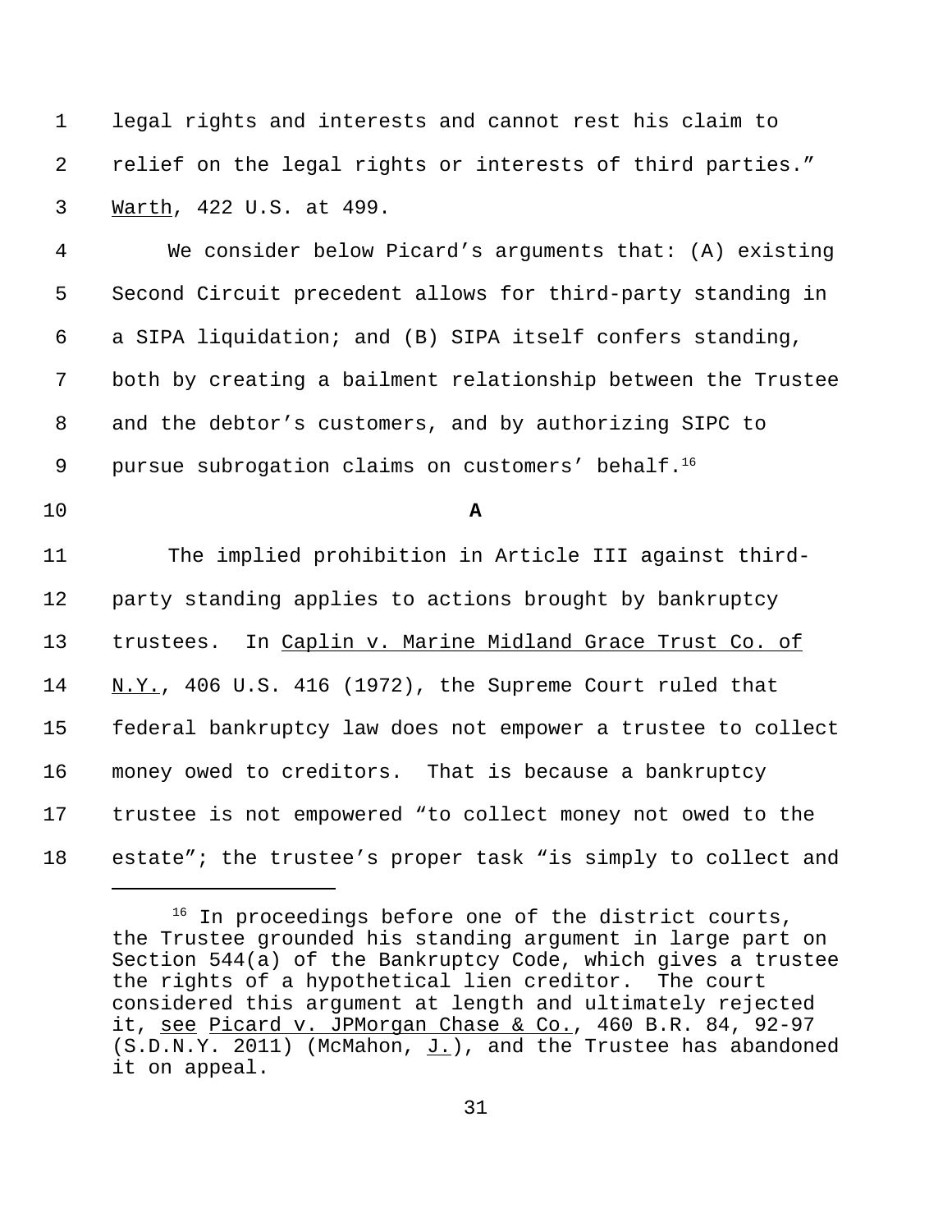legal rights and interests and cannot rest his claim to relief on the legal rights or interests of third parties." Warth, 422 U.S. at 499.

We consider below Picard's arguments that: (A) existing Second Circuit precedent allows for third-party standing in a SIPA liquidation; and (B) SIPA itself confers standing, both by creating a bailment relationship between the Trustee and the debtor's customers, and by authorizing SIPC to pursue subrogation claims on customers' behalf.[16]

**A**

The implied prohibition in Article III against third-party standing applies to actions brought by bankruptcy trustees. In Caplin v. Marine Midland Grace Trust Co. of N.Y., 406 U.S. 416 (1972), the Supreme Court ruled that federal bankruptcy law does not empower a trustee to collect money owed to creditors. That is because a bankruptcy trustee is not empowered "to collect money not owed to the estate"; the trustee's proper task "is simply to collect and

---

[16] In proceedings before one of the district courts, the Trustee grounded his standing argument in large part on Section 544(a) of the Bankruptcy Code, which gives a trustee the rights of a hypothetical lien creditor. The court considered this argument at length and ultimately rejected it, see Picard v. JPMorgan Chase & Co., 460 B.R. 84, 92-97 (S.D.N.Y. 2011) (McMahon, J.), and the Trustee has abandoned it on appeal.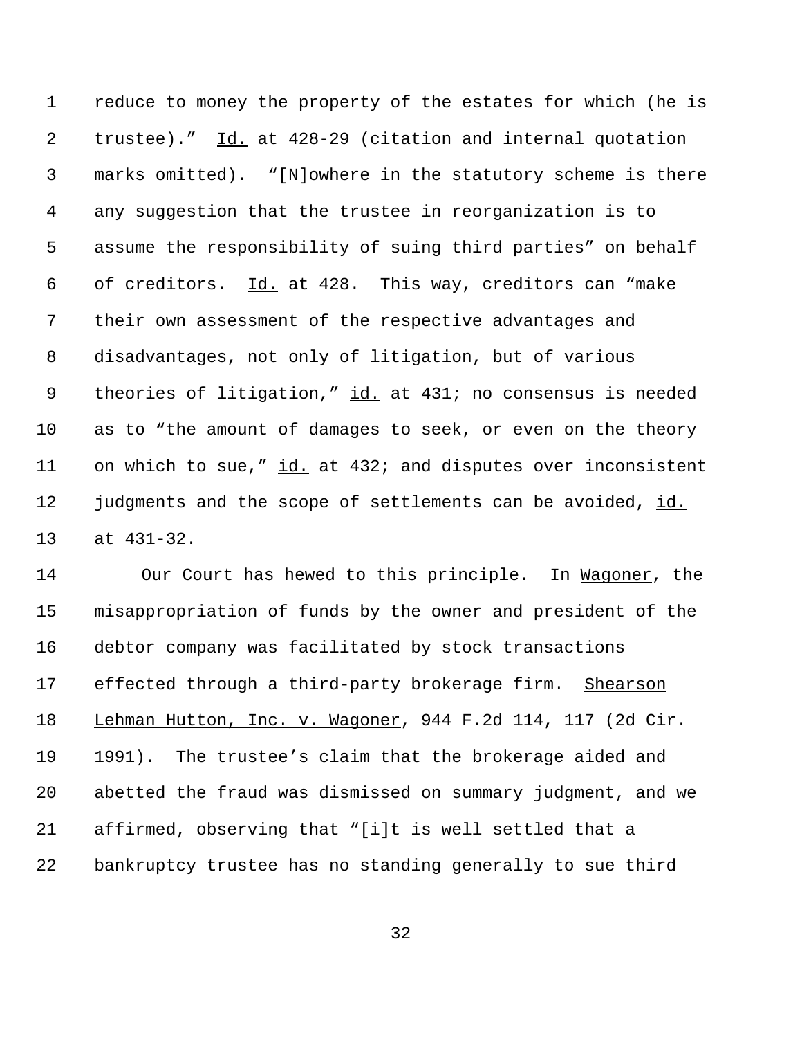reduce to money the property of the estates for which (he is trustee)." Id. at 428-29 (citation and internal quotation marks omitted). "[N]owhere in the statutory scheme is there any suggestion that the trustee in reorganization is to assume the responsibility of suing third parties" on behalf of creditors. Id. at 428. This way, creditors can "make their own assessment of the respective advantages and disadvantages, not only of litigation, but of various theories of litigation," id. at 431; no consensus is needed as to "the amount of damages to seek, or even on the theory on which to sue," id. at 432; and disputes over inconsistent judgments and the scope of settlements can be avoided, id. at 431-32.

Our Court has hewed to this principle. In Wagoner, the misappropriation of funds by the owner and president of the debtor company was facilitated by stock transactions effected through a third-party brokerage firm. Shearson Lehman Hutton, Inc. v. Wagoner, 944 F.2d 114, 117 (2d Cir. 1991). The trustee's claim that the brokerage aided and abetted the fraud was dismissed on summary judgment, and we affirmed, observing that "[i]t is well settled that a bankruptcy trustee has no standing generally to sue third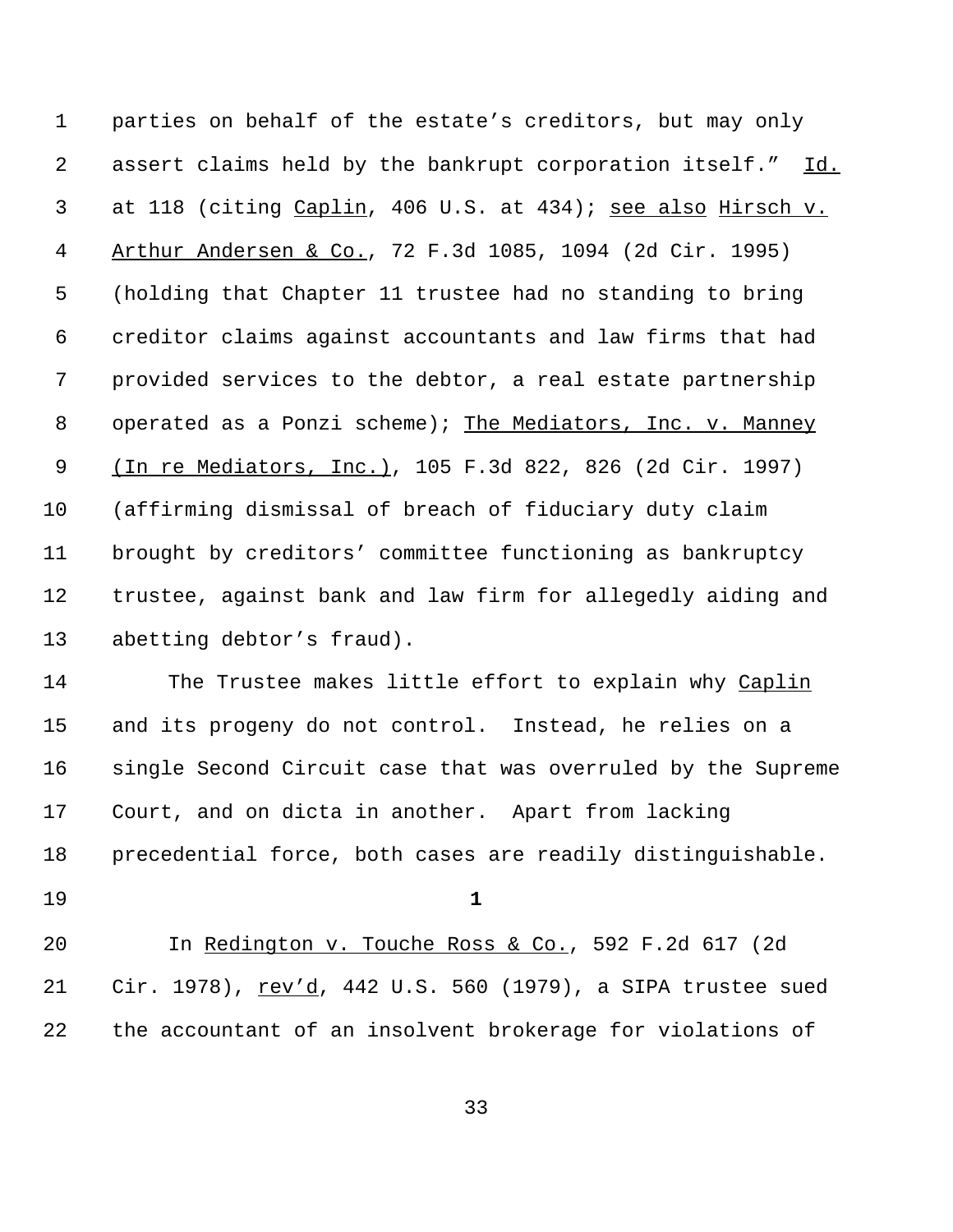parties on behalf of the estate's creditors, but may only assert claims held by the bankrupt corporation itself." Id. at 118 (citing Caplin, 406 U.S. at 434); see also Hirsch v. Arthur Andersen & Co., 72 F.3d 1085, 1094 (2d Cir. 1995) (holding that Chapter 11 trustee had no standing to bring creditor claims against accountants and law firms that had provided services to the debtor, a real estate partnership operated as a Ponzi scheme); The Mediators, Inc. v. Manney (In re Mediators, Inc.), 105 F.3d 822, 826 (2d Cir. 1997) (affirming dismissal of breach of fiduciary duty claim brought by creditors' committee functioning as bankruptcy trustee, against bank and law firm for allegedly aiding and abetting debtor's fraud).

The Trustee makes little effort to explain why Caplin and its progeny do not control. Instead, he relies on a single Second Circuit case that was overruled by the Supreme Court, and on dicta in another. Apart from lacking precedential force, both cases are readily distinguishable.

**1**

In Redington v. Touche Ross & Co., 592 F.2d 617 (2d Cir. 1978), rev'd, 442 U.S. 560 (1979), a SIPA trustee sued the accountant of an insolvent brokerage for violations of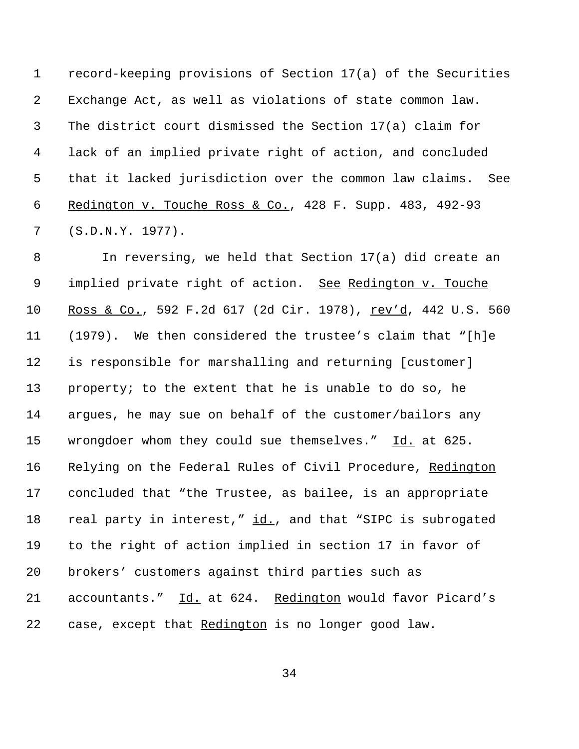record-keeping provisions of Section 17(a) of the Securities Exchange Act, as well as violations of state common law. The district court dismissed the Section 17(a) claim for lack of an implied private right of action, and concluded that it lacked jurisdiction over the common law claims. See Redington v. Touche Ross & Co., 428 F. Supp. 483, 492-93 (S.D.N.Y. 1977).

In reversing, we held that Section 17(a) did create an implied private right of action. See Redington v. Touche Ross & Co., 592 F.2d 617 (2d Cir. 1978), rev'd, 442 U.S. 560 (1979). We then considered the trustee's claim that "[h]e is responsible for marshalling and returning [customer] property; to the extent that he is unable to do so, he argues, he may sue on behalf of the customer/bailors any wrongdoer whom they could sue themselves." Id. at 625. Relying on the Federal Rules of Civil Procedure, Redington concluded that "the Trustee, as bailee, is an appropriate real party in interest," id., and that "SIPC is subrogated to the right of action implied in section 17 in favor of brokers' customers against third parties such as accountants." Id. at 624. Redington would favor Picard's case, except that Redington is no longer good law.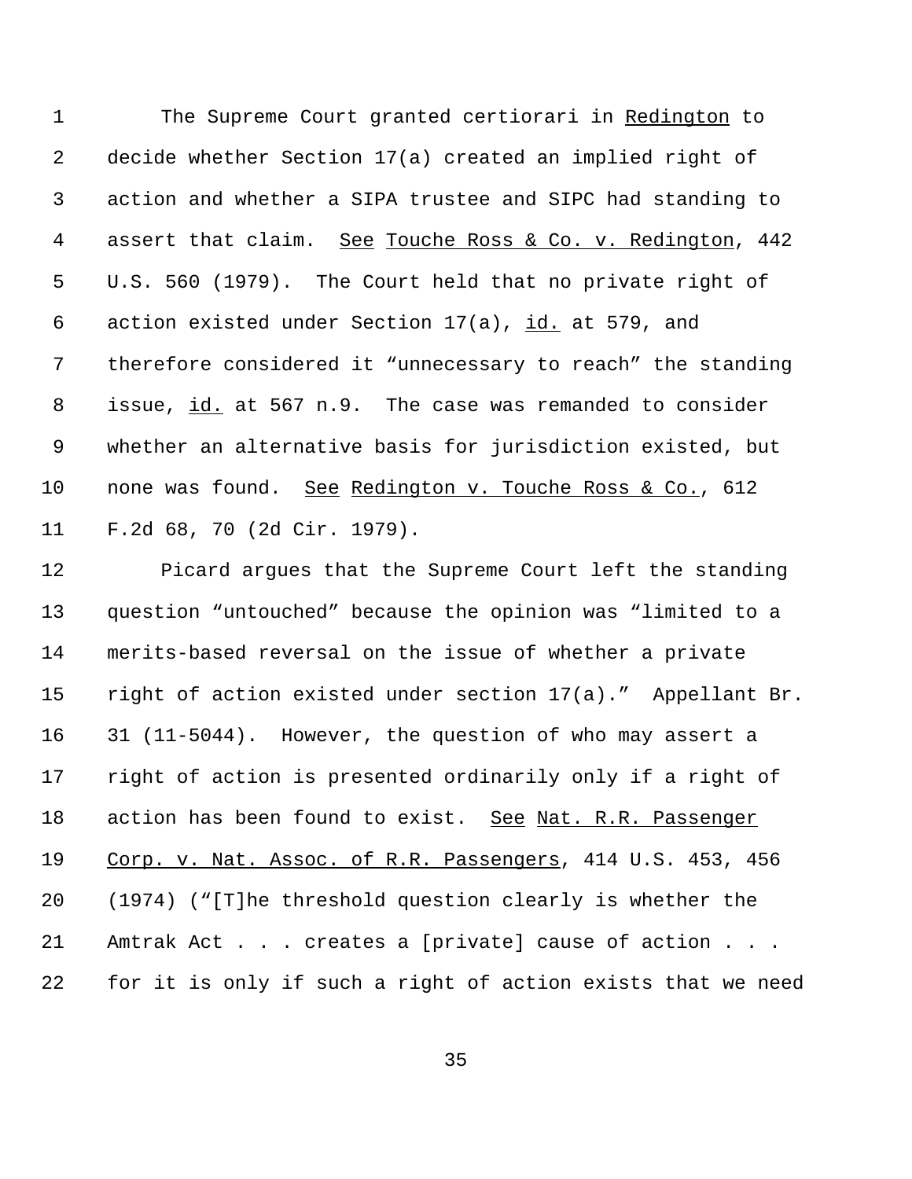The Supreme Court granted certiorari in _Redington_ to decide whether Section 17(a) created an implied right of action and whether a SIPA trustee and SIPC had standing to assert that claim. _See_ _Touche Ross & Co. v. Redington_, 442 U.S. 560 (1979). The Court held that no private right of action existed under Section 17(a), _id._ at 579, and therefore considered it "unnecessary to reach" the standing issue, _id._ at 567 n.9. The case was remanded to consider whether an alternative basis for jurisdiction existed, but none was found. _See_ _Redington v. Touche Ross & Co._, 612 F.2d 68, 70 (2d Cir. 1979).

Picard argues that the Supreme Court left the standing question "untouched" because the opinion was "limited to a merits-based reversal on the issue of whether a private right of action existed under section 17(a)." Appellant Br. 31 (11-5044). However, the question of who may assert a right of action is presented ordinarily only if a right of action has been found to exist. _See_ _Nat. R.R. Passenger Corp. v. Nat. Assoc. of R.R. Passengers_, 414 U.S. 453, 456 (1974) ("[T]he threshold question clearly is whether the Amtrak Act . . . creates a [private] cause of action . . . for it is only if such a right of action exists that we need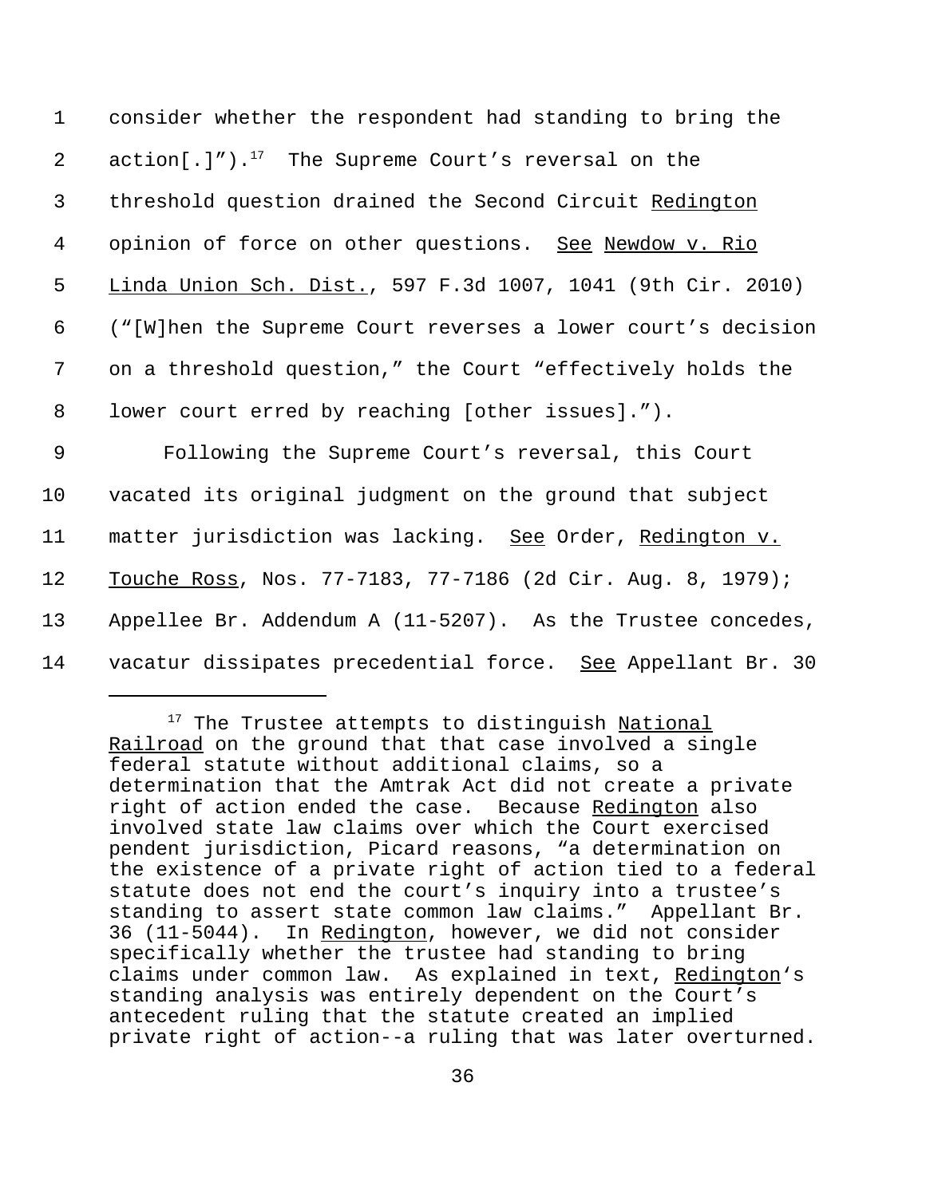consider whether the respondent had standing to bring the action[.]").[17] The Supreme Court's reversal on the threshold question drained the Second Circuit Redington opinion of force on other questions. See Newdow v. Rio Linda Union Sch. Dist., 597 F.3d 1007, 1041 (9th Cir. 2010) ("[W]hen the Supreme Court reverses a lower court's decision on a threshold question," the Court "effectively holds the lower court erred by reaching [other issues].").

Following the Supreme Court's reversal, this Court vacated its original judgment on the ground that subject matter jurisdiction was lacking. See Order, Redington v. Touche Ross, Nos. 77-7183, 77-7186 (2d Cir. Aug. 8, 1979); Appellee Br. Addendum A (11-5207). As the Trustee concedes, vacatur dissipates precedential force. See Appellant Br. 30

---

[17] The Trustee attempts to distinguish National Railroad on the ground that that case involved a single federal statute without additional claims, so a determination that the Amtrak Act did not create a private right of action ended the case. Because Redington also involved state law claims over which the Court exercised pendent jurisdiction, Picard reasons, "a determination on the existence of a private right of action tied to a federal statute does not end the court's inquiry into a trustee's standing to assert state common law claims." Appellant Br. 36 (11-5044). In Redington, however, we did not consider specifically whether the trustee had standing to bring claims under common law. As explained in text, Redington's standing analysis was entirely dependent on the Court's antecedent ruling that the statute created an implied private right of action--a ruling that was later overturned.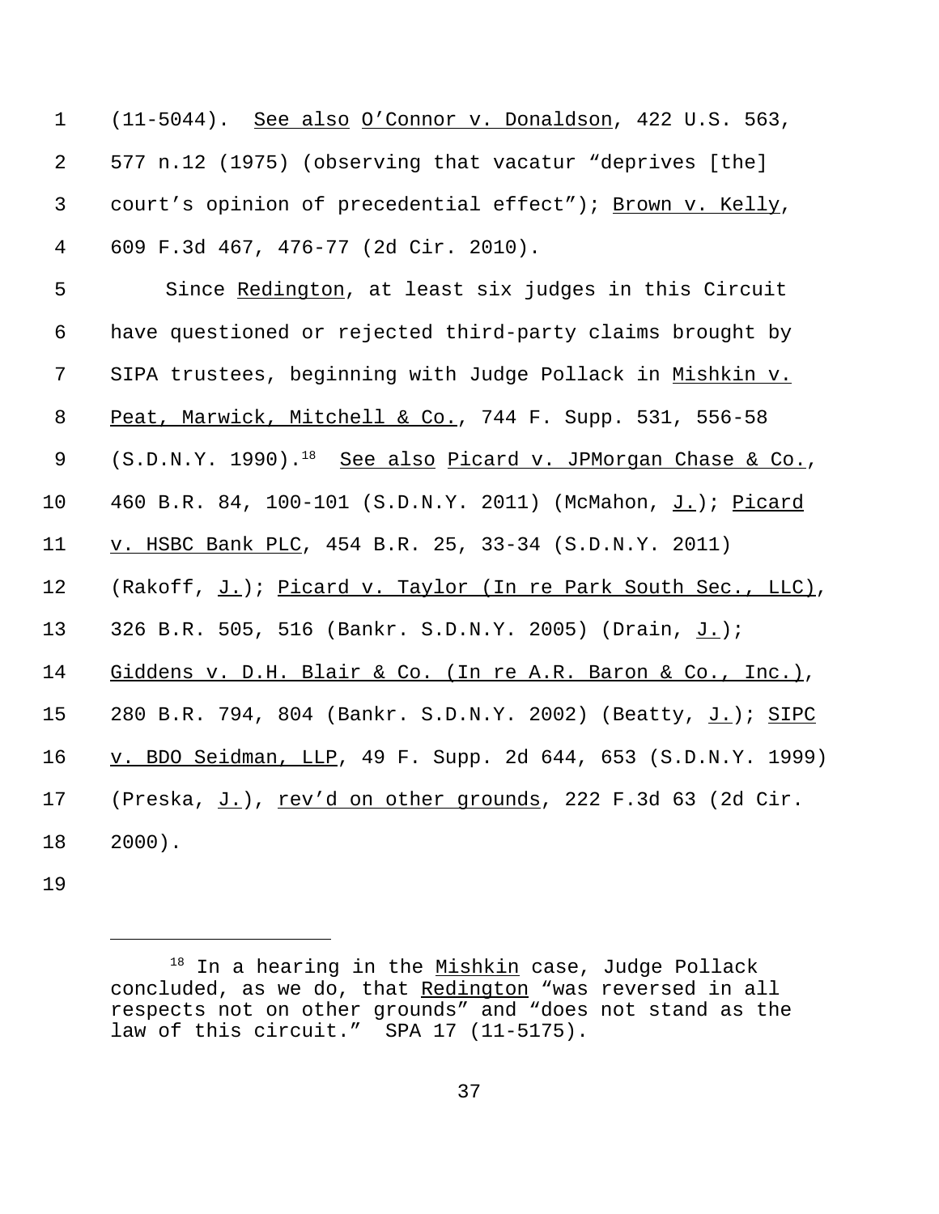(11-5044). See also O'Connor v. Donaldson, 422 U.S. 563, 577 n.12 (1975) (observing that vacatur "deprives [the] court's opinion of precedential effect"); Brown v. Kelly, 609 F.3d 467, 476-77 (2d Cir. 2010).

Since Redington, at least six judges in this Circuit have questioned or rejected third-party claims brought by SIPA trustees, beginning with Judge Pollack in Mishkin v. Peat, Marwick, Mitchell & Co., 744 F. Supp. 531, 556-58 (S.D.N.Y. 1990).[18] See also Picard v. JPMorgan Chase & Co., 460 B.R. 84, 100-101 (S.D.N.Y. 2011) (McMahon, J.); Picard v. HSBC Bank PLC, 454 B.R. 25, 33-34 (S.D.N.Y. 2011) (Rakoff, J.); Picard v. Taylor (In re Park South Sec., LLC), 326 B.R. 505, 516 (Bankr. S.D.N.Y. 2005) (Drain, J.); Giddens v. D.H. Blair & Co. (In re A.R. Baron & Co., Inc.), 280 B.R. 794, 804 (Bankr. S.D.N.Y. 2002) (Beatty, J.); SIPC v. BDO Seidman, LLP, 49 F. Supp. 2d 644, 653 (S.D.N.Y. 1999) (Preska, J.), rev'd on other grounds, 222 F.3d 63 (2d Cir. 2000).

---

[18] In a hearing in the Mishkin case, Judge Pollack concluded, as we do, that Redington "was reversed in all respects not on other grounds" and "does not stand as the law of this circuit." SPA 17 (11-5175).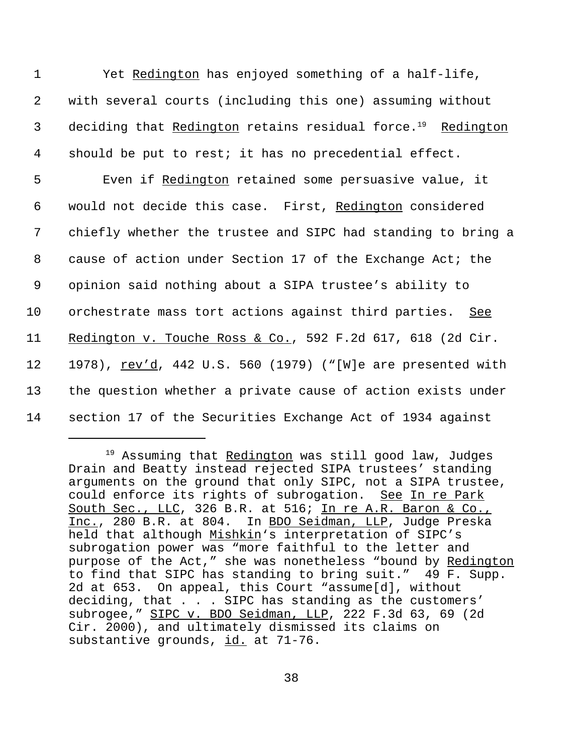Yet Redington has enjoyed something of a half-life, with several courts (including this one) assuming without deciding that Redington retains residual force.[19] Redington should be put to rest; it has no precedential effect.

Even if Redington retained some persuasive value, it would not decide this case. First, Redington considered chiefly whether the trustee and SIPC had standing to bring a cause of action under Section 17 of the Exchange Act; the opinion said nothing about a SIPA trustee's ability to orchestrate mass tort actions against third parties. See Redington v. Touche Ross & Co., 592 F.2d 617, 618 (2d Cir. 1978), rev'd, 442 U.S. 560 (1979) ("[W]e are presented with the question whether a private cause of action exists under section 17 of the Securities Exchange Act of 1934 against

---

[19] Assuming that Redington was still good law, Judges Drain and Beatty instead rejected SIPA trustees' standing arguments on the ground that only SIPC, not a SIPA trustee, could enforce its rights of subrogation. See In re Park South Sec., LLC, 326 B.R. at 516; In re A.R. Baron & Co., Inc., 280 B.R. at 804. In BDO Seidman, LLP, Judge Preska held that although Mishkin's interpretation of SIPC's subrogation power was "more faithful to the letter and purpose of the Act," she was nonetheless "bound by Redington to find that SIPC has standing to bring suit." 49 F. Supp. 2d at 653. On appeal, this Court "assume[d], without deciding, that . . . SIPC has standing as the customers' subrogee," SIPC v. BDO Seidman, LLP, 222 F.3d 63, 69 (2d Cir. 2000), and ultimately dismissed its claims on substantive grounds, id. at 71-76.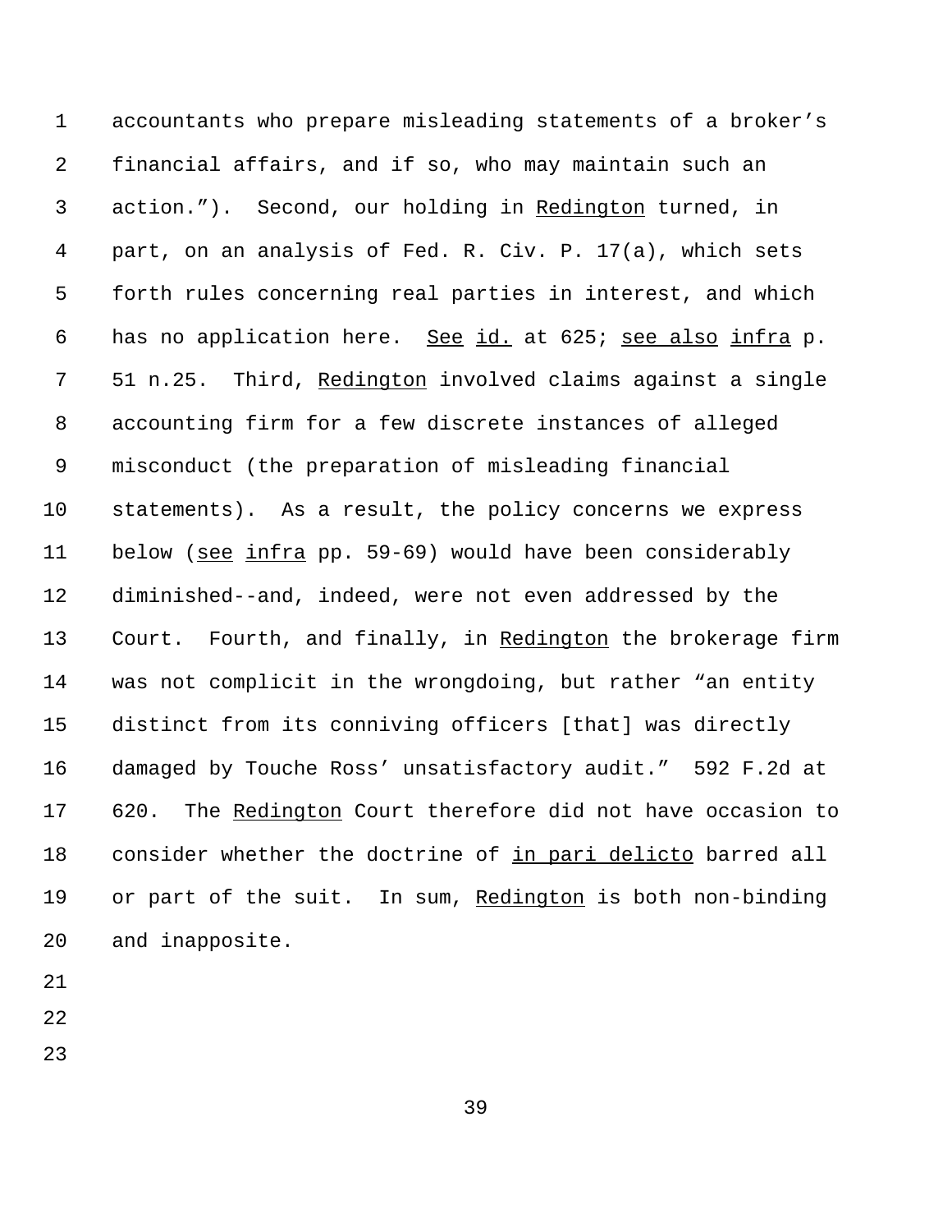accountants who prepare misleading statements of a broker's financial affairs, and if so, who may maintain such an action."). Second, our holding in Redington turned, in part, on an analysis of Fed. R. Civ. P. 17(a), which sets forth rules concerning real parties in interest, and which has no application here. See id. at 625; see also infra p. 51 n.25. Third, Redington involved claims against a single accounting firm for a few discrete instances of alleged misconduct (the preparation of misleading financial statements). As a result, the policy concerns we express below (see infra pp. 59-69) would have been considerably diminished--and, indeed, were not even addressed by the Court. Fourth, and finally, in Redington the brokerage firm was not complicit in the wrongdoing, but rather "an entity distinct from its conniving officers [that] was directly damaged by Touche Ross' unsatisfactory audit." 592 F.2d at 620. The Redington Court therefore did not have occasion to consider whether the doctrine of in pari delicto barred all or part of the suit. In sum, Redington is both non-binding and inapposite.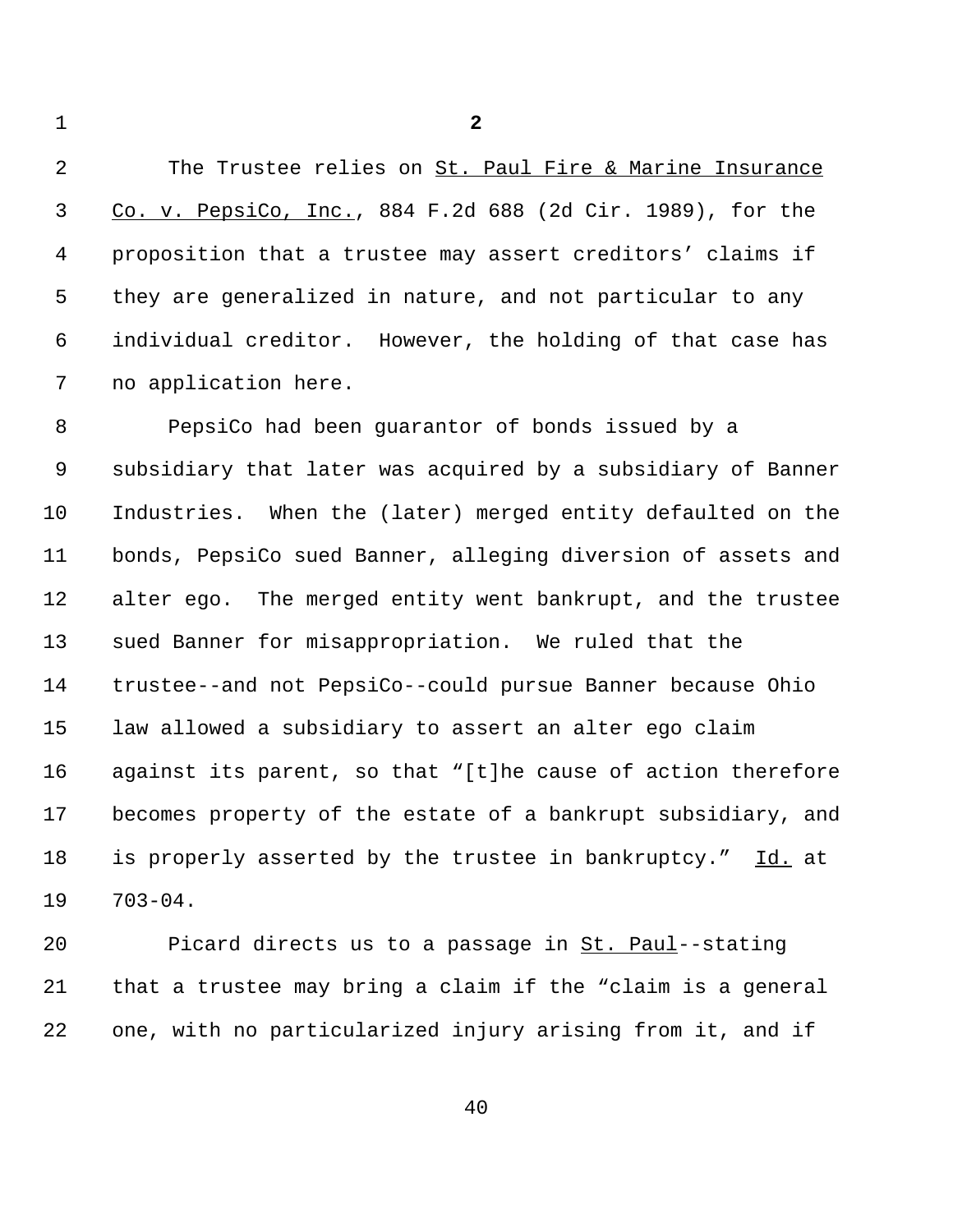**2**

The Trustee relies on St. Paul Fire & Marine Insurance Co. v. PepsiCo, Inc., 884 F.2d 688 (2d Cir. 1989), for the proposition that a trustee may assert creditors' claims if they are generalized in nature, and not particular to any individual creditor. However, the holding of that case has no application here.

PepsiCo had been guarantor of bonds issued by a subsidiary that later was acquired by a subsidiary of Banner Industries. When the (later) merged entity defaulted on the bonds, PepsiCo sued Banner, alleging diversion of assets and alter ego. The merged entity went bankrupt, and the trustee sued Banner for misappropriation. We ruled that the trustee--and not PepsiCo--could pursue Banner because Ohio law allowed a subsidiary to assert an alter ego claim against its parent, so that "[t]he cause of action therefore becomes property of the estate of a bankrupt subsidiary, and is properly asserted by the trustee in bankruptcy." Id. at 703-04.

Picard directs us to a passage in St. Paul--stating that a trustee may bring a claim if the "claim is a general one, with no particularized injury arising from it, and if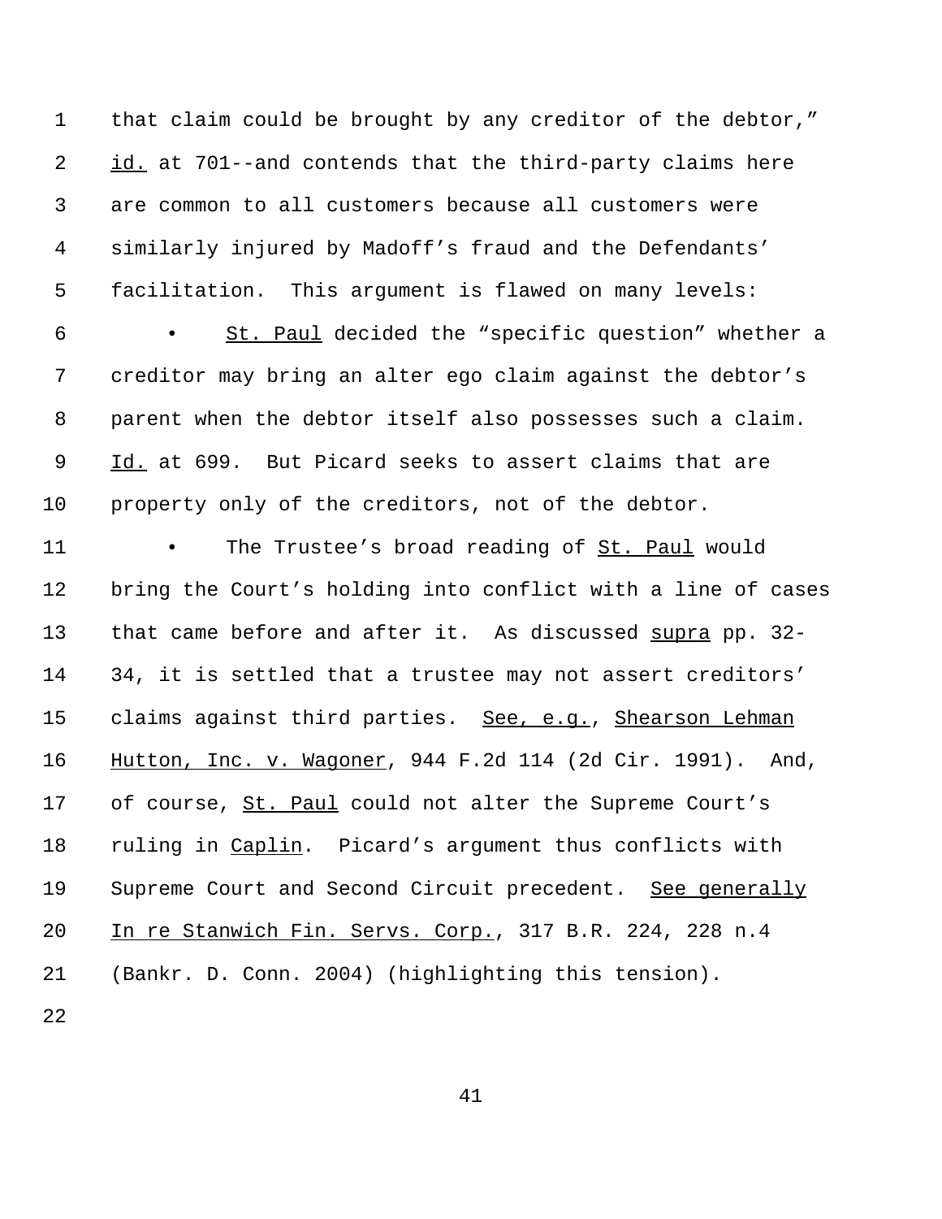that claim could be brought by any creditor of the debtor," id. at 701--and contends that the third-party claims here are common to all customers because all customers were similarly injured by Madoff's fraud and the Defendants' facilitation. This argument is flawed on many levels:

- St. Paul decided the "specific question" whether a creditor may bring an alter ego claim against the debtor's parent when the debtor itself also possesses such a claim. Id. at 699. But Picard seeks to assert claims that are property only of the creditors, not of the debtor.

- The Trustee's broad reading of St. Paul would bring the Court's holding into conflict with a line of cases that came before and after it. As discussed supra pp. 32-34, it is settled that a trustee may not assert creditors' claims against third parties. See, e.g., Shearson Lehman Hutton, Inc. v. Wagoner, 944 F.2d 114 (2d Cir. 1991). And, of course, St. Paul could not alter the Supreme Court's ruling in Caplin. Picard's argument thus conflicts with Supreme Court and Second Circuit precedent. See generally In re Stanwich Fin. Servs. Corp., 317 B.R. 224, 228 n.4 (Bankr. D. Conn. 2004) (highlighting this tension).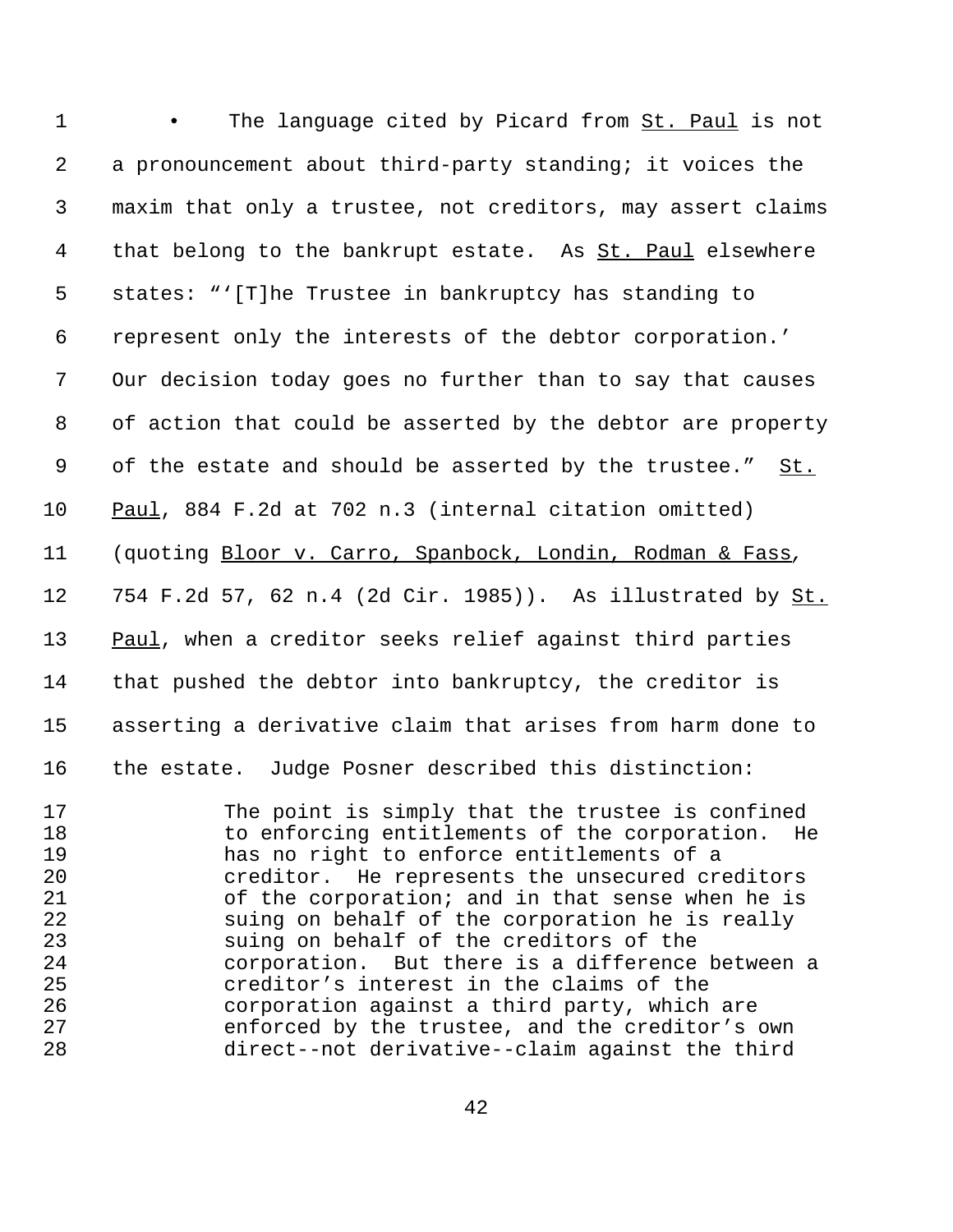- The language cited by Picard from St. Paul is not a pronouncement about third-party standing; it voices the maxim that only a trustee, not creditors, may assert claims that belong to the bankrupt estate. As St. Paul elsewhere states: "'[T]he Trustee in bankruptcy has standing to represent only the interests of the debtor corporation.' Our decision today goes no further than to say that causes of action that could be asserted by the debtor are property of the estate and should be asserted by the trustee." St. Paul, 884 F.2d at 702 n.3 (internal citation omitted) (quoting Bloor v. Carro, Spanbock, Londin, Rodman & Fass, 754 F.2d 57, 62 n.4 (2d Cir. 1985)). As illustrated by St. Paul, when a creditor seeks relief against third parties that pushed the debtor into bankruptcy, the creditor is asserting a derivative claim that arises from harm done to the estate. Judge Posner described this distinction:

> The point is simply that the trustee is confined to enforcing entitlements of the corporation. He has no right to enforce entitlements of a creditor. He represents the unsecured creditors of the corporation; and in that sense when he is suing on behalf of the corporation he is really suing on behalf of the creditors of the corporation. But there is a difference between a creditor's interest in the claims of the corporation against a third party, which are enforced by the trustee, and the creditor's own direct--not derivative--claim against the third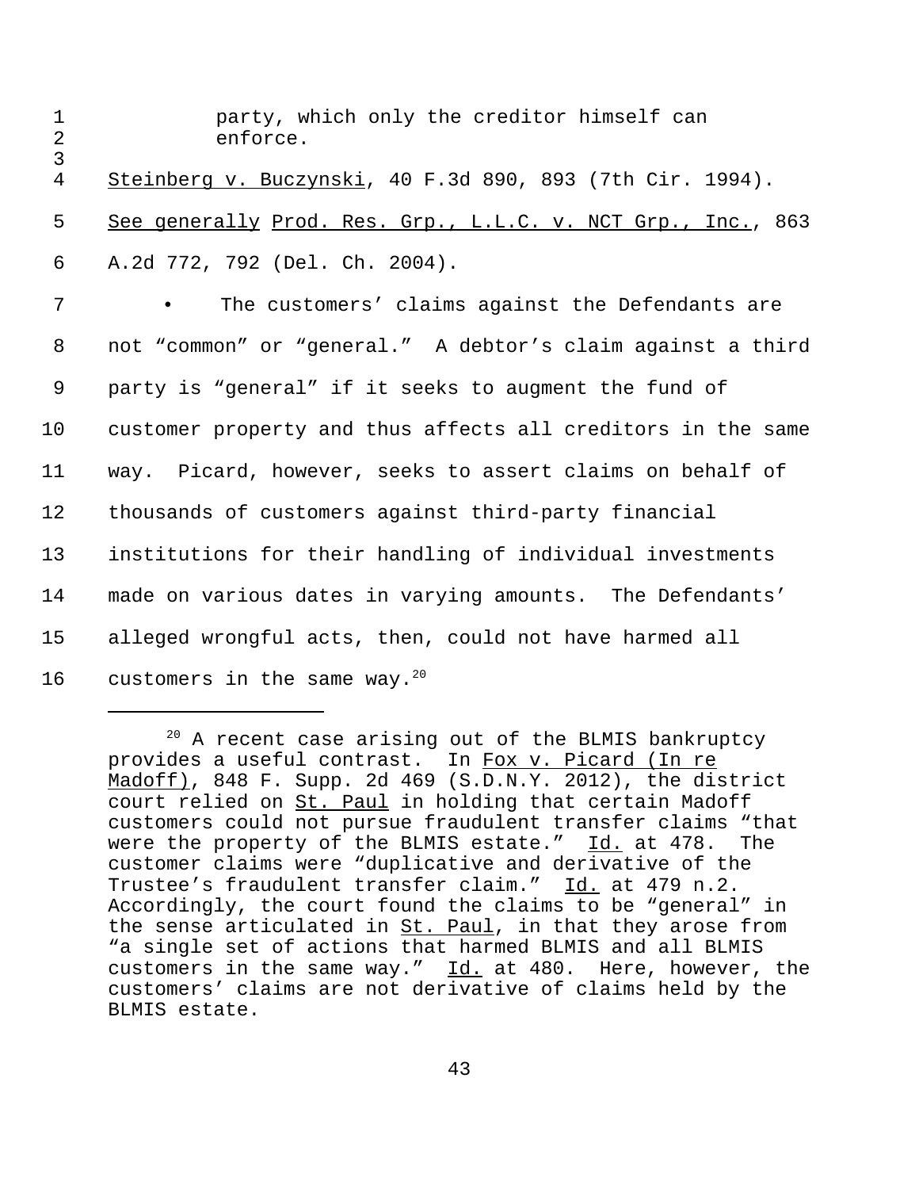party, which only the creditor himself can enforce.

Steinberg v. Buczynski, 40 F.3d 890, 893 (7th Cir. 1994). See generally Prod. Res. Grp., L.L.C. v. NCT Grp., Inc., 863 A.2d 772, 792 (Del. Ch. 2004).

- The customers' claims against the Defendants are not "common" or "general." A debtor's claim against a third party is "general" if it seeks to augment the fund of customer property and thus affects all creditors in the same way. Picard, however, seeks to assert claims on behalf of thousands of customers against third-party financial institutions for their handling of individual investments made on various dates in varying amounts. The Defendants' alleged wrongful acts, then, could not have harmed all customers in the same way.[20]

[20] A recent case arising out of the BLMIS bankruptcy provides a useful contrast. In Fox v. Picard (In re Madoff), 848 F. Supp. 2d 469 (S.D.N.Y. 2012), the district court relied on St. Paul in holding that certain Madoff customers could not pursue fraudulent transfer claims "that were the property of the BLMIS estate." Id. at 478. The customer claims were "duplicative and derivative of the Trustee's fraudulent transfer claim." Id. at 479 n.2. Accordingly, the court found the claims to be "general" in the sense articulated in St. Paul, in that they arose from "a single set of actions that harmed BLMIS and all BLMIS customers in the same way." Id. at 480. Here, however, the customers' claims are not derivative of claims held by the BLMIS estate.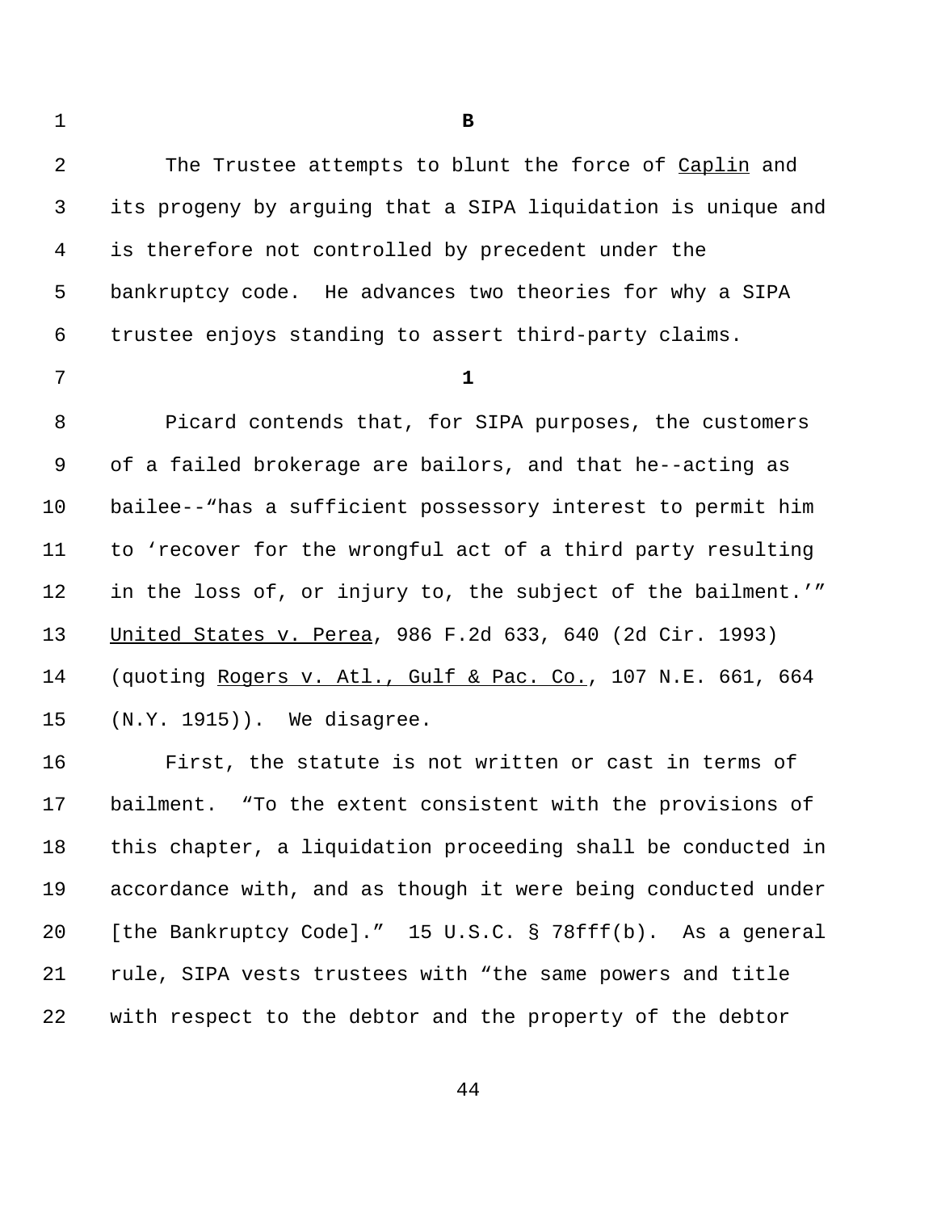**B**

The Trustee attempts to blunt the force of Caplin and its progeny by arguing that a SIPA liquidation is unique and is therefore not controlled by precedent under the bankruptcy code. He advances two theories for why a SIPA trustee enjoys standing to assert third-party claims.

**1**

Picard contends that, for SIPA purposes, the customers of a failed brokerage are bailors, and that he--acting as bailee--"has a sufficient possessory interest to permit him to 'recover for the wrongful act of a third party resulting in the loss of, or injury to, the subject of the bailment.'" United States v. Perea, 986 F.2d 633, 640 (2d Cir. 1993) (quoting Rogers v. Atl., Gulf & Pac. Co., 107 N.E. 661, 664 (N.Y. 1915)). We disagree.

First, the statute is not written or cast in terms of bailment. "To the extent consistent with the provisions of this chapter, a liquidation proceeding shall be conducted in accordance with, and as though it were being conducted under [the Bankruptcy Code]." 15 U.S.C. § 78fff(b). As a general rule, SIPA vests trustees with "the same powers and title with respect to the debtor and the property of the debtor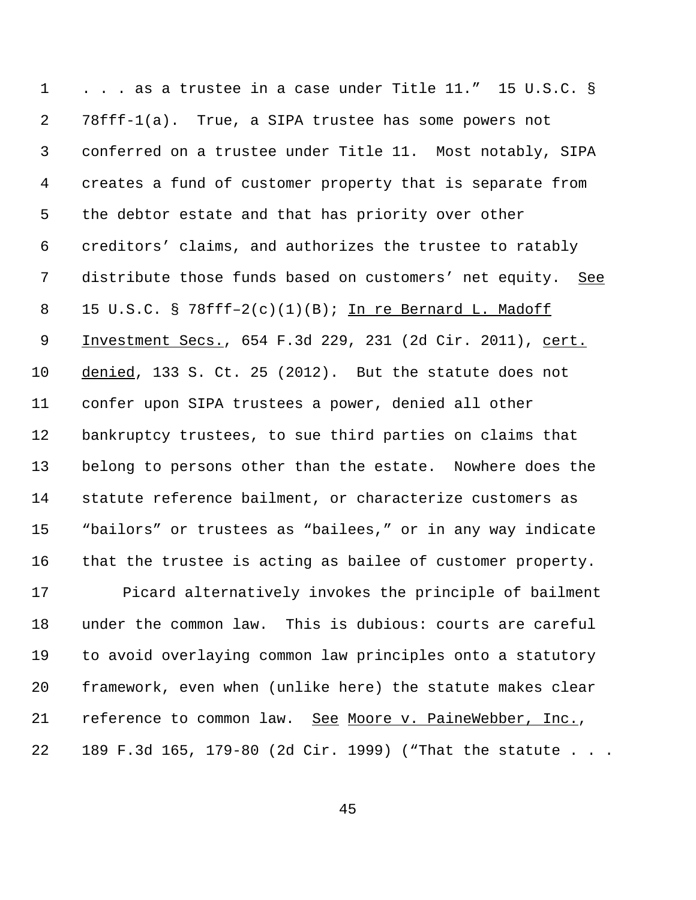. . . as a trustee in a case under Title 11." 15 U.S.C. § 78fff-1(a). True, a SIPA trustee has some powers not conferred on a trustee under Title 11. Most notably, SIPA creates a fund of customer property that is separate from the debtor estate and that has priority over other creditors' claims, and authorizes the trustee to ratably distribute those funds based on customers' net equity. See 15 U.S.C. § 78fff–2(c)(1)(B); In re Bernard L. Madoff Investment Secs., 654 F.3d 229, 231 (2d Cir. 2011), cert. denied, 133 S. Ct. 25 (2012). But the statute does not confer upon SIPA trustees a power, denied all other bankruptcy trustees, to sue third parties on claims that belong to persons other than the estate. Nowhere does the statute reference bailment, or characterize customers as "bailors" or trustees as "bailees," or in any way indicate that the trustee is acting as bailee of customer property.

Picard alternatively invokes the principle of bailment under the common law. This is dubious: courts are careful to avoid overlaying common law principles onto a statutory framework, even when (unlike here) the statute makes clear reference to common law. See Moore v. PaineWebber, Inc., 189 F.3d 165, 179-80 (2d Cir. 1999) ("That the statute . . .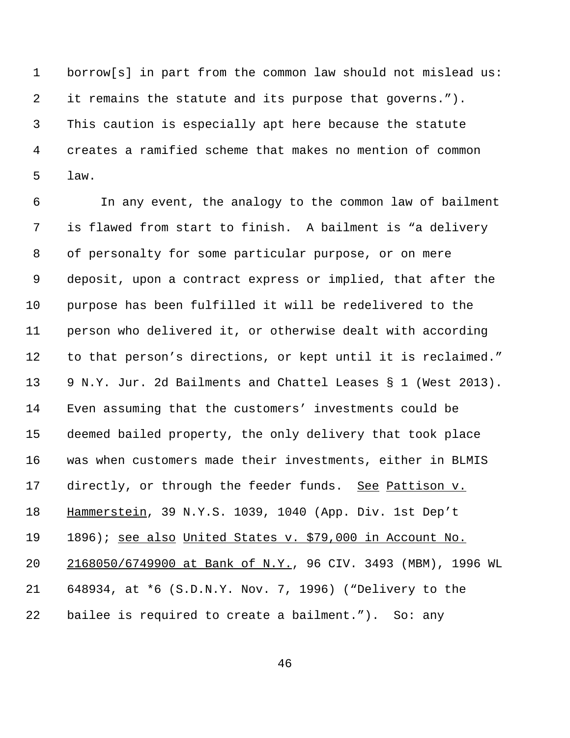borrow[s] in part from the common law should not mislead us: it remains the statute and its purpose that governs.”). This caution is especially apt here because the statute creates a ramified scheme that makes no mention of common law.

In any event, the analogy to the common law of bailment is flawed from start to finish. A bailment is “a delivery of personalty for some particular purpose, or on mere deposit, upon a contract express or implied, that after the purpose has been fulfilled it will be redelivered to the person who delivered it, or otherwise dealt with according to that person’s directions, or kept until it is reclaimed.” 9 N.Y. Jur. 2d Bailments and Chattel Leases § 1 (West 2013). Even assuming that the customers’ investments could be deemed bailed property, the only delivery that took place was when customers made their investments, either in BLMIS directly, or through the feeder funds. See Pattison v. Hammerstein, 39 N.Y.S. 1039, 1040 (App. Div. 1st Dep’t 1896); see also United States v. $79,000 in Account No. 2168050/6749900 at Bank of N.Y., 96 CIV. 3493 (MBM), 1996 WL 648934, at *6 (S.D.N.Y. Nov. 7, 1996) (“Delivery to the bailee is required to create a bailment.”). So: any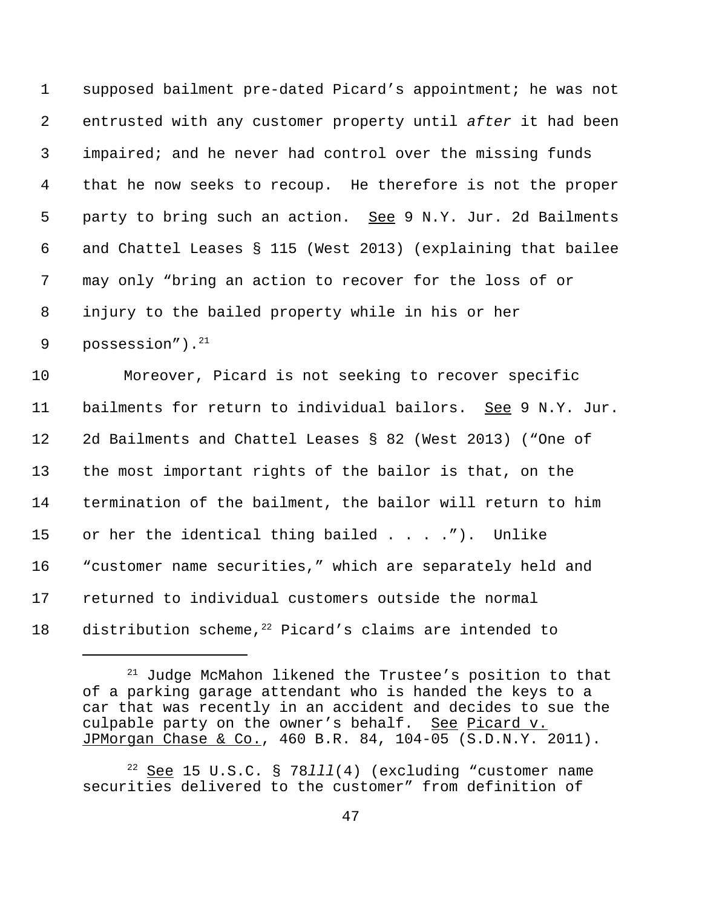supposed bailment pre-dated Picard's appointment; he was not entrusted with any customer property until *after* it had been impaired; and he never had control over the missing funds that he now seeks to recoup. He therefore is not the proper party to bring such an action. See 9 N.Y. Jur. 2d Bailments and Chattel Leases § 115 (West 2013) (explaining that bailee may only "bring an action to recover for the loss of or injury to the bailed property while in his or her possession").[21]

Moreover, Picard is not seeking to recover specific bailments for return to individual bailors. See 9 N.Y. Jur. 2d Bailments and Chattel Leases § 82 (West 2013) ("One of the most important rights of the bailor is that, on the termination of the bailment, the bailor will return to him or her the identical thing bailed . . . ."). Unlike "customer name securities," which are separately held and returned to individual customers outside the normal distribution scheme,[22] Picard's claims are intended to

---

[21] Judge McMahon likened the Trustee's position to that of a parking garage attendant who is handed the keys to a car that was recently in an accident and decides to sue the culpable party on the owner's behalf. See Picard v. JPMorgan Chase & Co., 460 B.R. 84, 104-05 (S.D.N.Y. 2011).

[22] See 15 U.S.C. § 78*lll*(4) (excluding "customer name securities delivered to the customer" from definition of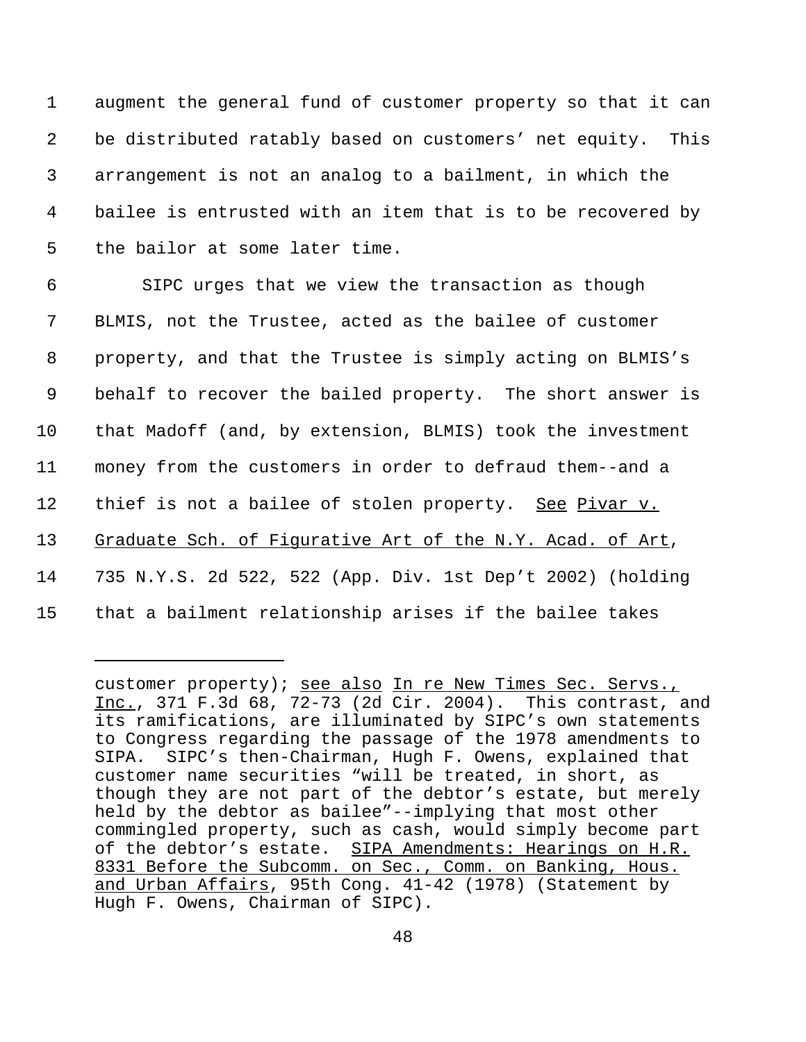augment the general fund of customer property so that it can be distributed ratably based on customers' net equity. This arrangement is not an analog to a bailment, in which the bailee is entrusted with an item that is to be recovered by the bailor at some later time.

SIPC urges that we view the transaction as though BLMIS, not the Trustee, acted as the bailee of customer property, and that the Trustee is simply acting on BLMIS's behalf to recover the bailed property. The short answer is that Madoff (and, by extension, BLMIS) took the investment money from the customers in order to defraud them--and a thief is not a bailee of stolen property. _See_ _Pivar v. Graduate Sch. of Figurative Art of the N.Y. Acad. of Art_, 735 N.Y.S. 2d 522, 522 (App. Div. 1st Dep't 2002) (holding that a bailment relationship arises if the bailee takes

---

customer property); _see also_ _In re New Times Sec. Servs., Inc._, 371 F.3d 68, 72-73 (2d Cir. 2004). This contrast, and its ramifications, are illuminated by SIPC's own statements to Congress regarding the passage of the 1978 amendments to SIPA. SIPC's then-Chairman, Hugh F. Owens, explained that customer name securities "will be treated, in short, as though they are not part of the debtor's estate, but merely held by the debtor as bailee"--implying that most other commingled property, such as cash, would simply become part of the debtor's estate. _SIPA Amendments: Hearings on H.R. 8331 Before the Subcomm. on Sec., Comm. on Banking, Hous. and Urban Affairs_, 95th Cong. 41-42 (1978) (Statement by Hugh F. Owens, Chairman of SIPC).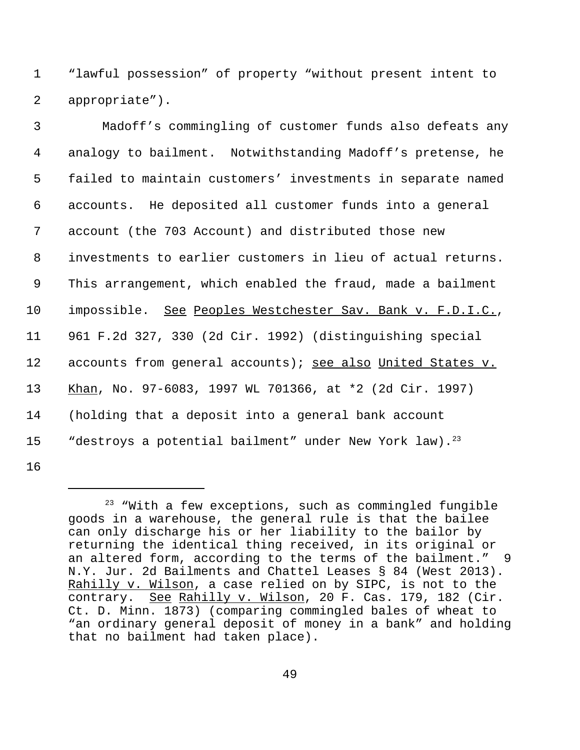"lawful possession" of property "without present intent to appropriate").

Madoff's commingling of customer funds also defeats any analogy to bailment. Notwithstanding Madoff's pretense, he failed to maintain customers' investments in separate named accounts. He deposited all customer funds into a general account (the 703 Account) and distributed those new investments to earlier customers in lieu of actual returns. This arrangement, which enabled the fraud, made a bailment impossible. See Peoples Westchester Sav. Bank v. F.D.I.C., 961 F.2d 327, 330 (2d Cir. 1992) (distinguishing special accounts from general accounts); see also United States v. Khan, No. 97-6083, 1997 WL 701366, at *2 (2d Cir. 1997) (holding that a deposit into a general bank account "destroys a potential bailment" under New York law).[23]

---

[23] "With a few exceptions, such as commingled fungible goods in a warehouse, the general rule is that the bailee can only discharge his or her liability to the bailor by returning the identical thing received, in its original or an altered form, according to the terms of the bailment." 9 N.Y. Jur. 2d Bailments and Chattel Leases § 84 (West 2013). Rahilly v. Wilson, a case relied on by SIPC, is not to the contrary. See Rahilly v. Wilson, 20 F. Cas. 179, 182 (Cir. Ct. D. Minn. 1873) (comparing commingled bales of wheat to "an ordinary general deposit of money in a bank" and holding that no bailment had taken place).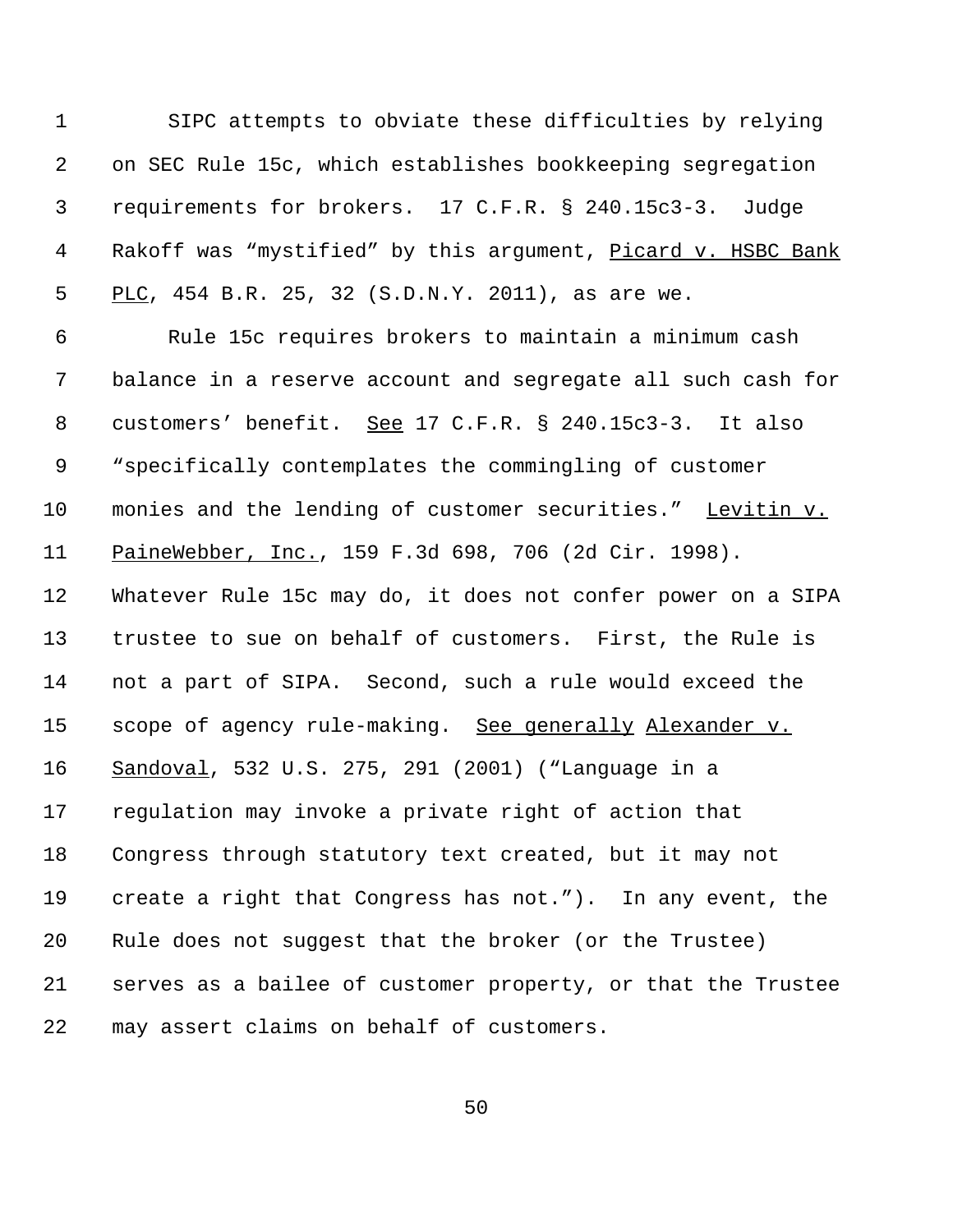SIPC attempts to obviate these difficulties by relying on SEC Rule 15c, which establishes bookkeeping segregation requirements for brokers. 17 C.F.R. § 240.15c3-3. Judge Rakoff was "mystified" by this argument, Picard v. HSBC Bank PLC, 454 B.R. 25, 32 (S.D.N.Y. 2011), as are we.

Rule 15c requires brokers to maintain a minimum cash balance in a reserve account and segregate all such cash for customers' benefit. See 17 C.F.R. § 240.15c3-3. It also "specifically contemplates the commingling of customer monies and the lending of customer securities." Levitin v. PaineWebber, Inc., 159 F.3d 698, 706 (2d Cir. 1998). Whatever Rule 15c may do, it does not confer power on a SIPA trustee to sue on behalf of customers. First, the Rule is not a part of SIPA. Second, such a rule would exceed the scope of agency rule-making. See generally Alexander v. Sandoval, 532 U.S. 275, 291 (2001) ("Language in a regulation may invoke a private right of action that Congress through statutory text created, but it may not create a right that Congress has not."). In any event, the Rule does not suggest that the broker (or the Trustee) serves as a bailee of customer property, or that the Trustee may assert claims on behalf of customers.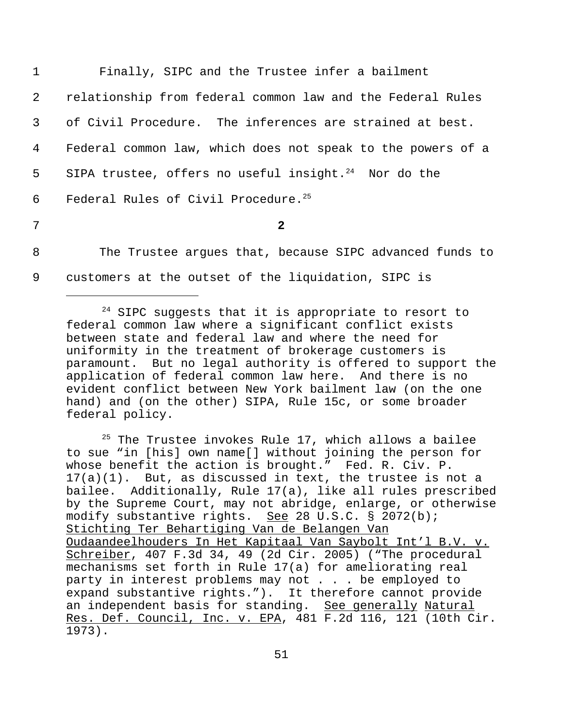Finally, SIPC and the Trustee infer a bailment relationship from federal common law and the Federal Rules of Civil Procedure. The inferences are strained at best. Federal common law, which does not speak to the powers of a SIPA trustee, offers no useful insight.[24] Nor do the Federal Rules of Civil Procedure.[25]

**2**

The Trustee argues that, because SIPC advanced funds to customers at the outset of the liquidation, SIPC is

---

[24] SIPC suggests that it is appropriate to resort to federal common law where a significant conflict exists between state and federal law and where the need for uniformity in the treatment of brokerage customers is paramount. But no legal authority is offered to support the application of federal common law here. And there is no evident conflict between New York bailment law (on the one hand) and (on the other) SIPA, Rule 15c, or some broader federal policy.

[25] The Trustee invokes Rule 17, which allows a bailee to sue "in [his] own name[] without joining the person for whose benefit the action is brought." Fed. R. Civ. P. 17(a)(1). But, as discussed in text, the trustee is not a bailee. Additionally, Rule 17(a), like all rules prescribed by the Supreme Court, may not abridge, enlarge, or otherwise modify substantive rights. See 28 U.S.C. § 2072(b); Stichting Ter Behartiging Van de Belangen Van Oudaandeelhouders In Het Kapitaal Van Saybolt Int'l B.V. v. Schreiber, 407 F.3d 34, 49 (2d Cir. 2005) ("The procedural mechanisms set forth in Rule 17(a) for ameliorating real party in interest problems may not . . . be employed to expand substantive rights."). It therefore cannot provide an independent basis for standing. See generally Natural Res. Def. Council, Inc. v. EPA, 481 F.2d 116, 121 (10th Cir. 1973).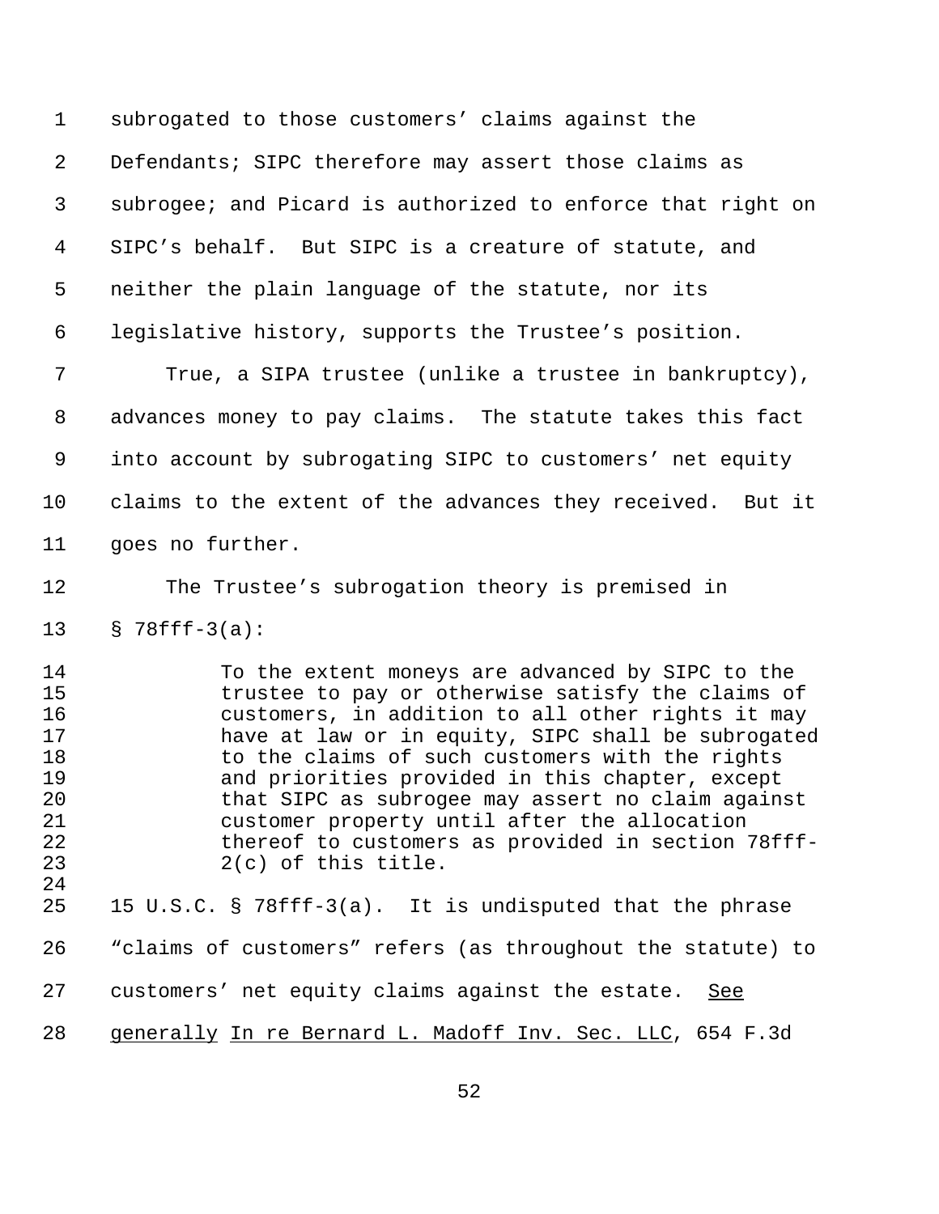subrogated to those customers' claims against the Defendants; SIPC therefore may assert those claims as subrogee; and Picard is authorized to enforce that right on SIPC's behalf. But SIPC is a creature of statute, and neither the plain language of the statute, nor its legislative history, supports the Trustee's position.

True, a SIPA trustee (unlike a trustee in bankruptcy), advances money to pay claims. The statute takes this fact into account by subrogating SIPC to customers' net equity claims to the extent of the advances they received. But it goes no further.

The Trustee's subrogation theory is premised in § 78fff-3(a):

> To the extent moneys are advanced by SIPC to the trustee to pay or otherwise satisfy the claims of customers, in addition to all other rights it may have at law or in equity, SIPC shall be subrogated to the claims of such customers with the rights and priorities provided in this chapter, except that SIPC as subrogee may assert no claim against customer property until after the allocation thereof to customers as provided in section 78fff-2(c) of this title.

15 U.S.C. § 78fff-3(a). It is undisputed that the phrase "claims of customers" refers (as throughout the statute) to customers' net equity claims against the estate. See generally In re Bernard L. Madoff Inv. Sec. LLC, 654 F.3d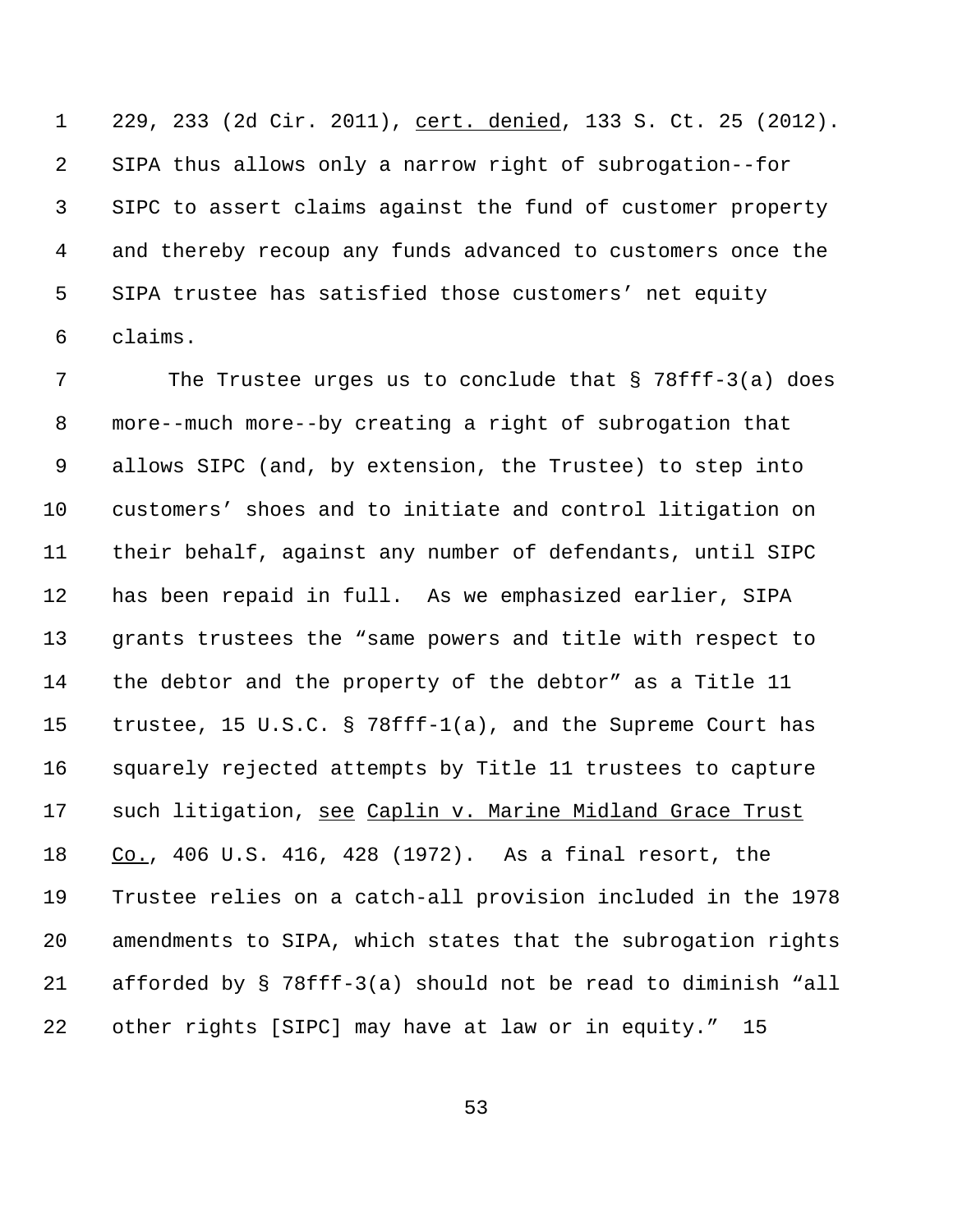229, 233 (2d Cir. 2011), cert. denied, 133 S. Ct. 25 (2012). SIPA thus allows only a narrow right of subrogation--for SIPC to assert claims against the fund of customer property and thereby recoup any funds advanced to customers once the SIPA trustee has satisfied those customers' net equity claims.

The Trustee urges us to conclude that § 78fff-3(a) does more--much more--by creating a right of subrogation that allows SIPC (and, by extension, the Trustee) to step into customers' shoes and to initiate and control litigation on their behalf, against any number of defendants, until SIPC has been repaid in full. As we emphasized earlier, SIPA grants trustees the "same powers and title with respect to the debtor and the property of the debtor" as a Title 11 trustee, 15 U.S.C. § 78fff-1(a), and the Supreme Court has squarely rejected attempts by Title 11 trustees to capture such litigation, see Caplin v. Marine Midland Grace Trust Co., 406 U.S. 416, 428 (1972). As a final resort, the Trustee relies on a catch-all provision included in the 1978 amendments to SIPA, which states that the subrogation rights afforded by § 78fff-3(a) should not be read to diminish "all other rights [SIPC] may have at law or in equity." 15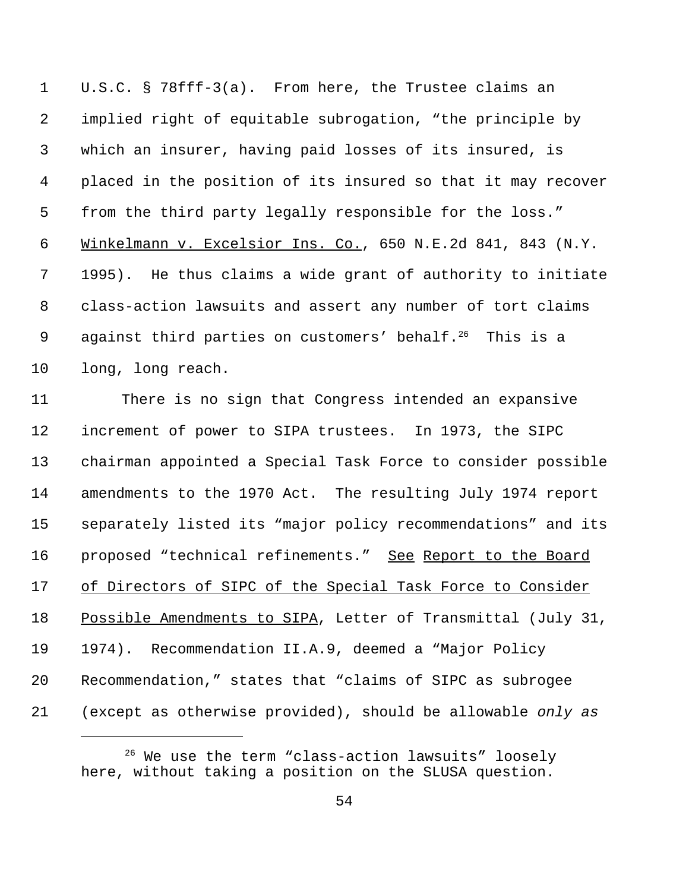U.S.C. § 78fff-3(a). From here, the Trustee claims an implied right of equitable subrogation, "the principle by which an insurer, having paid losses of its insured, is placed in the position of its insured so that it may recover from the third party legally responsible for the loss." Winkelmann v. Excelsior Ins. Co., 650 N.E.2d 841, 843 (N.Y. 1995). He thus claims a wide grant of authority to initiate class-action lawsuits and assert any number of tort claims against third parties on customers' behalf.[26] This is a long, long reach.

There is no sign that Congress intended an expansive increment of power to SIPA trustees. In 1973, the SIPC chairman appointed a Special Task Force to consider possible amendments to the 1970 Act. The resulting July 1974 report separately listed its "major policy recommendations" and its proposed "technical refinements." See Report to the Board of Directors of SIPC of the Special Task Force to Consider Possible Amendments to SIPA, Letter of Transmittal (July 31, 1974). Recommendation II.A.9, deemed a "Major Policy Recommendation," states that "claims of SIPC as subrogee (except as otherwise provided), should be allowable *only as*

---

[26] We use the term "class-action lawsuits" loosely here, without taking a position on the SLUSA question.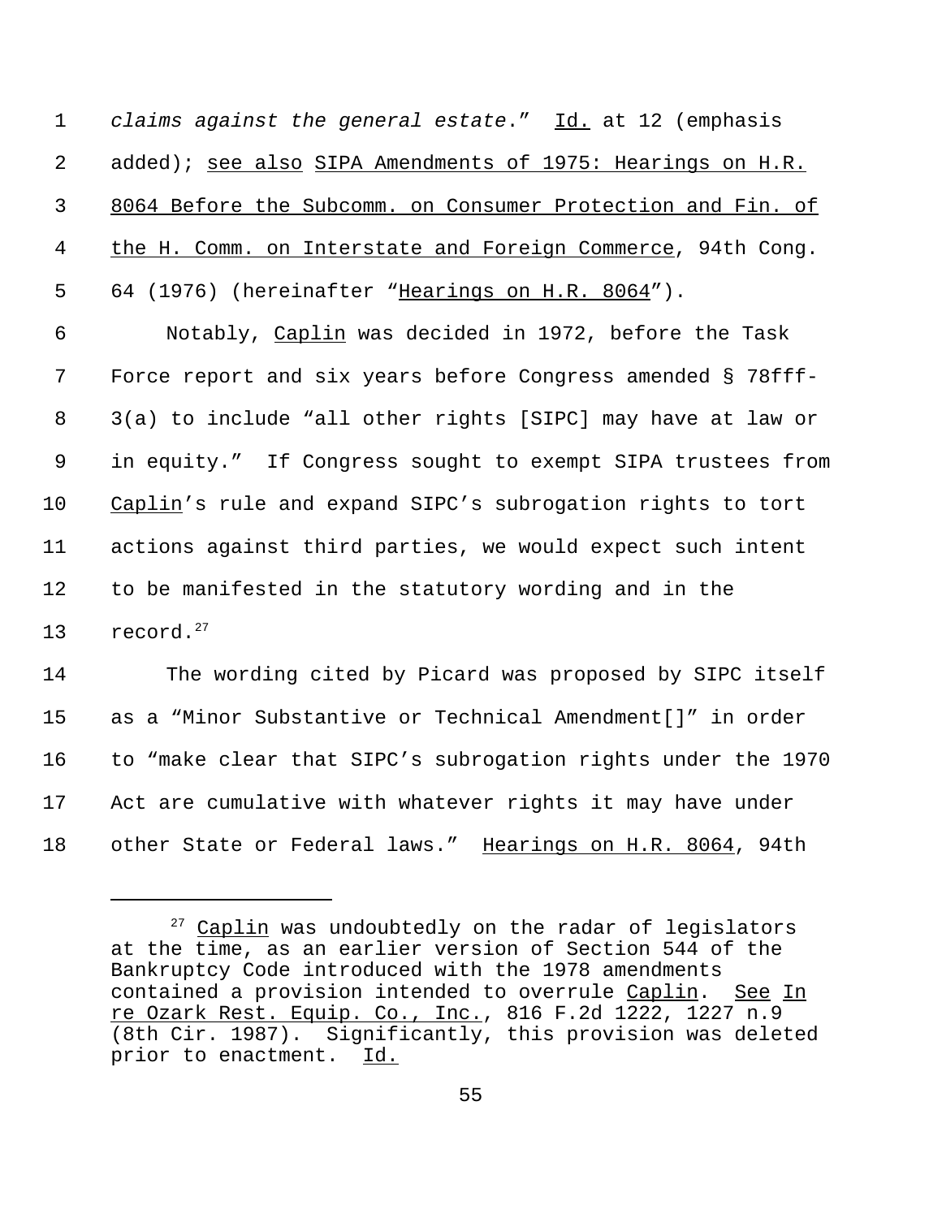*claims against the general estate*." Id. at 12 (emphasis added); see also SIPA Amendments of 1975: Hearings on H.R. 8064 Before the Subcomm. on Consumer Protection and Fin. of the H. Comm. on Interstate and Foreign Commerce, 94th Cong. 64 (1976) (hereinafter "Hearings on H.R. 8064").

Notably, Caplin was decided in 1972, before the Task Force report and six years before Congress amended § 78fff-3(a) to include "all other rights [SIPC] may have at law or in equity." If Congress sought to exempt SIPA trustees from Caplin's rule and expand SIPC's subrogation rights to tort actions against third parties, we would expect such intent to be manifested in the statutory wording and in the record.[27]

The wording cited by Picard was proposed by SIPC itself as a "Minor Substantive or Technical Amendment[]" in order to "make clear that SIPC's subrogation rights under the 1970 Act are cumulative with whatever rights it may have under other State or Federal laws." Hearings on H.R. 8064, 94th

---

[27] Caplin was undoubtedly on the radar of legislators at the time, as an earlier version of Section 544 of the Bankruptcy Code introduced with the 1978 amendments contained a provision intended to overrule Caplin. See In re Ozark Rest. Equip. Co., Inc., 816 F.2d 1222, 1227 n.9 (8th Cir. 1987). Significantly, this provision was deleted prior to enactment. Id.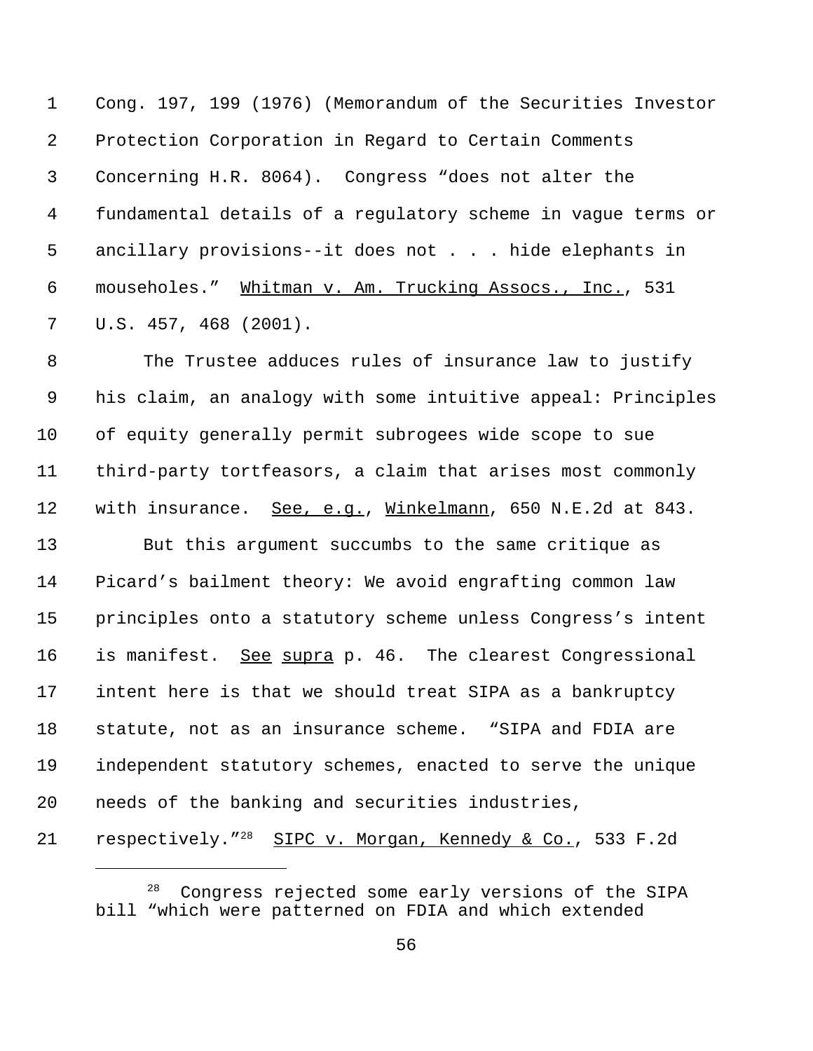Cong. 197, 199 (1976) (Memorandum of the Securities Investor Protection Corporation in Regard to Certain Comments Concerning H.R. 8064). Congress "does not alter the fundamental details of a regulatory scheme in vague terms or ancillary provisions--it does not . . . hide elephants in mouseholes." Whitman v. Am. Trucking Assocs., Inc., 531 U.S. 457, 468 (2001).

The Trustee adduces rules of insurance law to justify his claim, an analogy with some intuitive appeal: Principles of equity generally permit subrogees wide scope to sue third-party tortfeasors, a claim that arises most commonly with insurance. See, e.g., Winkelmann, 650 N.E.2d at 843.

But this argument succumbs to the same critique as Picard's bailment theory: We avoid engrafting common law principles onto a statutory scheme unless Congress's intent is manifest. See supra p. 46. The clearest Congressional intent here is that we should treat SIPA as a bankruptcy statute, not as an insurance scheme. "SIPA and FDIA are independent statutory schemes, enacted to serve the unique needs of the banking and securities industries, respectively."[28] SIPC v. Morgan, Kennedy & Co., 533 F.2d

---

[28] Congress rejected some early versions of the SIPA bill "which were patterned on FDIA and which extended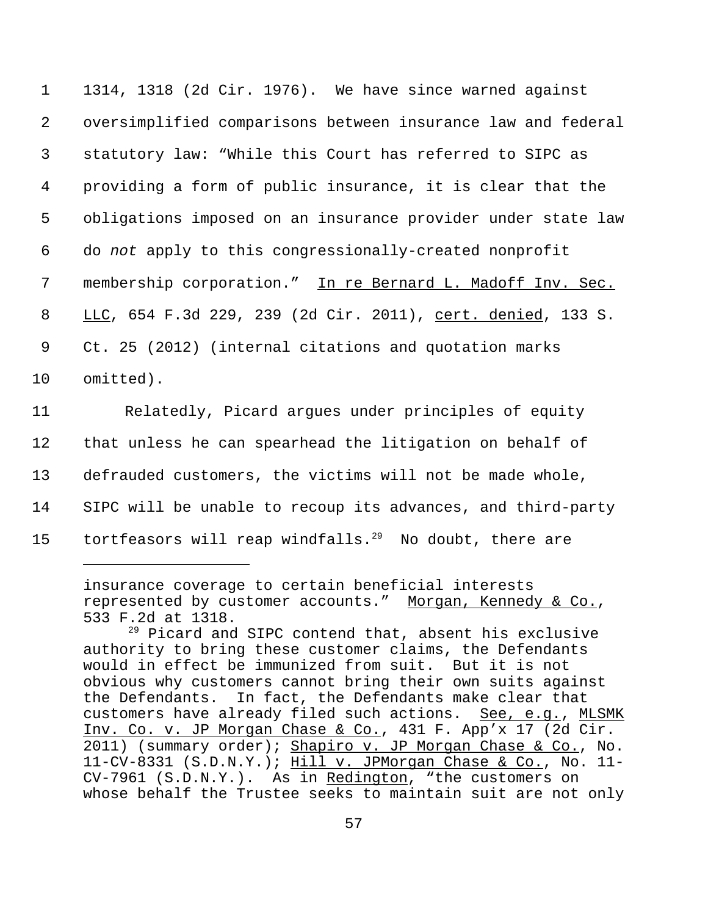1314, 1318 (2d Cir. 1976). We have since warned against oversimplified comparisons between insurance law and federal statutory law: "While this Court has referred to SIPC as providing a form of public insurance, it is clear that the obligations imposed on an insurance provider under state law do *not* apply to this congressionally-created nonprofit membership corporation." In re Bernard L. Madoff Inv. Sec. LLC, 654 F.3d 229, 239 (2d Cir. 2011), cert. denied, 133 S. Ct. 25 (2012) (internal citations and quotation marks omitted).

Relatedly, Picard argues under principles of equity that unless he can spearhead the litigation on behalf of defrauded customers, the victims will not be made whole, SIPC will be unable to recoup its advances, and third-party tortfeasors will reap windfalls.[29] No doubt, there are

---

insurance coverage to certain beneficial interests represented by customer accounts." Morgan, Kennedy & Co., 533 F.2d at 1318.

[29] Picard and SIPC contend that, absent his exclusive authority to bring these customer claims, the Defendants would in effect be immunized from suit. But it is not obvious why customers cannot bring their own suits against the Defendants. In fact, the Defendants make clear that customers have already filed such actions. See, e.g., MLSMK Inv. Co. v. JP Morgan Chase & Co., 431 F. App'x 17 (2d Cir. 2011) (summary order); Shapiro v. JP Morgan Chase & Co., No. 11-CV-8331 (S.D.N.Y.); Hill v. JPMorgan Chase & Co., No. 11-CV-7961 (S.D.N.Y.). As in Redington, "the customers on whose behalf the Trustee seeks to maintain suit are not only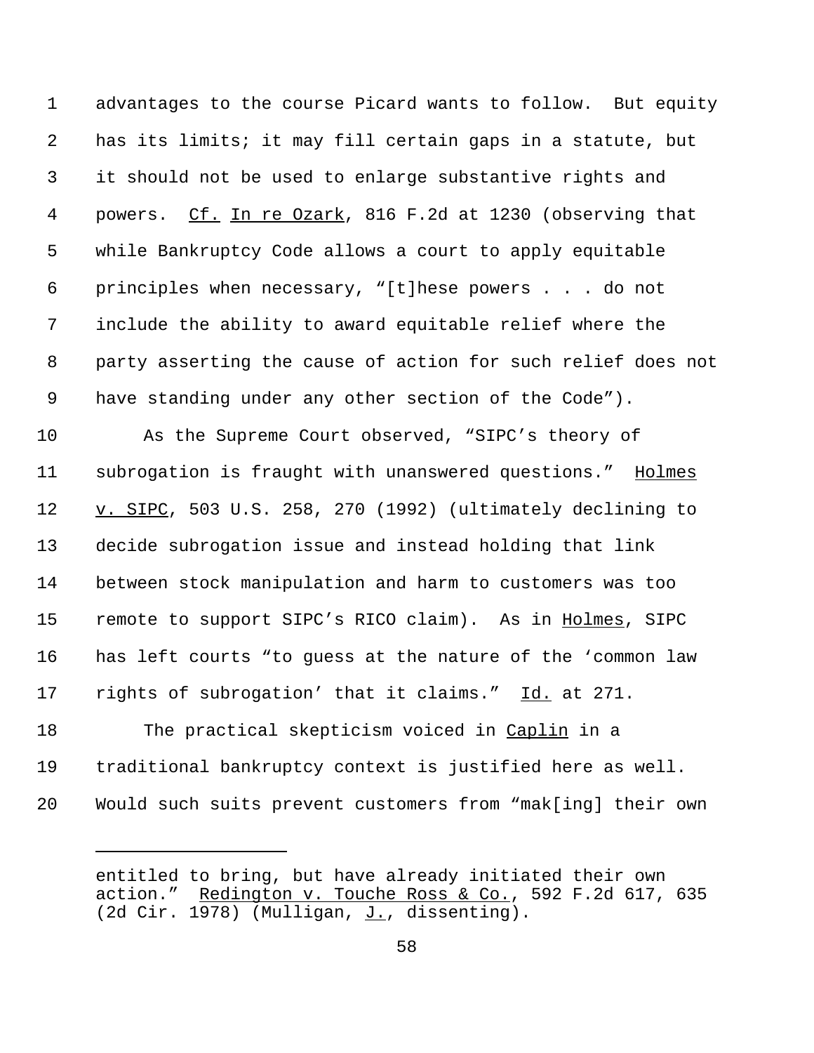advantages to the course Picard wants to follow. But equity has its limits; it may fill certain gaps in a statute, but it should not be used to enlarge substantive rights and powers. Cf. In re Ozark, 816 F.2d at 1230 (observing that while Bankruptcy Code allows a court to apply equitable principles when necessary, "[t]hese powers . . . do not include the ability to award equitable relief where the party asserting the cause of action for such relief does not have standing under any other section of the Code").

As the Supreme Court observed, "SIPC's theory of subrogation is fraught with unanswered questions." Holmes v. SIPC, 503 U.S. 258, 270 (1992) (ultimately declining to decide subrogation issue and instead holding that link between stock manipulation and harm to customers was too remote to support SIPC's RICO claim). As in Holmes, SIPC has left courts "to guess at the nature of the 'common law rights of subrogation' that it claims." Id. at 271.

The practical skepticism voiced in Caplin in a traditional bankruptcy context is justified here as well. Would such suits prevent customers from "mak[ing] their own

---

entitled to bring, but have already initiated their own action." Redington v. Touche Ross & Co., 592 F.2d 617, 635 (2d Cir. 1978) (Mulligan, J., dissenting).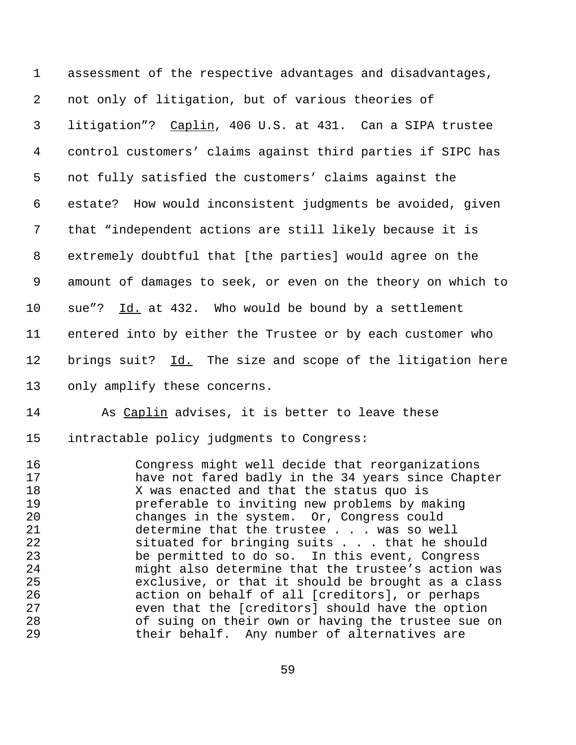assessment of the respective advantages and disadvantages, not only of litigation, but of various theories of litigation"? Caplin, 406 U.S. at 431. Can a SIPA trustee control customers' claims against third parties if SIPC has not fully satisfied the customers' claims against the estate? How would inconsistent judgments be avoided, given that "independent actions are still likely because it is extremely doubtful that [the parties] would agree on the amount of damages to seek, or even on the theory on which to sue"? Id. at 432. Who would be bound by a settlement entered into by either the Trustee or by each customer who brings suit? Id. The size and scope of the litigation here only amplify these concerns.

As Caplin advises, it is better to leave these intractable policy judgments to Congress:

> Congress might well decide that reorganizations have not fared badly in the 34 years since Chapter X was enacted and that the status quo is preferable to inviting new problems by making changes in the system. Or, Congress could determine that the trustee . . . was so well situated for bringing suits . . . that he should be permitted to do so. In this event, Congress might also determine that the trustee's action was exclusive, or that it should be brought as a class action on behalf of all [creditors], or perhaps even that the [creditors] should have the option of suing on their own or having the trustee sue on their behalf. Any number of alternatives are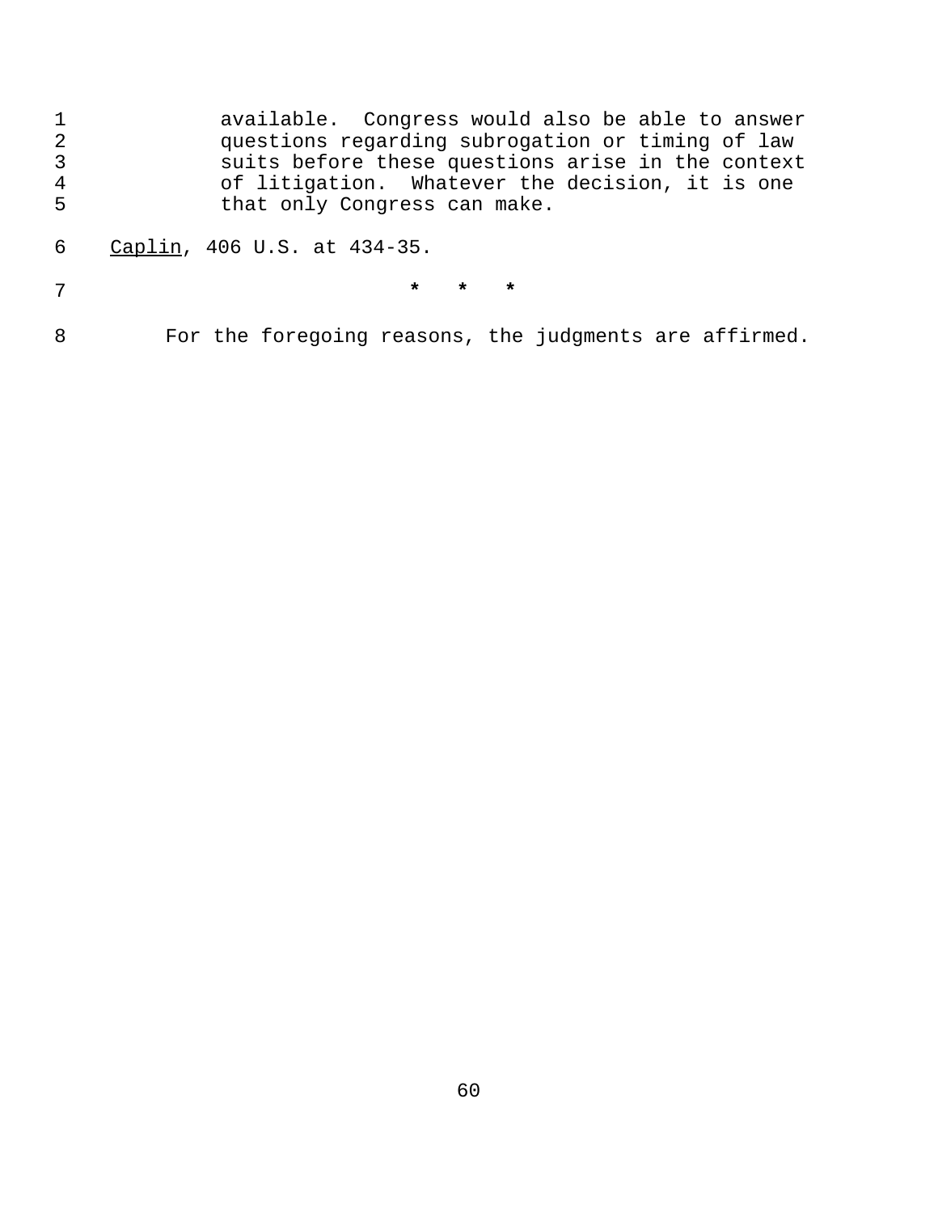> available. Congress would also be able to answer questions regarding subrogation or timing of law suits before these questions arise in the context of litigation. Whatever the decision, it is one that only Congress can make.

Caplin, 406 U.S. at 434-35.

\* \* \*

For the foregoing reasons, the judgments are affirmed.